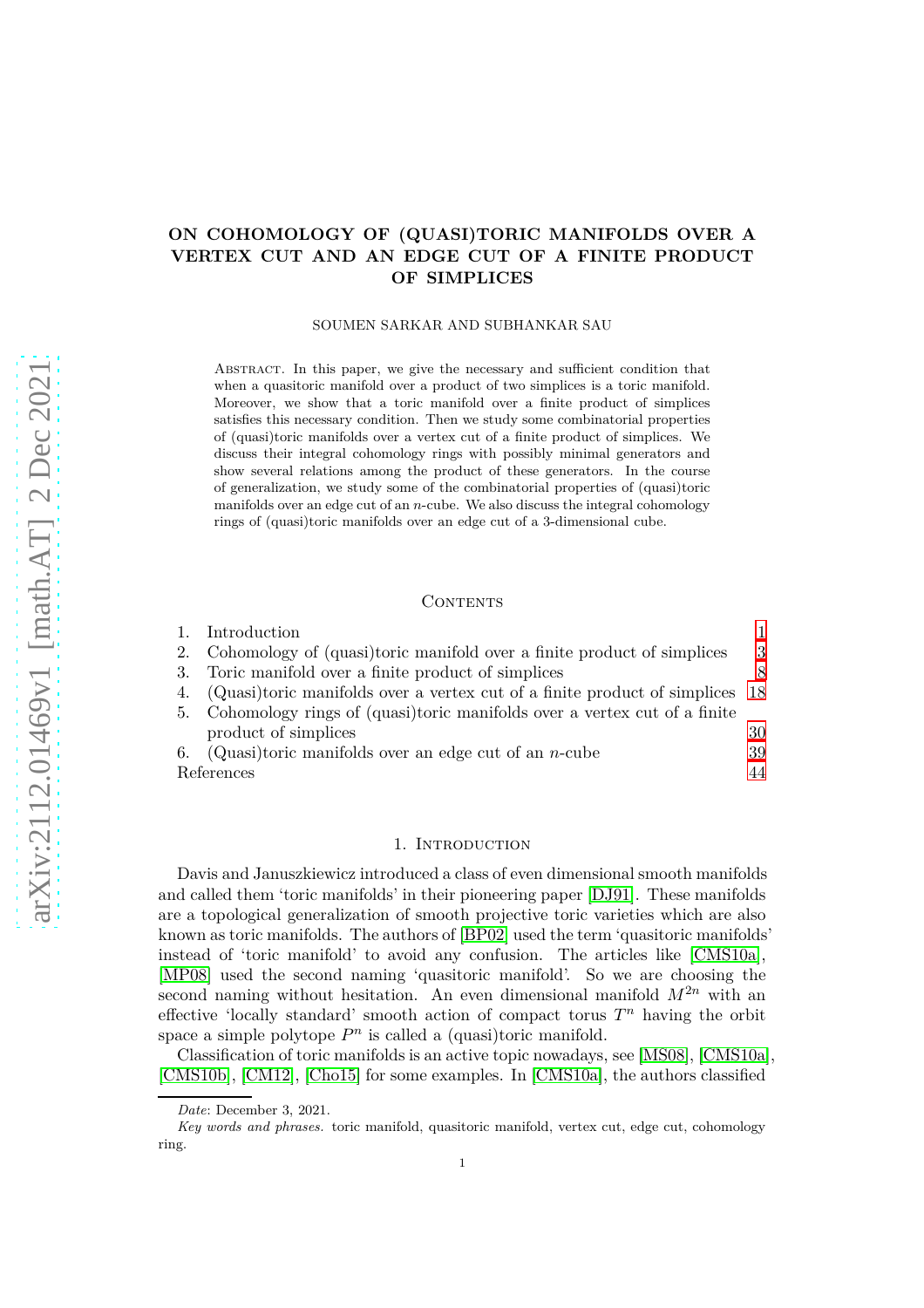# ON COHOMOLOGY OF (QUASI)TORIC MANIFOLDS OVER A VERTEX CUT AND AN EDGE CUT OF A FINITE PRODUCT OF SIMPLICES

SOUMEN SARKAR AND SUBHANKAR SAU

Abstract. In this paper, we give the necessary and sufficient condition that when a quasitoric manifold over a product of two simplices is a toric manifold. Moreover, we show that a toric manifold over a finite product of simplices satisfies this necessary condition. Then we study some combinatorial properties of (quasi)toric manifolds over a vertex cut of a finite product of simplices. We discuss their integral cohomology rings with possibly minimal generators and show several relations among the product of these generators. In the course of generalization, we study some of the combinatorial properties of (quasi)toric manifolds over an edge cut of an $n$-cube. We also discuss the integral cohomology rings of (quasi)toric manifolds over an edge cut of a 3-dimensional cube.

Contents

1. Introduction — 1
2. Cohomology of (quasi)toric manifold over a finite product of simplices — 3
3. Toric manifold over a finite product of simplices — 8
4. (Quasi)toric manifolds over a vertex cut of a finite product of simplices — 18
5. Cohomology rings of (quasi)toric manifolds over a vertex cut of a finite product of simplices — 30
6. (Quasi)toric manifolds over an edge cut of an $n$-cube — 39

References — 44

## 1. Introduction

Davis and Januszkiewicz introduced a class of even dimensional smooth manifolds and called them 'toric manifolds' in their pioneering paper [DJ91]. These manifolds are a topological generalization of smooth projective toric varieties which are also known as toric manifolds. The authors of [BP02] used the term 'quasitoric manifolds' instead of 'toric manifold' to avoid any confusion. The articles like [CMS10a], [MP08] used the second naming 'quasitoric manifold'. So we are choosing the second naming without hesitation. An even dimensional manifold $M^{2n}$ with an effective 'locally standard' smooth action of compact torus $T^n$ having the orbit space a simple polytope $P^n$ is called a (quasi)toric manifold.

Classification of toric manifolds is an active topic nowadays, see [MS08], [CMS10a], [CMS10b], [CM12], [Cho15] for some examples. In [CMS10a], the authors classified

*Date*: December 3, 2021.

*Key words and phrases.* toric manifold, quasitoric manifold, vertex cut, edge cut, cohomology ring.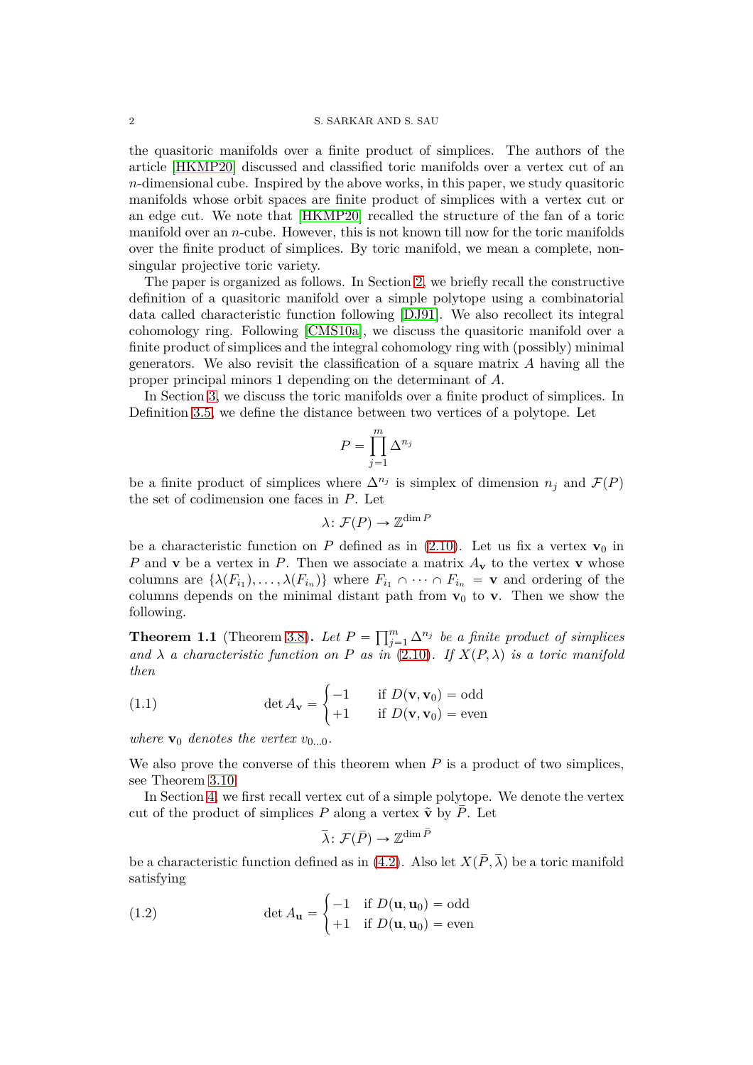the quasitoric manifolds over a finite product of simplices. The authors of the article [HKMP20] discussed and classified toric manifolds over a vertex cut of an $n$-dimensional cube. Inspired by the above works, in this paper, we study quasitoric manifolds whose orbit spaces are finite product of simplices with a vertex cut or an edge cut. We note that [HKMP20] recalled the structure of the fan of a toric manifold over an $n$-cube. However, this is not known till now for the toric manifolds over the finite product of simplices. By toric manifold, we mean a complete, non-singular projective toric variety.

The paper is organized as follows. In Section 2, we briefly recall the constructive definition of a quasitoric manifold over a simple polytope using a combinatorial data called characteristic function following [DJ91]. We also recollect its integral cohomology ring. Following [CMS10a], we discuss the quasitoric manifold over a finite product of simplices and the integral cohomology ring with (possibly) minimal generators. We also revisit the classification of a square matrix $A$ having all the proper principal minors 1 depending on the determinant of $A$.

In Section 3, we discuss the toric manifolds over a finite product of simplices. In Definition 3.5, we define the distance between two vertices of a polytope. Let

$$P = \prod_{j=1}^{m} \Delta^{n_j}$$

be a finite product of simplices where $\Delta^{n_j}$ is simplex of dimension $n_j$ and $\mathcal{F}(P)$ the set of codimension one faces in $P$. Let

$$\lambda \colon \mathcal{F}(P) \to \mathbb{Z}^{\dim P}$$

be a characteristic function on $P$ defined as in (2.10). Let us fix a vertex $\mathbf{v}_0$ in $P$ and $\mathbf{v}$ be a vertex in $P$. Then we associate a matrix $A_{\mathbf{v}}$ to the vertex $\mathbf{v}$ whose columns are $\{\lambda(F_{i_1}), \ldots, \lambda(F_{i_n})\}$ where $F_{i_1} \cap \cdots \cap F_{i_n} = \mathbf{v}$ and ordering of the columns depends on the minimal distant path from $\mathbf{v}_0$ to $\mathbf{v}$. Then we show the following.

**Theorem 1.1** (Theorem 3.8)**.** *Let $P = \prod_{j=1}^{m} \Delta^{n_j}$ be a finite product of simplices and $\lambda$ a characteristic function on $P$ as in* (2.10)*. If $X(P, \lambda)$ is a toric manifold then*

$$\det A_{\mathbf{v}} = \begin{cases} -1 & \text{if } D(\mathbf{v}, \mathbf{v}_0) = \text{odd} \\ +1 & \text{if } D(\mathbf{v}, \mathbf{v}_0) = \text{even} \end{cases} \tag{1.1}$$

*where $\mathbf{v}_0$ denotes the vertex $v_{0\ldots 0}$.*

We also prove the converse of this theorem when $P$ is a product of two simplices, see Theorem 3.10.

In Section 4, we first recall vertex cut of a simple polytope. We denote the vertex cut of the product of simplices $P$ along a vertex $\tilde{\mathbf{v}}$ by $\bar{P}$. Let

$$\bar{\lambda} \colon \mathcal{F}(\bar{P}) \to \mathbb{Z}^{\dim \bar{P}}$$

be a characteristic function defined as in (4.2). Also let $X(\bar{P}, \bar{\lambda})$ be a toric manifold satisfying

$$\det A_{\mathbf{u}} = \begin{cases} -1 & \text{if } D(\mathbf{u}, \mathbf{u}_0) = \text{odd} \\ +1 & \text{if } D(\mathbf{u}, \mathbf{u}_0) = \text{even} \end{cases} \tag{1.2}$$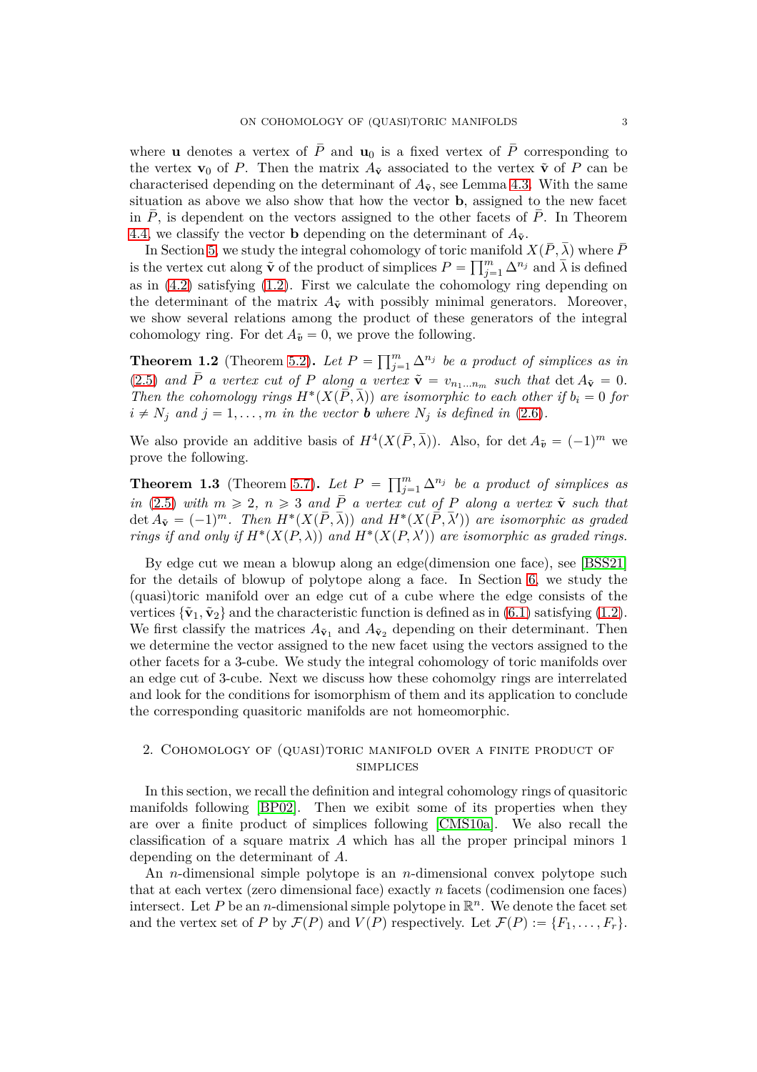where $\mathbf{u}$ denotes a vertex of $\bar{P}$ and $\mathbf{u}_0$ is a fixed vertex of $\bar{P}$ corresponding to the vertex $\mathbf{v}_0$ of $P$. Then the matrix $A_{\tilde{\mathbf{v}}}$ associated to the vertex $\tilde{\mathbf{v}}$ of $P$ can be characterised depending on the determinant of $A_{\tilde{\mathbf{v}}}$, see Lemma 4.3. With the same situation as above we also show that how the vector $\mathbf{b}$, assigned to the new facet in $\bar{P}$, is dependent on the vectors assigned to the other facets of $\bar{P}$. In Theorem 4.4, we classify the vector $\mathbf{b}$ depending on the determinant of $A_{\tilde{\mathbf{v}}}$.

In Section 5, we study the integral cohomology of toric manifold $X(\bar{P}, \bar{\lambda})$ where $\bar{P}$ is the vertex cut along $\tilde{\mathbf{v}}$ of the product of simplices $P = \prod_{j=1}^{m} \Delta^{n_j}$ and $\bar{\lambda}$ is defined as in (4.2) satisfying (1.2). First we calculate the cohomology ring depending on the determinant of the matrix $A_{\tilde{\mathbf{v}}}$ with possibly minimal generators. Moreover, we show several relations among the product of these generators of the integral cohomology ring. For $\det A_{\tilde{v}} = 0$, we prove the following.

**Theorem 1.2** (Theorem 5.2)**.** *Let $P = \prod_{j=1}^{m} \Delta^{n_j}$ be a product of simplices as in (2.5) and $\bar{P}$ a vertex cut of $P$ along a vertex $\tilde{\mathbf{v}} = v_{n_1 \ldots n_m}$ such that $\det A_{\tilde{\mathbf{v}}} = 0$. Then the cohomology rings $H^*(X(\bar{P}, \bar{\lambda}))$ are isomorphic to each other if $b_i = 0$ for $i \neq N_j$ and $j = 1, \ldots, m$ in the vector $\mathbf{b}$ where $N_j$ is defined in (2.6).*

We also provide an additive basis of $H^4(X(\bar{P}, \bar{\lambda}))$. Also, for $\det A_{\tilde{v}} = (-1)^m$ we prove the following.

**Theorem 1.3** (Theorem 5.7)**.** *Let $P = \prod_{j=1}^{m} \Delta^{n_j}$ be a product of simplices as in (2.5) with $m \geqslant 2$, $n \geqslant 3$ and $\bar{P}$ a vertex cut of $P$ along a vertex $\tilde{\mathbf{v}}$ such that $\det A_{\tilde{\mathbf{v}}} = (-1)^m$. Then $H^*(X(\bar{P}, \bar{\lambda}))$ and $H^*(X(\bar{P}, \bar{\lambda}'))$ are isomorphic as graded rings if and only if $H^*(X(P, \lambda))$ and $H^*(X(P, \lambda'))$ are isomorphic as graded rings.*

By edge cut we mean a blowup along an edge(dimension one face), see [BSS21] for the details of blowup of polytope along a face. In Section 6, we study the (quasi)toric manifold over an edge cut of a cube where the edge consists of the vertices $\{\tilde{\mathbf{v}}_1, \tilde{\mathbf{v}}_2\}$ and the characteristic function is defined as in (6.1) satisfying (1.2). We first classify the matrices $A_{\tilde{\mathbf{v}}_1}$ and $A_{\tilde{\mathbf{v}}_2}$ depending on their determinant. Then we determine the vector assigned to the new facet using the vectors assigned to the other facets for a 3-cube. We study the integral cohomology of toric manifolds over an edge cut of 3-cube. Next we discuss how these cohomolgy rings are interrelated and look for the conditions for isomorphism of them and its application to conclude the corresponding quasitoric manifolds are not homeomorphic.

## 2. Cohomology of (quasi)toric manifold over a finite product of simplices

In this section, we recall the definition and integral cohomology rings of quasitoric manifolds following [BP02]. Then we exibit some of its properties when they are over a finite product of simplices following [CMS10a]. We also recall the classification of a square matrix $A$ which has all the proper principal minors 1 depending on the determinant of $A$.

An $n$-dimensional simple polytope is an $n$-dimensional convex polytope such that at each vertex (zero dimensional face) exactly $n$ facets (codimension one faces) intersect. Let $P$ be an $n$-dimensional simple polytope in $\mathbb{R}^n$. We denote the facet set and the vertex set of $P$ by $\mathcal{F}(P)$ and $V(P)$ respectively. Let $\mathcal{F}(P) := \{F_1, \ldots, F_r\}$.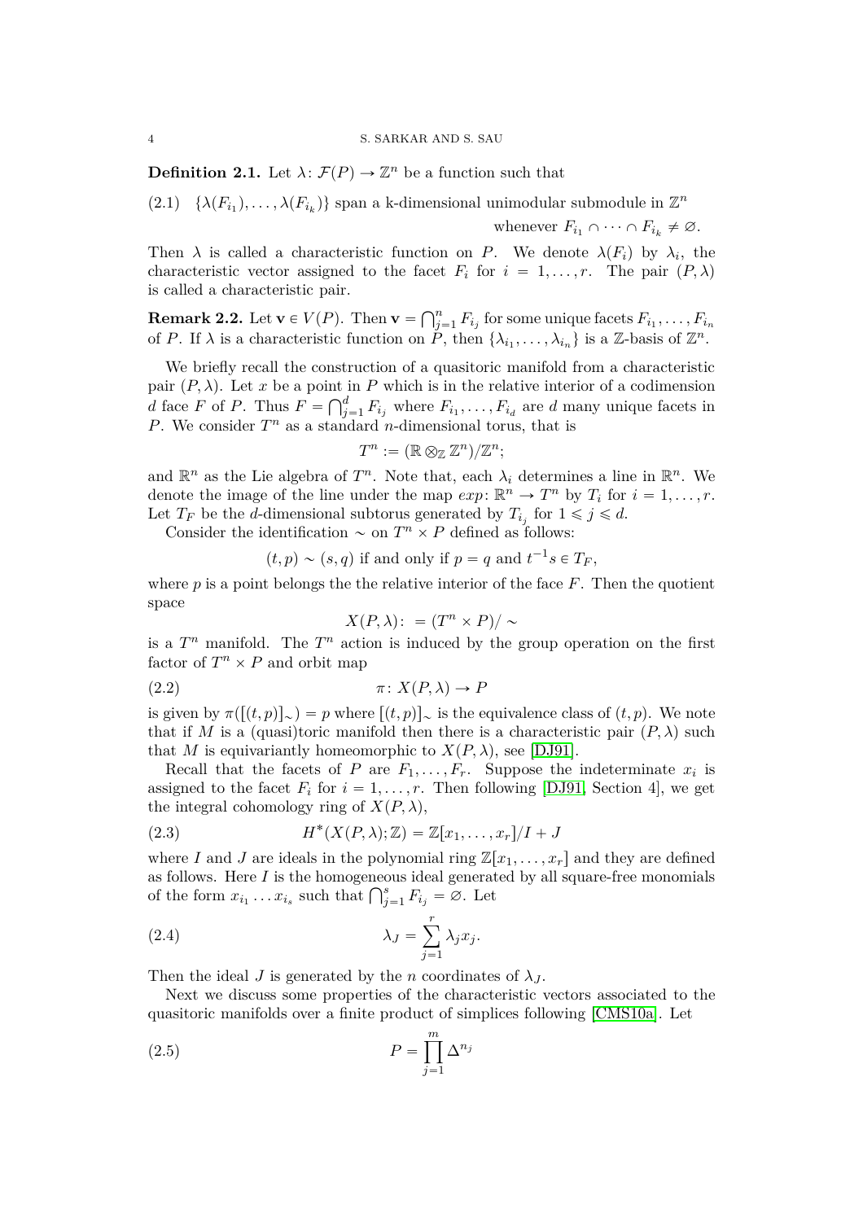**Definition 2.1.** Let $\lambda\colon \mathcal{F}(P) \to \mathbb{Z}^n$ be a function such that

$$\{\lambda(F_{i_1}), \ldots, \lambda(F_{i_k})\} \text{ span a k-dimensional unimodular submodule in } \mathbb{Z}^n \text{ whenever } F_{i_1} \cap \cdots \cap F_{i_k} \neq \varnothing. \tag{2.1}$$

Then $\lambda$ is called a characteristic function on $P$. We denote $\lambda(F_i)$ by $\lambda_i$, the characteristic vector assigned to the facet $F_i$ for $i = 1, \ldots, r$. The pair $(P, \lambda)$ is called a characteristic pair.

**Remark 2.2.** Let $\mathbf{v} \in V(P)$. Then $\mathbf{v} = \bigcap_{j=1}^{n} F_{i_j}$ for some unique facets $F_{i_1}, \ldots, F_{i_n}$ of $P$. If $\lambda$ is a characteristic function on $P$, then $\{\lambda_{i_1}, \ldots, \lambda_{i_n}\}$ is a $\mathbb{Z}$-basis of $\mathbb{Z}^n$.

We briefly recall the construction of a quasitoric manifold from a characteristic pair $(P, \lambda)$. Let $x$ be a point in $P$ which is in the relative interior of a codimension $d$ face $F$ of $P$. Thus $F = \bigcap_{j=1}^{d} F_{i_j}$ where $F_{i_1}, \ldots, F_{i_d}$ are $d$ many unique facets in $P$. We consider $T^n$ as a standard $n$-dimensional torus, that is

$$T^n := (\mathbb{R} \otimes_{\mathbb{Z}} \mathbb{Z}^n)/\mathbb{Z}^n;$$

and $\mathbb{R}^n$ as the Lie algebra of $T^n$. Note that, each $\lambda_i$ determines a line in $\mathbb{R}^n$. We denote the image of the line under the map $exp\colon \mathbb{R}^n \to T^n$ by $T_i$ for $i = 1, \ldots, r$. Let $T_F$ be the $d$-dimensional subtorus generated by $T_{i_j}$ for $1 \leqslant j \leqslant d$.

Consider the identification $\sim$ on $T^n \times P$ defined as follows:

$$(t, p) \sim (s, q) \text{ if and only if } p = q \text{ and } t^{-1}s \in T_F,$$

where $p$ is a point belongs the the relative interior of the face $F$. Then the quotient space

$$X(P, \lambda) \colon = (T^n \times P)/\sim$$

is a $T^n$ manifold. The $T^n$ action is induced by the group operation on the first factor of $T^n \times P$ and orbit map

$$\pi\colon X(P, \lambda) \to P \tag{2.2}$$

is given by $\pi([(t, p)]_\sim) = p$ where $[(t, p)]_\sim$ is the equivalence class of $(t, p)$. We note that if $M$ is a (quasi)toric manifold then there is a characteristic pair $(P, \lambda)$ such that $M$ is equivariantly homeomorphic to $X(P, \lambda)$, see [DJ91].

Recall that the facets of $P$ are $F_1, \ldots, F_r$. Suppose the indeterminate $x_i$ is assigned to the facet $F_i$ for $i = 1, \ldots, r$. Then following [DJ91, Section 4], we get the integral cohomology ring of $X(P, \lambda)$,

$$H^*(X(P, \lambda); \mathbb{Z}) = \mathbb{Z}[x_1, \ldots, x_r]/I + J \tag{2.3}$$

where $I$ and $J$ are ideals in the polynomial ring $\mathbb{Z}[x_1, \ldots, x_r]$ and they are defined as follows. Here $I$ is the homogeneous ideal generated by all square-free monomials of the form $x_{i_1} \ldots x_{i_s}$ such that $\bigcap_{j=1}^{s} F_{i_j} = \varnothing$. Let

$$\lambda_J = \sum_{j=1}^{r} \lambda_j x_j. \tag{2.4}$$

Then the ideal $J$ is generated by the $n$ coordinates of $\lambda_J$.

Next we discuss some properties of the characteristic vectors associated to the quasitoric manifolds over a finite product of simplices following [CMS10a]. Let

$$P = \prod_{j=1}^{m} \Delta^{n_j} \tag{2.5}$$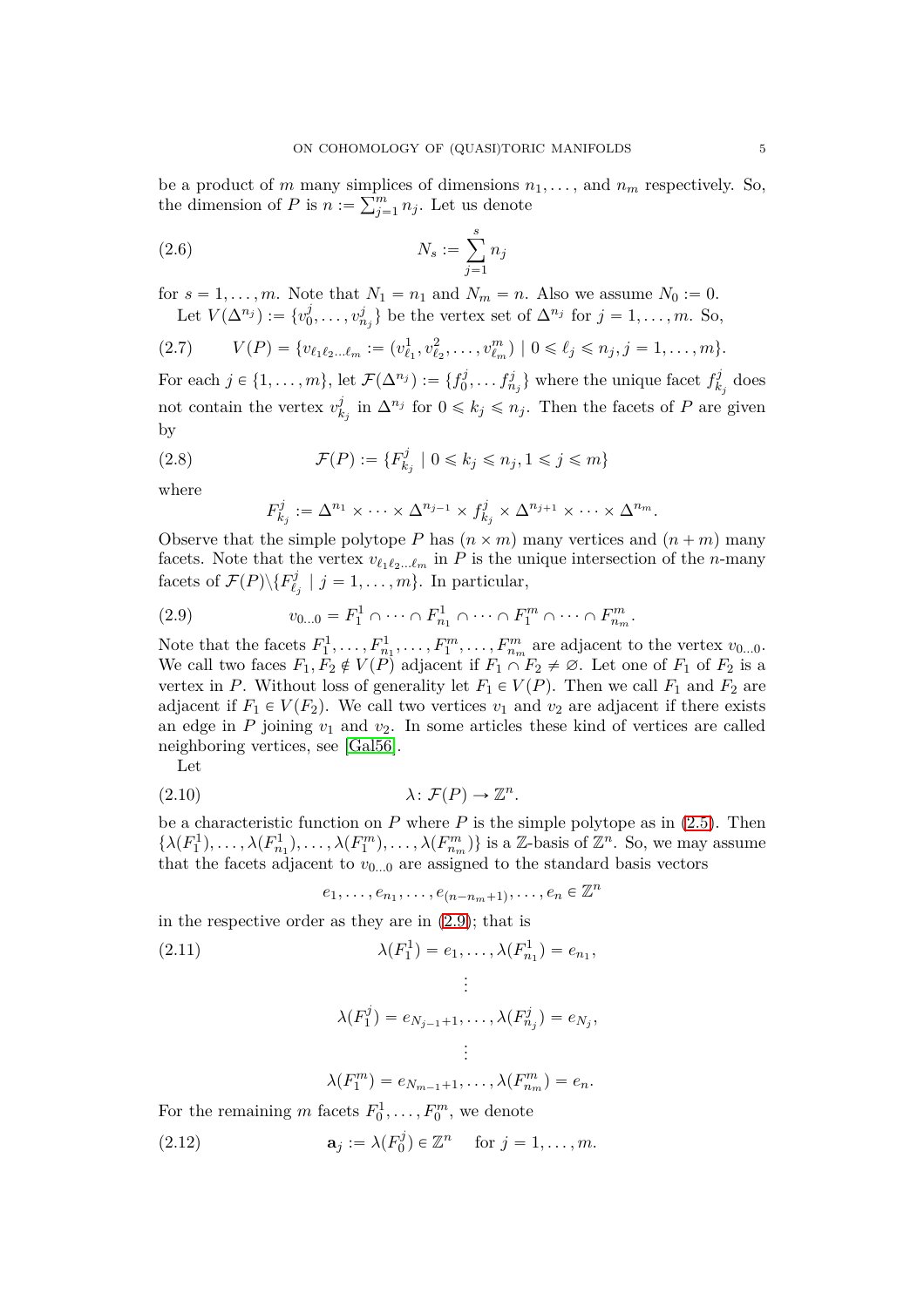be a product of $m$ many simplices of dimensions $n_1, \ldots,$ and $n_m$ respectively. So, the dimension of $P$ is $n := \sum_{j=1}^{m} n_j$. Let us denote

$$N_s := \sum_{j=1}^{s} n_j \tag{2.6}$$

for $s = 1, \ldots, m$. Note that $N_1 = n_1$ and $N_m = n$. Also we assume $N_0 := 0$.

Let $V(\Delta^{n_j}) := \{v_0^j, \ldots, v_{n_j}^j\}$ be the vertex set of $\Delta^{n_j}$ for $j = 1, \ldots, m$. So,

$$V(P) = \{v_{\ell_1 \ell_2 \ldots \ell_m} := (v_{\ell_1}^1, v_{\ell_2}^2, \ldots, v_{\ell_m}^m) \mid 0 \leqslant \ell_j \leqslant n_j, j = 1, \ldots, m\}. \tag{2.7}$$

For each $j \in \{1, \ldots, m\}$, let $\mathcal{F}(\Delta^{n_j}) := \{f_0^j, \ldots f_{n_j}^j\}$ where the unique facet $f_{k_j}^j$ does not contain the vertex $v_{k_j}^j$ in $\Delta^{n_j}$ for $0 \leqslant k_j \leqslant n_j$. Then the facets of $P$ are given by

$$\mathcal{F}(P) := \{F_{k_j}^j \mid 0 \leqslant k_j \leqslant n_j, 1 \leqslant j \leqslant m\} \tag{2.8}$$

where

$$F_{k_j}^j := \Delta^{n_1} \times \cdots \times \Delta^{n_{j-1}} \times f_{k_j}^j \times \Delta^{n_{j+1}} \times \cdots \times \Delta^{n_m}.$$

Observe that the simple polytope $P$ has $(n \times m)$ many vertices and $(n + m)$ many facets. Note that the vertex $v_{\ell_1 \ell_2 \ldots \ell_m}$ in $P$ is the unique intersection of the $n$-many facets of $\mathcal{F}(P) \backslash \{F_{\ell_j}^j \mid j = 1, \ldots, m\}$. In particular,

$$v_{0 \ldots 0} = F_1^1 \cap \cdots \cap F_{n_1}^1 \cap \cdots \cap F_1^m \cap \cdots \cap F_{n_m}^m. \tag{2.9}$$

Note that the facets $F_1^1, \ldots, F_{n_1}^1, \ldots, F_1^m, \ldots, F_{n_m}^m$ are adjacent to the vertex $v_{0 \ldots 0}$. We call two faces $F_1, F_2 \notin V(P)$ adjacent if $F_1 \cap F_2 \neq \varnothing$. Let one of $F_1$ of $F_2$ is a vertex in $P$. Without loss of generality let $F_1 \in V(P)$. Then we call $F_1$ and $F_2$ are adjacent if $F_1 \in V(F_2)$. We call two vertices $v_1$ and $v_2$ are adjacent if there exists an edge in $P$ joining $v_1$ and $v_2$. In some articles these kind of vertices are called neighboring vertices, see [Gal56].

Let

$$\lambda \colon \mathcal{F}(P) \to \mathbb{Z}^n. \tag{2.10}$$

be a characteristic function on $P$ where $P$ is the simple polytope as in (2.5). Then $\{\lambda(F_1^1), \ldots, \lambda(F_{n_1}^1), \ldots, \lambda(F_1^m), \ldots, \lambda(F_{n_m}^m)\}$ is a $\mathbb{Z}$-basis of $\mathbb{Z}^n$. So, we may assume that the facets adjacent to $v_{0 \ldots 0}$ are assigned to the standard basis vectors

$$e_1, \ldots, e_{n_1}, \ldots, e_{(n-n_m+1)}, \ldots, e_n \in \mathbb{Z}^n$$

in the respective order as they are in (2.9); that is

$$\begin{aligned}
\lambda(F_1^1) &= e_1, \ldots, \lambda(F_{n_1}^1) = e_{n_1}, \\
&\vdots \\
\lambda(F_1^j) &= e_{N_{j-1}+1}, \ldots, \lambda(F_{n_j}^j) = e_{N_j}, \\
&\vdots \\
\lambda(F_1^m) &= e_{N_{m-1}+1}, \ldots, \lambda(F_{n_m}^m) = e_n.
\end{aligned} \tag{2.11}$$

For the remaining $m$ facets $F_0^1, \ldots, F_0^m$, we denote

$$\mathbf{a}_j := \lambda(F_0^j) \in \mathbb{Z}^n \quad \text{for } j = 1, \ldots, m. \tag{2.12}$$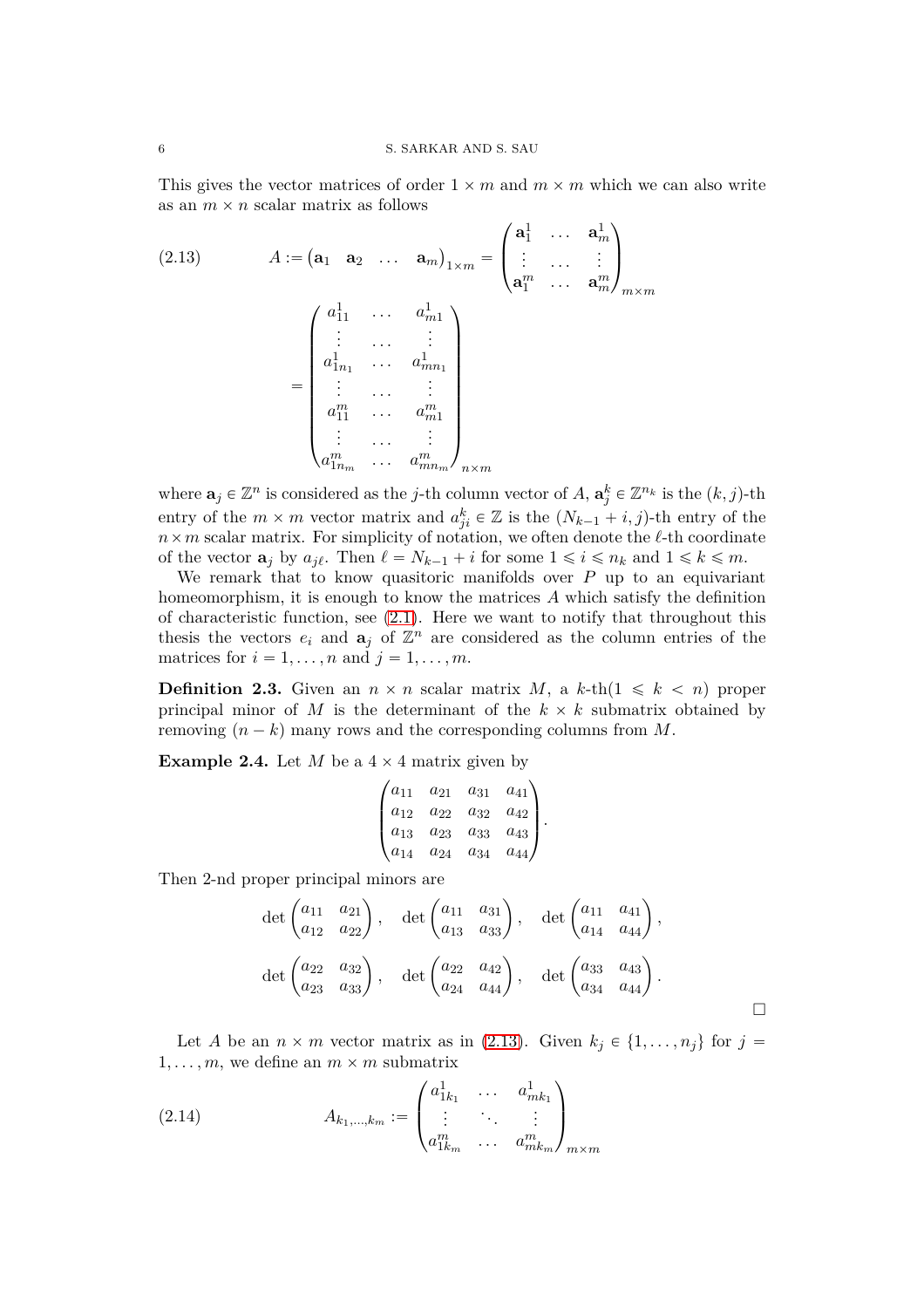This gives the vector matrices of order $1 \times m$ and $m \times m$ which we can also write as an $m \times n$ scalar matrix as follows

$$
A := \begin{pmatrix} \mathbf{a}_1 & \mathbf{a}_2 & \dots & \mathbf{a}_m \end{pmatrix}_{1 \times m} = \begin{pmatrix} \mathbf{a}_1^1 & \dots & \mathbf{a}_m^1 \\ \vdots & \dots & \vdots \\ \mathbf{a}_1^m & \dots & \mathbf{a}_m^m \end{pmatrix}_{m \times m}
$$

$$
= \begin{pmatrix} a_{11}^1 & \dots & a_{m1}^1 \\ \vdots & \dots & \vdots \\ a_{1n_1}^1 & \dots & a_{mn_1}^1 \\ \vdots & \dots & \vdots \\ a_{11}^m & \dots & a_{m1}^m \\ \vdots & \dots & \vdots \\ a_{1n_m}^m & \dots & a_{mn_m}^m \end{pmatrix}_{n \times m} \tag{2.13}
$$

where $\mathbf{a}_j \in \mathbb{Z}^n$ is considered as the $j$-th column vector of $A$, $\mathbf{a}_j^k \in \mathbb{Z}^{n_k}$ is the $(k, j)$-th entry of the $m \times m$ vector matrix and $a_{ji}^k \in \mathbb{Z}$ is the $(N_{k-1} + i, j)$-th entry of the $n \times m$ scalar matrix. For simplicity of notation, we often denote the $\ell$-th coordinate of the vector $\mathbf{a}_j$ by $a_{j\ell}$. Then $\ell = N_{k-1} + i$ for some $1 \leqslant i \leqslant n_k$ and $1 \leqslant k \leqslant m$.

We remark that to know quasitoric manifolds over $P$ up to an equivariant homeomorphism, it is enough to know the matrices $A$ which satisfy the definition of characteristic function, see (2.1). Here we want to notify that throughout this thesis the vectors $e_i$ and $\mathbf{a}_j$ of $\mathbb{Z}^n$ are considered as the column entries of the matrices for $i = 1, \dots, n$ and $j = 1, \dots, m$.

**Definition 2.3.** Given an $n \times n$ scalar matrix $M$, a $k$-th$(1 \leqslant k < n)$ proper principal minor of $M$ is the determinant of the $k \times k$ submatrix obtained by removing $(n - k)$ many rows and the corresponding columns from $M$.

**Example 2.4.** Let $M$ be a $4 \times 4$ matrix given by

$$
\begin{pmatrix} a_{11} & a_{21} & a_{31} & a_{41} \\ a_{12} & a_{22} & a_{32} & a_{42} \\ a_{13} & a_{23} & a_{33} & a_{43} \\ a_{14} & a_{24} & a_{34} & a_{44} \end{pmatrix}.
$$

Then 2-nd proper principal minors are

$$
\det \begin{pmatrix} a_{11} & a_{21} \\ a_{12} & a_{22} \end{pmatrix}, \quad \det \begin{pmatrix} a_{11} & a_{31} \\ a_{13} & a_{33} \end{pmatrix}, \quad \det \begin{pmatrix} a_{11} & a_{41} \\ a_{14} & a_{44} \end{pmatrix},
$$

$$
\det \begin{pmatrix} a_{22} & a_{32} \\ a_{23} & a_{33} \end{pmatrix}, \quad \det \begin{pmatrix} a_{22} & a_{42} \\ a_{24} & a_{44} \end{pmatrix}, \quad \det \begin{pmatrix} a_{33} & a_{43} \\ a_{34} & a_{44} \end{pmatrix}.
$$

□

Let $A$ be an $n \times m$ vector matrix as in (2.13). Given $k_j \in \{1, \dots, n_j\}$ for $j = 1, \dots, m$, we define an $m \times m$ submatrix

$$
A_{k_1, \dots, k_m} := \begin{pmatrix} a_{1k_1}^1 & \dots & a_{mk_1}^1 \\ \vdots & \ddots & \vdots \\ a_{1k_m}^m & \dots & a_{mk_m}^m \end{pmatrix}_{m \times m} \tag{2.14}
$$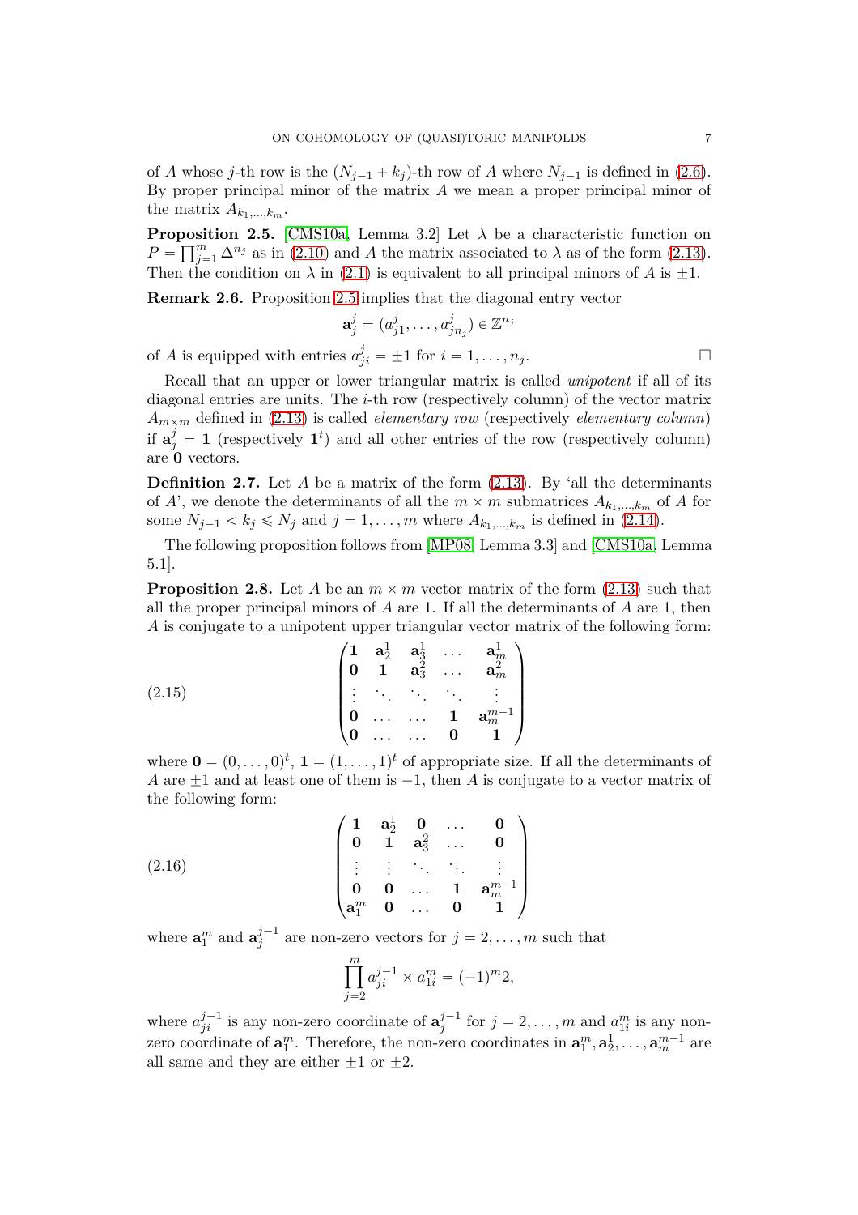of $A$ whose $j$-th row is the $(N_{j-1}+k_j)$-th row of $A$ where $N_{j-1}$ is defined in (2.6). By proper principal minor of the matrix $A$ we mean a proper principal minor of the matrix $A_{k_1,\ldots,k_m}$.

**Proposition 2.5.** [CMS10a, Lemma 3.2] Let $\lambda$ be a characteristic function on $P=\prod_{j=1}^{m}\Delta^{n_j}$ as in (2.10) and $A$ the matrix associated to $\lambda$ as of the form (2.13). Then the condition on $\lambda$ in (2.1) is equivalent to all principal minors of $A$ is $\pm 1$.

**Remark 2.6.** Proposition 2.5 implies that the diagonal entry vector

$$\mathbf{a}_j^j = (a_{j1}^j, \ldots, a_{jn_j}^j) \in \mathbb{Z}^{n_j}$$

of $A$ is equipped with entries $a_{ji}^j = \pm 1$ for $i = 1, \ldots, n_j$. $\square$

Recall that an upper or lower triangular matrix is called *unipotent* if all of its diagonal entries are units. The $i$-th row (respectively column) of the vector matrix $A_{m\times m}$ defined in (2.13) is called *elementary row* (respectively *elementary column*) if $\mathbf{a}_j^j = \mathbf{1}$ (respectively $\mathbf{1}^t$) and all other entries of the row (respectively column) are $\mathbf{0}$ vectors.

**Definition 2.7.** Let $A$ be a matrix of the form (2.13). By 'all the determinants of $A$', we denote the determinants of all the $m\times m$ submatrices $A_{k_1,\ldots,k_m}$ of $A$ for some $N_{j-1} < k_j \leqslant N_j$ and $j = 1, \ldots, m$ where $A_{k_1,\ldots,k_m}$ is defined in (2.14).

The following proposition follows from [MP08, Lemma 3.3] and [CMS10a, Lemma 5.1].

**Proposition 2.8.** Let $A$ be an $m\times m$ vector matrix of the form (2.13) such that all the proper principal minors of $A$ are 1. If all the determinants of $A$ are 1, then $A$ is conjugate to a unipotent upper triangular vector matrix of the following form:

$$\begin{pmatrix} \mathbf{1} & \mathbf{a}_2^1 & \mathbf{a}_3^1 & \ldots & \mathbf{a}_m^1 \\ \mathbf{0} & \mathbf{1} & \mathbf{a}_3^2 & \ldots & \mathbf{a}_m^2 \\ \vdots & \ddots & \ddots & \ddots & \vdots \\ \mathbf{0} & \ldots & \ldots & \mathbf{1} & \mathbf{a}_m^{m-1} \\ \mathbf{0} & \ldots & \ldots & \mathbf{0} & \mathbf{1} \end{pmatrix} \tag{2.15}$$

where $\mathbf{0} = (0,\ldots,0)^t$, $\mathbf{1} = (1,\ldots,1)^t$ of appropriate size. If all the determinants of $A$ are $\pm 1$ and at least one of them is $-1$, then $A$ is conjugate to a vector matrix of the following form:

$$\begin{pmatrix} \mathbf{1} & \mathbf{a}_2^1 & \mathbf{0} & \ldots & \mathbf{0} \\ \mathbf{0} & \mathbf{1} & \mathbf{a}_3^2 & \ldots & \mathbf{0} \\ \vdots & \vdots & \ddots & \ddots & \vdots \\ \mathbf{0} & \mathbf{0} & \ldots & \mathbf{1} & \mathbf{a}_m^{m-1} \\ \mathbf{a}_1^m & \mathbf{0} & \ldots & \mathbf{0} & \mathbf{1} \end{pmatrix} \tag{2.16}$$

where $\mathbf{a}_1^m$ and $\mathbf{a}_j^{j-1}$ are non-zero vectors for $j = 2, \ldots, m$ such that

$$\prod_{j=2}^{m} a_{ji}^{j-1} \times a_{1i}^m = (-1)^m 2,$$

where $a_{ji}^{j-1}$ is any non-zero coordinate of $\mathbf{a}_j^{j-1}$ for $j = 2, \ldots, m$ and $a_{1i}^m$ is any non-zero coordinate of $\mathbf{a}_1^m$. Therefore, the non-zero coordinates in $\mathbf{a}_1^m, \mathbf{a}_2^1, \ldots, \mathbf{a}_m^{m-1}$ are all same and they are either $\pm 1$ or $\pm 2$.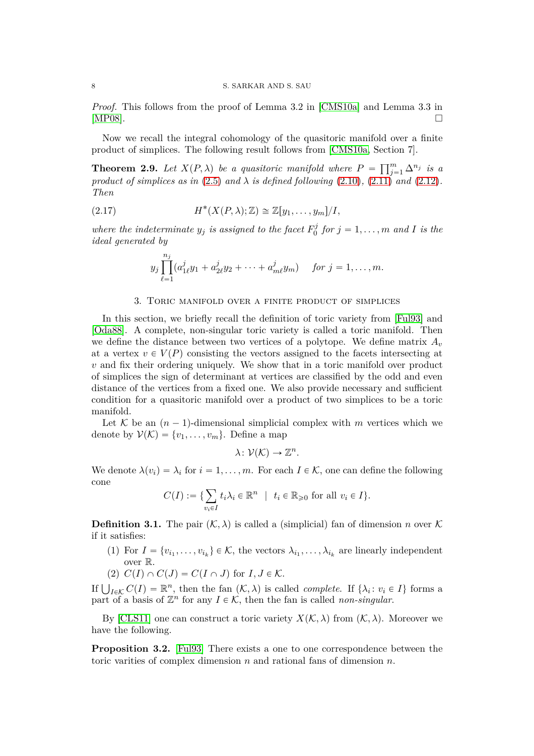*Proof.* This follows from the proof of Lemma 3.2 in [CMS10a] and Lemma 3.3 in [MP08]. □

Now we recall the integral cohomology of the quasitoric manifold over a finite product of simplices. The following result follows from [CMS10a, Section 7].

**Theorem 2.9.** *Let $X(P, \lambda)$ be a quasitoric manifold where $P = \prod_{j=1}^{m} \Delta^{n_j}$ is a product of simplices as in (2.5) and $\lambda$ is defined following (2.10), (2.11) and (2.12). Then*

$$H^*(X(P, \lambda); \mathbb{Z}) \cong \mathbb{Z}[y_1, \ldots, y_m]/I, \tag{2.17}$$

*where the indeterminate $y_j$ is assigned to the facet $F_0^j$ for $j = 1, \ldots, m$ and $I$ is the ideal generated by*

$$y_j \prod_{\ell=1}^{n_j} (a_{1\ell}^j y_1 + a_{2\ell}^j y_2 + \cdots + a_{m\ell}^j y_m) \quad \textit{for } j = 1, \ldots, m.$$

## 3. Toric manifold over a finite product of simplices

In this section, we briefly recall the definition of toric variety from [Ful93] and [Oda88]. A complete, non-singular toric variety is called a toric manifold. Then we define the distance between two vertices of a polytope. We define matrix $A_v$ at a vertex $v \in V(P)$ consisting the vectors assigned to the facets intersecting at $v$ and fix their ordering uniquely. We show that in a toric manifold over product of simplices the sign of determinant at vertices are classified by the odd and even distance of the vertices from a fixed one. We also provide necessary and sufficient condition for a quasitoric manifold over a product of two simplices to be a toric manifold.

Let $\mathcal{K}$ be an $(n-1)$-dimensional simplicial complex with $m$ vertices which we denote by $\mathcal{V}(\mathcal{K}) = \{v_1, \ldots, v_m\}$. Define a map

$$\lambda \colon \mathcal{V}(\mathcal{K}) \to \mathbb{Z}^n.$$

We denote $\lambda(v_i) = \lambda_i$ for $i = 1, \ldots, m$. For each $I \in \mathcal{K}$, one can define the following cone

$$C(I) := \{\sum_{v_i \in I} t_i \lambda_i \in \mathbb{R}^n \;\;|\;\; t_i \in \mathbb{R}_{\geqslant 0} \text{ for all } v_i \in I\}.$$

**Definition 3.1.** The pair $(\mathcal{K}, \lambda)$ is called a (simplicial) fan of dimension $n$ over $\mathcal{K}$ if it satisfies:

1. For $I = \{v_{i_1}, \ldots, v_{i_k}\} \in \mathcal{K}$, the vectors $\lambda_{i_1}, \ldots, \lambda_{i_k}$ are linearly independent over $\mathbb{R}$.
2. $C(I) \cap C(J) = C(I \cap J)$ for $I, J \in \mathcal{K}$.

If $\bigcup_{I \in \mathcal{K}} C(I) = \mathbb{R}^n$, then the fan $(\mathcal{K}, \lambda)$ is called *complete*. If $\{\lambda_i \colon v_i \in I\}$ forms a part of a basis of $\mathbb{Z}^n$ for any $I \in \mathcal{K}$, then the fan is called *non-singular*.

By [CLS11] one can construct a toric variety $X(\mathcal{K}, \lambda)$ from $(\mathcal{K}, \lambda)$. Moreover we have the following.

**Proposition 3.2.** [Ful93] There exists a one to one correspondence between the toric varities of complex dimension $n$ and rational fans of dimension $n$.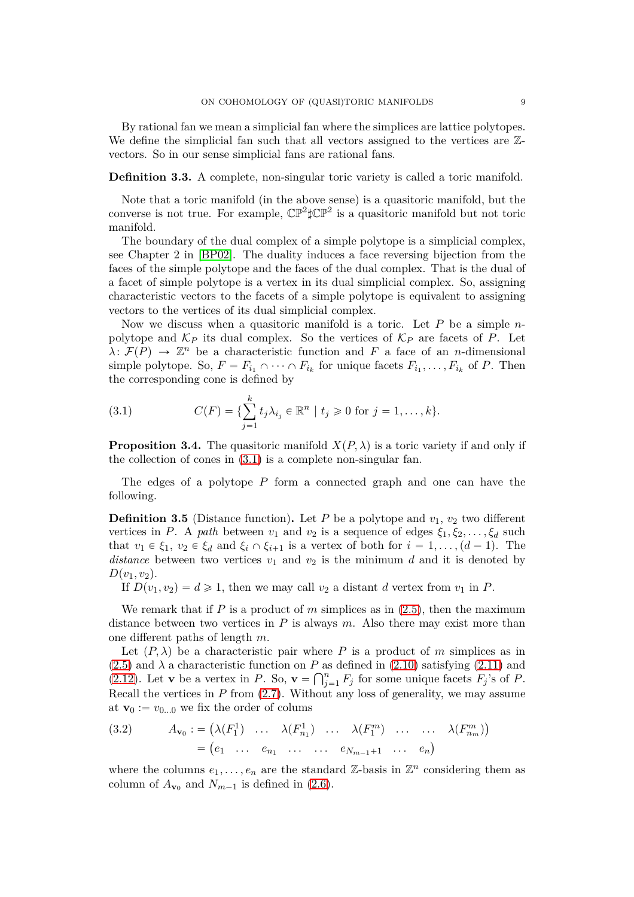By rational fan we mean a simplicial fan where the simplices are lattice polytopes. We define the simplicial fan such that all vectors assigned to the vertices are $\mathbb{Z}$-vectors. So in our sense simplicial fans are rational fans.

**Definition 3.3.** A complete, non-singular toric variety is called a toric manifold.

Note that a toric manifold (in the above sense) is a quasitoric manifold, but the converse is not true. For example, $\mathbb{CP}^2 \sharp \mathbb{CP}^2$ is a quasitoric manifold but not toric manifold.

The boundary of the dual complex of a simple polytope is a simplicial complex, see Chapter 2 in [BP02]. The duality induces a face reversing bijection from the faces of the simple polytope and the faces of the dual complex. That is the dual of a facet of simple polytope is a vertex in its dual simplicial complex. So, assigning characteristic vectors to the facets of a simple polytope is equivalent to assigning vectors to the vertices of its dual simplicial complex.

Now we discuss when a quasitoric manifold is a toric. Let $P$ be a simple $n$-polytope and $\mathcal{K}_P$ its dual complex. So the vertices of $\mathcal{K}_P$ are facets of $P$. Let $\lambda \colon \mathcal{F}(P) \to \mathbb{Z}^n$ be a characteristic function and $F$ a face of an $n$-dimensional simple polytope. So, $F = F_{i_1} \cap \cdots \cap F_{i_k}$ for unique facets $F_{i_1}, \ldots, F_{i_k}$ of $P$. Then the corresponding cone is defined by

$$C(F) = \{\sum_{j=1}^{k} t_j \lambda_{i_j} \in \mathbb{R}^n \mid t_j \geqslant 0 \text{ for } j = 1, \ldots, k\}. \tag{3.1}$$

**Proposition 3.4.** The quasitoric manifold $X(P, \lambda)$ is a toric variety if and only if the collection of cones in (3.1) is a complete non-singular fan.

The edges of a polytope $P$ form a connected graph and one can have the following.

**Definition 3.5** (Distance function)**.** Let $P$ be a polytope and $v_1$, $v_2$ two different vertices in $P$. A *path* between $v_1$ and $v_2$ is a sequence of edges $\xi_1, \xi_2, \ldots, \xi_d$ such that $v_1 \in \xi_1$, $v_2 \in \xi_d$ and $\xi_i \cap \xi_{i+1}$ is a vertex of both for $i = 1, \ldots, (d-1)$. The *distance* between two vertices $v_1$ and $v_2$ is the minimum $d$ and it is denoted by $D(v_1, v_2)$.

If $D(v_1, v_2) = d \geqslant 1$, then we may call $v_2$ a distant $d$ vertex from $v_1$ in $P$.

We remark that if $P$ is a product of $m$ simplices as in (2.5), then the maximum distance between two vertices in $P$ is always $m$. Also there may exist more than one different paths of length $m$.

Let $(P, \lambda)$ be a characteristic pair where $P$ is a product of $m$ simplices as in (2.5) and $\lambda$ a characteristic function on $P$ as defined in (2.10) satisfying (2.11) and (2.12). Let $\mathbf{v}$ be a vertex in $P$. So, $\mathbf{v} = \bigcap_{j=1}^{n} F_j$ for some unique facets $F_j$'s of $P$. Recall the vertices in $P$ from (2.7). Without any loss of generality, we may assume at $\mathbf{v}_0 := v_{0\ldots0}$ we fix the order of colums

$$\begin{aligned} A_{\mathbf{v}_0} :&= \begin{pmatrix} \lambda(F_1^1) & \ldots & \lambda(F_{n_1}^1) & \ldots & \lambda(F_1^m) & \ldots & \ldots & \lambda(F_{n_m}^m) \end{pmatrix} \\ &= \begin{pmatrix} e_1 & \ldots & e_{n_1} & \ldots & \ldots & e_{N_{m-1}+1} & \ldots & e_n \end{pmatrix} \end{aligned} \tag{3.2}$$

where the columns $e_1, \ldots, e_n$ are the standard $\mathbb{Z}$-basis in $\mathbb{Z}^n$ considering them as column of $A_{\mathbf{v}_0}$ and $N_{m-1}$ is defined in (2.6).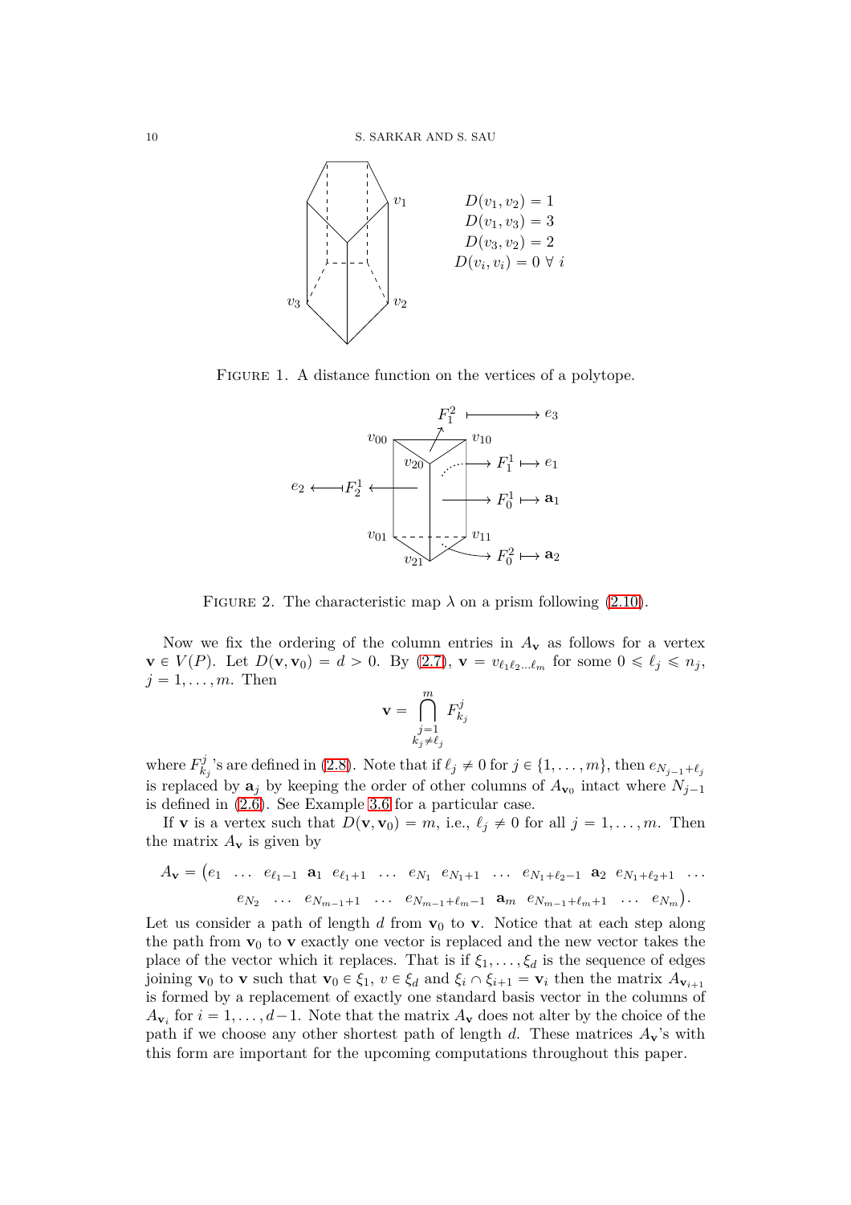$D(v_1, v_2) = 1$
$D(v_1, v_3) = 3$
$D(v_3, v_2) = 2$
$D(v_i, v_i) = 0 \ \forall \ i$

Figure 1. A distance function on the vertices of a polytope.

Figure 2. The characteristic map $\lambda$ on a prism following (2.10).

Now we fix the ordering of the column entries in $A_{\mathbf{v}}$ as follows for a vertex $\mathbf{v} \in V(P)$. Let $D(\mathbf{v}, \mathbf{v}_0) = d > 0$. By (2.7), $\mathbf{v} = v_{\ell_1 \ell_2 \ldots \ell_m}$ for some $0 \leqslant \ell_j \leqslant n_j$, $j = 1, \ldots, m$. Then

$$\mathbf{v} = \bigcap_{\substack{j=1 \\ k_j \neq \ell_j}}^{m} F^j_{k_j}$$

where $F^j_{k_j}$'s are defined in (2.8). Note that if $\ell_j \neq 0$ for $j \in \{1, \ldots, m\}$, then $e_{N_{j-1}+\ell_j}$ is replaced by $\mathbf{a}_j$ by keeping the order of other columns of $A_{\mathbf{v}_0}$ intact where $N_{j-1}$ is defined in (2.6). See Example 3.6 for a particular case.

If $\mathbf{v}$ is a vertex such that $D(\mathbf{v}, \mathbf{v}_0) = m$, i.e., $\ell_j \neq 0$ for all $j = 1, \ldots, m$. Then the matrix $A_{\mathbf{v}}$ is given by

$$A_{\mathbf{v}} = \big(e_1 \ \ \ldots \ \ e_{\ell_1 - 1} \ \ \mathbf{a}_1 \ \ e_{\ell_1+1} \ \ \ldots \ \ e_{N_1} \ \ e_{N_1+1} \ \ \ldots \ \ e_{N_1+\ell_2-1} \ \ \mathbf{a}_2 \ \ e_{N_1+\ell_2+1} \ \ \ldots$$
$$e_{N_2} \ \ \ldots \ \ e_{N_{m-1}+1} \ \ \ldots \ \ e_{N_{m-1}+\ell_m-1} \ \ \mathbf{a}_m \ \ e_{N_{m-1}+\ell_m+1} \ \ \ldots \ \ e_{N_m}\big).$$

Let us consider a path of length $d$ from $\mathbf{v}_0$ to $\mathbf{v}$. Notice that at each step along the path from $\mathbf{v}_0$ to $\mathbf{v}$ exactly one vector is replaced and the new vector takes the place of the vector which it replaces. That is if $\xi_1, \ldots, \xi_d$ is the sequence of edges joining $\mathbf{v}_0$ to $\mathbf{v}$ such that $\mathbf{v}_0 \in \xi_1$, $v \in \xi_d$ and $\xi_i \cap \xi_{i+1} = \mathbf{v}_i$ then the matrix $A_{\mathbf{v}_{i+1}}$ is formed by a replacement of exactly one standard basis vector in the columns of $A_{\mathbf{v}_i}$ for $i = 1, \ldots, d-1$. Note that the matrix $A_{\mathbf{v}}$ does not alter by the choice of the path if we choose any other shortest path of length $d$. These matrices $A_{\mathbf{v}}$'s with this form are important for the upcoming computations throughout this paper.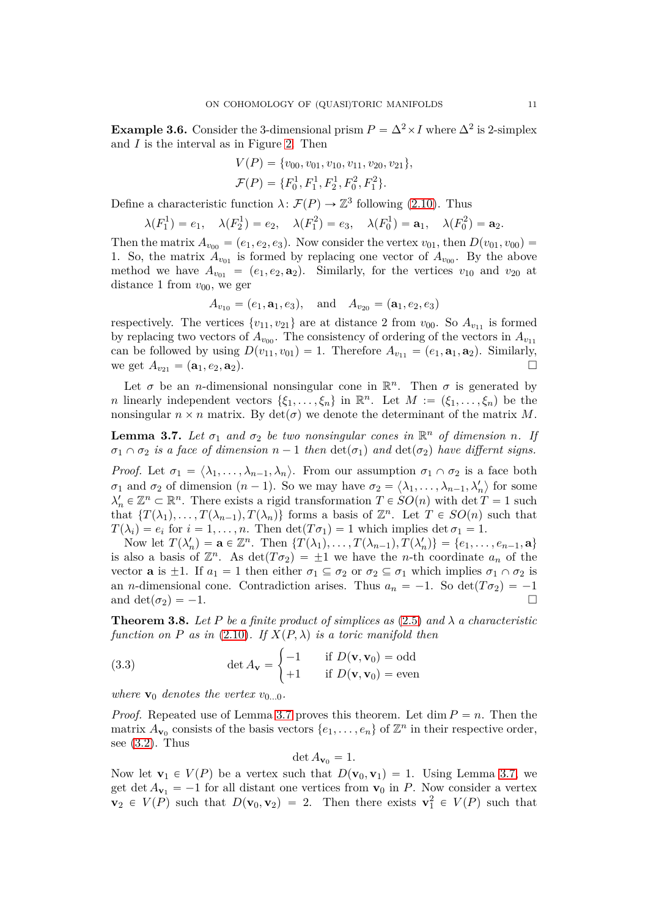**Example 3.6.** Consider the 3-dimensional prism $P = \Delta^2 \times I$ where $\Delta^2$ is 2-simplex and $I$ is the interval as in Figure 2. Then

$$V(P) = \{v_{00}, v_{01}, v_{10}, v_{11}, v_{20}, v_{21}\},$$
$$\mathcal{F}(P) = \{F_0^1, F_1^1, F_2^1, F_0^2, F_1^2\}.$$

Define a characteristic function $\lambda \colon \mathcal{F}(P) \to \mathbb{Z}^3$ following (2.10). Thus

$$\lambda(F_1^1) = e_1, \quad \lambda(F_2^1) = e_2, \quad \lambda(F_1^2) = e_3, \quad \lambda(F_0^1) = \mathbf{a}_1, \quad \lambda(F_0^2) = \mathbf{a}_2.$$

Then the matrix $A_{v_{00}} = (e_1, e_2, e_3)$. Now consider the vertex $v_{01}$, then $D(v_{01}, v_{00}) = 1$. So, the matrix $A_{v_{01}}$ is formed by replacing one vector of $A_{v_{00}}$. By the above method we have $A_{v_{01}} = (e_1, e_2, \mathbf{a}_2)$. Similarly, for the vertices $v_{10}$ and $v_{20}$ at distance 1 from $v_{00}$, we ger

$$A_{v_{10}} = (e_1, \mathbf{a}_1, e_3), \quad \text{and} \quad A_{v_{20}} = (\mathbf{a}_1, e_2, e_3)$$

respectively. The vertices $\{v_{11}, v_{21}\}$ are at distance 2 from $v_{00}$. So $A_{v_{11}}$ is formed by replacing two vectors of $A_{v_{00}}$. The consistency of ordering of the vectors in $A_{v_{11}}$ can be followed by using $D(v_{11}, v_{01}) = 1$. Therefore $A_{v_{11}} = (e_1, \mathbf{a}_1, \mathbf{a}_2)$. Similarly, we get $A_{v_{21}} = (\mathbf{a}_1, e_2, \mathbf{a}_2)$. □

Let $\sigma$ be an $n$-dimensional nonsingular cone in $\mathbb{R}^n$. Then $\sigma$ is generated by $n$ linearly independent vectors $\{\xi_1, \ldots, \xi_n\}$ in $\mathbb{R}^n$. Let $M := (\xi_1, \ldots, \xi_n)$ be the nonsingular $n \times n$ matrix. By $\det(\sigma)$ we denote the determinant of the matrix $M$.

**Lemma 3.7.** *Let $\sigma_1$ and $\sigma_2$ be two nonsingular cones in $\mathbb{R}^n$ of dimension $n$. If $\sigma_1 \cap \sigma_2$ is a face of dimension $n-1$ then $\det(\sigma_1)$ and $\det(\sigma_2)$ have differnt signs.*

*Proof.* Let $\sigma_1 = \langle \lambda_1, \ldots, \lambda_{n-1}, \lambda_n \rangle$. From our assumption $\sigma_1 \cap \sigma_2$ is a face both $\sigma_1$ and $\sigma_2$ of dimension $(n-1)$. So we may have $\sigma_2 = \langle \lambda_1, \ldots, \lambda_{n-1}, \lambda_n' \rangle$ for some $\lambda_n' \in \mathbb{Z}^n \subset \mathbb{R}^n$. There exists a rigid transformation $T \in SO(n)$ with $\det T = 1$ such that $\{T(\lambda_1), \ldots, T(\lambda_{n-1}), T(\lambda_n)\}$ forms a basis of $\mathbb{Z}^n$. Let $T \in SO(n)$ such that $T(\lambda_i) = e_i$ for $i = 1, \ldots, n$. Then $\det(T\sigma_1) = 1$ which implies $\det \sigma_1 = 1$.

Now let $T(\lambda_n') = \mathbf{a} \in \mathbb{Z}^n$. Then $\{T(\lambda_1), \ldots, T(\lambda_{n-1}), T(\lambda_n')\} = \{e_1, \ldots, e_{n-1}, \mathbf{a}\}$ is also a basis of $\mathbb{Z}^n$. As $\det(T\sigma_2) = \pm 1$ we have the $n$-th coordinate $a_n$ of the vector $\mathbf{a}$ is $\pm 1$. If $a_1 = 1$ then either $\sigma_1 \subseteq \sigma_2$ or $\sigma_2 \subseteq \sigma_1$ which implies $\sigma_1 \cap \sigma_2$ is an $n$-dimensional cone. Contradiction arises. Thus $a_n = -1$. So $\det(T\sigma_2) = -1$ and $\det(\sigma_2) = -1$. □

**Theorem 3.8.** *Let $P$ be a finite product of simplices as (2.5) and $\lambda$ a characteristic function on $P$ as in (2.10). If $X(P, \lambda)$ is a toric manifold then*

$$\det A_{\mathbf{v}} = \begin{cases} -1 & \text{if } D(\mathbf{v}, \mathbf{v}_0) = \text{odd} \\ +1 & \text{if } D(\mathbf{v}, \mathbf{v}_0) = \text{even} \end{cases} \tag{3.3}$$

*where $\mathbf{v}_0$ denotes the vertex $v_{0\ldots0}$.*

*Proof.* Repeated use of Lemma 3.7 proves this theorem. Let $\dim P = n$. Then the matrix $A_{\mathbf{v}_0}$ consists of the basis vectors $\{e_1, \ldots, e_n\}$ of $\mathbb{Z}^n$ in their respective order, see (3.2). Thus

$$\det A_{\mathbf{v}_0} = 1.$$

Now let $\mathbf{v}_1 \in V(P)$ be a vertex such that $D(\mathbf{v}_0, \mathbf{v}_1) = 1$. Using Lemma 3.7, we get $\det A_{\mathbf{v}_1} = -1$ for all distant one vertices from $\mathbf{v}_0$ in $P$. Now consider a vertex $\mathbf{v}_2 \in V(P)$ such that $D(\mathbf{v}_0, \mathbf{v}_2) = 2$. Then there exists $\mathbf{v}_1^2 \in V(P)$ such that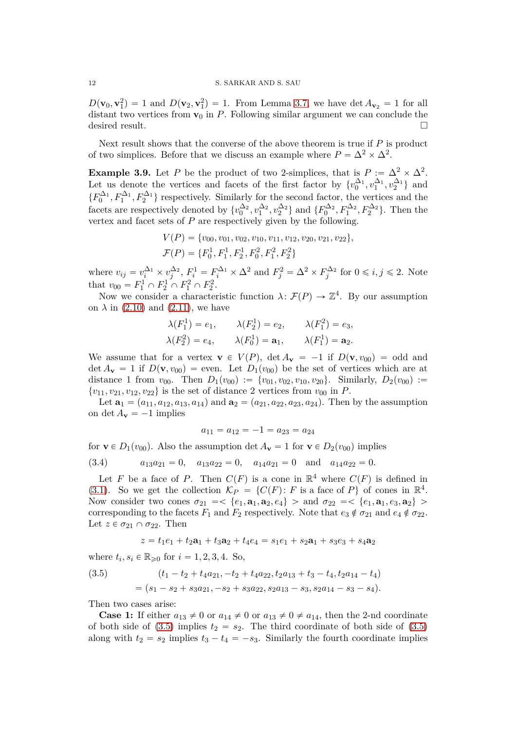$D(\mathbf{v}_0, \mathbf{v}_1^2) = 1$ and $D(\mathbf{v}_2, \mathbf{v}_1^2) = 1$. From Lemma 3.7, we have $\det A_{\mathbf{v}_2} = 1$ for all distant two vertices from $\mathbf{v}_0$ in $P$. Following similar argument we can conclude the desired result. $\square$

Next result shows that the converse of the above theorem is true if $P$ is product of two simplices. Before that we discuss an example where $P = \Delta^2 \times \Delta^2$.

**Example 3.9.** Let $P$ be the product of two 2-simplices, that is $P := \Delta^2 \times \Delta^2$. Let us denote the vertices and facets of the first factor by $\{v_0^{\Delta_1}, v_1^{\Delta_1}, v_2^{\Delta_1}\}$ and $\{F_0^{\Delta_1}, F_1^{\Delta_1}, F_2^{\Delta_1}\}$ respectively. Similarly for the second factor, the vertices and the facets are respectively denoted by $\{v_0^{\Delta_2}, v_1^{\Delta_2}, v_2^{\Delta_2}\}$ and $\{F_0^{\Delta_2}, F_1^{\Delta_2}, F_2^{\Delta_2}\}$. Then the vertex and facet sets of $P$ are respectively given by the following.

$$V(P) = \{v_{00}, v_{01}, v_{02}, v_{10}, v_{11}, v_{12}, v_{20}, v_{21}, v_{22}\},$$
$$\mathcal{F}(P) = \{F_0^1, F_1^1, F_2^1, F_0^2, F_1^2, F_2^2\}$$

where $v_{ij} = v_i^{\Delta_1} \times v_j^{\Delta_2}$, $F_i^1 = F_i^{\Delta_1} \times \Delta^2$ and $F_j^2 = \Delta^2 \times F_j^{\Delta_2}$ for $0 \leqslant i, j \leqslant 2$. Note that $v_{00} = F_1^1 \cap F_2^1 \cap F_1^2 \cap F_2^2$.

Now we consider a characteristic function $\lambda \colon \mathcal{F}(P) \to \mathbb{Z}^4$. By our assumption on $\lambda$ in (2.10) and (2.11), we have

$$\lambda(F_1^1) = e_1, \qquad \lambda(F_2^1) = e_2, \qquad \lambda(F_1^2) = e_3,$$
$$\lambda(F_2^2) = e_4, \qquad \lambda(F_0^1) = \mathbf{a}_1, \qquad \lambda(F_1^1) = \mathbf{a}_2.$$

We assume that for a vertex $\mathbf{v} \in V(P)$, $\det A_{\mathbf{v}} = -1$ if $D(\mathbf{v}, v_{00}) =$ odd and $\det A_{\mathbf{v}} = 1$ if $D(\mathbf{v}, v_{00}) =$ even. Let $D_1(v_{00})$ be the set of vertices which are at distance 1 from $v_{00}$. Then $D_1(v_{00}) := \{v_{01}, v_{02}, v_{10}, v_{20}\}$. Similarly, $D_2(v_{00}) := \{v_{11}, v_{21}, v_{12}, v_{22}\}$ is the set of distance 2 vertices from $v_{00}$ in $P$.

Let $\mathbf{a}_1 = (a_{11}, a_{12}, a_{13}, a_{14})$ and $\mathbf{a}_2 = (a_{21}, a_{22}, a_{23}, a_{24})$. Then by the assumption on $\det A_{\mathbf{v}} = -1$ implies

$$a_{11} = a_{12} = -1 = a_{23} = a_{24}$$

for $\mathbf{v} \in D_1(v_{00})$. Also the assumption $\det A_{\mathbf{v}} = 1$ for $\mathbf{v} \in D_2(v_{00})$ implies

$$a_{13}a_{21} = 0, \quad a_{13}a_{22} = 0, \quad a_{14}a_{21} = 0 \quad \text{and} \quad a_{14}a_{22} = 0. \tag{3.4}$$

Let $F$ be a face of $P$. Then $C(F)$ is a cone in $\mathbb{R}^4$ where $C(F)$ is defined in (3.1). So we get the collection $\mathcal{K}_P = \{C(F) \colon F \text{ is a face of } P\}$ of cones in $\mathbb{R}^4$. Now consider two cones $\sigma_{21} = < \{e_1, \mathbf{a}_1, \mathbf{a}_2, e_4\} >$ and $\sigma_{22} = < \{e_1, \mathbf{a}_1, e_3, \mathbf{a}_2\} >$ corresponding to the facets $F_1$ and $F_2$ respectively. Note that $e_3 \notin \sigma_{21}$ and $e_4 \notin \sigma_{22}$. Let $z \in \sigma_{21} \cap \sigma_{22}$. Then

$$z = t_1 e_1 + t_2 \mathbf{a}_1 + t_3 \mathbf{a}_2 + t_4 e_4 = s_1 e_1 + s_2 \mathbf{a}_1 + s_3 e_3 + s_4 \mathbf{a}_2$$

where $t_i, s_i \in \mathbb{R}_{\geqslant 0}$ for $i = 1, 2, 3, 4$. So,

$$\begin{aligned} &(t_1 - t_2 + t_4 a_{21}, -t_2 + t_4 a_{22}, t_2 a_{13} + t_3 - t_4, t_2 a_{14} - t_4) \\ &= (s_1 - s_2 + s_3 a_{21}, -s_2 + s_3 a_{22}, s_2 a_{13} - s_3, s_2 a_{14} - s_3 - s_4). \end{aligned} \tag{3.5}$$

Then two cases arise:

**Case 1:** If either $a_{13} \neq 0$ or $a_{14} \neq 0$ or $a_{13} \neq 0 \neq a_{14}$, then the 2-nd coordinate of both side of (3.5) implies $t_2 = s_2$. The third coordinate of both side of (3.5) along with $t_2 = s_2$ implies $t_3 - t_4 = -s_3$. Similarly the fourth coordinate implies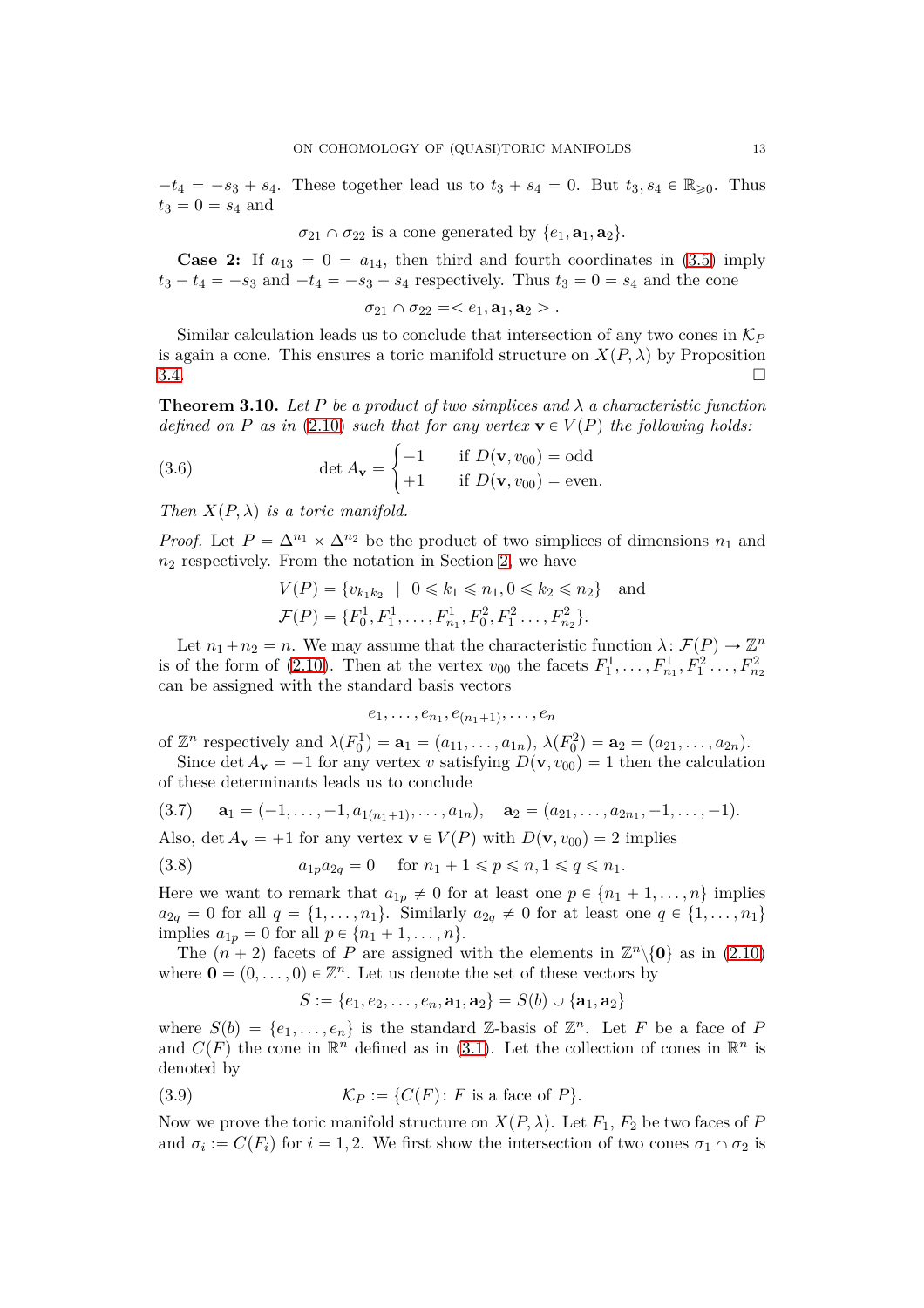$-t_4 = -s_3 + s_4$. These together lead us to $t_3 + s_4 = 0$. But $t_3, s_4 \in \mathbb{R}_{\geqslant 0}$. Thus $t_3 = 0 = s_4$ and

$$\sigma_{21} \cap \sigma_{22} \text{ is a cone generated by } \{e_1, \mathbf{a}_1, \mathbf{a}_2\}.$$

**Case 2:** If $a_{13} = 0 = a_{14}$, then third and fourth coordinates in (3.5) imply $t_3 - t_4 = -s_3$ and $-t_4 = -s_3 - s_4$ respectively. Thus $t_3 = 0 = s_4$ and the cone

$$\sigma_{21} \cap \sigma_{22} = < e_1, \mathbf{a}_1, \mathbf{a}_2 > .$$

Similar calculation leads us to conclude that intersection of any two cones in $\mathcal{K}_P$ is again a cone. This ensures a toric manifold structure on $X(P, \lambda)$ by Proposition 3.4. □

**Theorem 3.10.** *Let $P$ be a product of two simplices and $\lambda$ a characteristic function defined on $P$ as in (2.10) such that for any vertex $\mathbf{v} \in V(P)$ the following holds:*

$$\det A_{\mathbf{v}} = \begin{cases} -1 & \text{if } D(\mathbf{v}, v_{00}) = \text{odd} \\ +1 & \text{if } D(\mathbf{v}, v_{00}) = \text{even}. \end{cases} \tag{3.6}$$

*Then $X(P, \lambda)$ is a toric manifold.*

*Proof.* Let $P = \Delta^{n_1} \times \Delta^{n_2}$ be the product of two simplices of dimensions $n_1$ and $n_2$ respectively. From the notation in Section 2, we have

$$V(P) = \{v_{k_1 k_2} \mid 0 \leqslant k_1 \leqslant n_1, 0 \leqslant k_2 \leqslant n_2\} \quad \text{and}$$
$$\mathcal{F}(P) = \{F_0^1, F_1^1, \ldots, F_{n_1}^1, F_0^2, F_1^2 \ldots, F_{n_2}^2\}.$$

Let $n_1 + n_2 = n$. We may assume that the characteristic function $\lambda \colon \mathcal{F}(P) \to \mathbb{Z}^n$ is of the form of (2.10). Then at the vertex $v_{00}$ the facets $F_1^1, \ldots, F_{n_1}^1, F_1^2 \ldots, F_{n_2}^2$ can be assigned with the standard basis vectors

$$e_1, \ldots, e_{n_1}, e_{(n_1+1)}, \ldots, e_n$$

of $\mathbb{Z}^n$ respectively and $\lambda(F_0^1) = \mathbf{a}_1 = (a_{11}, \ldots, a_{1n})$, $\lambda(F_0^2) = \mathbf{a}_2 = (a_{21}, \ldots, a_{2n})$.

Since $\det A_{\mathbf{v}} = -1$ for any vertex $v$ satisfying $D(\mathbf{v}, v_{00}) = 1$ then the calculation of these determinants leads us to conclude

$$\mathbf{a}_1 = (-1, \ldots, -1, a_{1(n_1+1)}, \ldots, a_{1n}), \quad \mathbf{a}_2 = (a_{21}, \ldots, a_{2n_1}, -1, \ldots, -1). \tag{3.7}$$

Also, $\det A_{\mathbf{v}} = +1$ for any vertex $\mathbf{v} \in V(P)$ with $D(\mathbf{v}, v_{00}) = 2$ implies

$$a_{1p} a_{2q} = 0 \quad \text{for } n_1 + 1 \leqslant p \leqslant n, 1 \leqslant q \leqslant n_1. \tag{3.8}$$

Here we want to remark that $a_{1p} \neq 0$ for at least one $p \in \{n_1 + 1, \ldots, n\}$ implies $a_{2q} = 0$ for all $q = \{1, \ldots, n_1\}$. Similarly $a_{2q} \neq 0$ for at least one $q \in \{1, \ldots, n_1\}$ implies $a_{1p} = 0$ for all $p \in \{n_1 + 1, \ldots, n\}$.

The $(n+2)$ facets of $P$ are assigned with the elements in $\mathbb{Z}^n \backslash \{\mathbf{0}\}$ as in (2.10) where $\mathbf{0} = (0, \ldots, 0) \in \mathbb{Z}^n$. Let us denote the set of these vectors by

$$S := \{e_1, e_2, \ldots, e_n, \mathbf{a}_1, \mathbf{a}_2\} = S(b) \cup \{\mathbf{a}_1, \mathbf{a}_2\}$$

where $S(b) = \{e_1, \ldots, e_n\}$ is the standard $\mathbb{Z}$-basis of $\mathbb{Z}^n$. Let $F$ be a face of $P$ and $C(F)$ the cone in $\mathbb{R}^n$ defined as in (3.1). Let the collection of cones in $\mathbb{R}^n$ is denoted by

$$\mathcal{K}_P := \{C(F) \colon F \text{ is a face of } P\}. \tag{3.9}$$

Now we prove the toric manifold structure on $X(P, \lambda)$. Let $F_1$, $F_2$ be two faces of $P$ and $\sigma_i := C(F_i)$ for $i = 1, 2$. We first show the intersection of two cones $\sigma_1 \cap \sigma_2$ is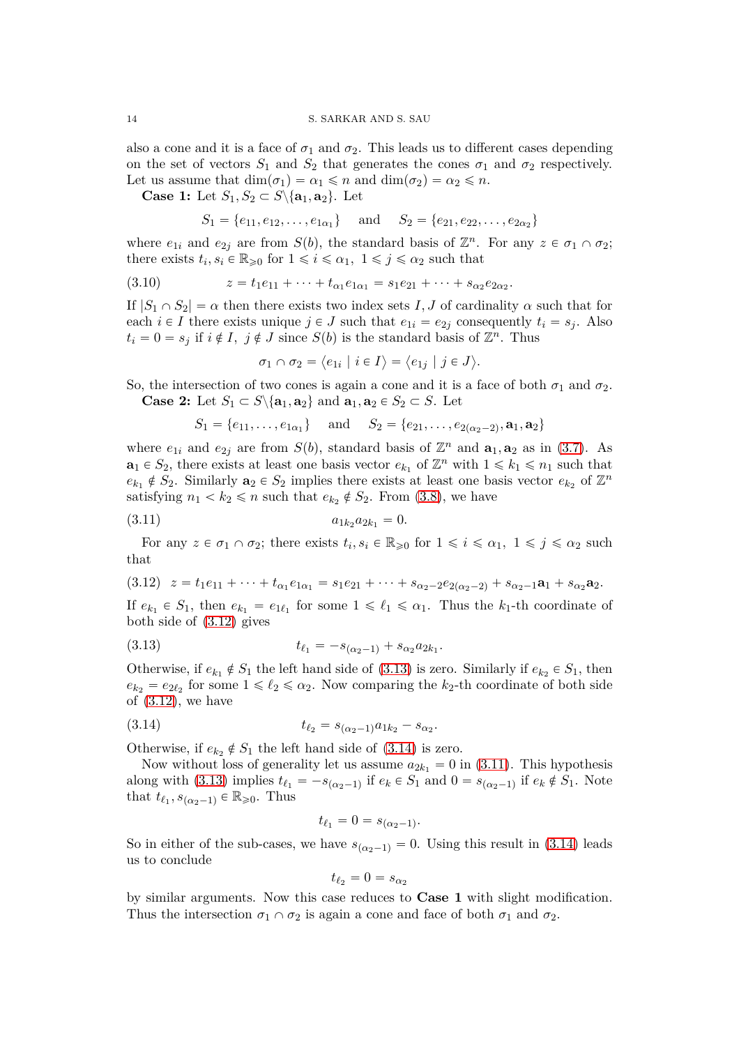also a cone and it is a face of $\sigma_1$ and $\sigma_2$. This leads us to different cases depending on the set of vectors $S_1$ and $S_2$ that generates the cones $\sigma_1$ and $\sigma_2$ respectively. Let us assume that $\dim(\sigma_1) = \alpha_1 \leqslant n$ and $\dim(\sigma_2) = \alpha_2 \leqslant n$.

**Case 1:** Let $S_1, S_2 \subset S \backslash \{\mathbf{a}_1, \mathbf{a}_2\}$. Let

$$S_1 = \{e_{11}, e_{12}, \ldots, e_{1\alpha_1}\} \quad \text{and} \quad S_2 = \{e_{21}, e_{22}, \ldots, e_{2\alpha_2}\}$$

where $e_{1i}$ and $e_{2j}$ are from $S(b)$, the standard basis of $\mathbb{Z}^n$. For any $z \in \sigma_1 \cap \sigma_2$; there exists $t_i, s_i \in \mathbb{R}_{\geqslant 0}$ for $1 \leqslant i \leqslant \alpha_1, \ 1 \leqslant j \leqslant \alpha_2$ such that

$$z = t_1 e_{11} + \cdots + t_{\alpha_1} e_{1\alpha_1} = s_1 e_{21} + \cdots + s_{\alpha_2} e_{2\alpha_2}. \tag{3.10}$$

If $|S_1 \cap S_2| = \alpha$ then there exists two index sets $I, J$ of cardinality $\alpha$ such that for each $i \in I$ there exists unique $j \in J$ such that $e_{1i} = e_{2j}$ consequently $t_i = s_j$. Also $t_i = 0 = s_j$ if $i \notin I, \ j \notin J$ since $S(b)$ is the standard basis of $\mathbb{Z}^n$. Thus

$$\sigma_1 \cap \sigma_2 = \langle e_{1i} \mid i \in I \rangle = \langle e_{1j} \mid j \in J \rangle.$$

So, the intersection of two cones is again a cone and it is a face of both $\sigma_1$ and $\sigma_2$.

**Case 2:** Let $S_1 \subset S \backslash \{\mathbf{a}_1, \mathbf{a}_2\}$ and $\mathbf{a}_1, \mathbf{a}_2 \in S_2 \subset S$. Let

$$S_1 = \{e_{11}, \ldots, e_{1\alpha_1}\} \quad \text{and} \quad S_2 = \{e_{21}, \ldots, e_{2(\alpha_2 - 2)}, \mathbf{a}_1, \mathbf{a}_2\}$$

where $e_{1i}$ and $e_{2j}$ are from $S(b)$, standard basis of $\mathbb{Z}^n$ and $\mathbf{a}_1, \mathbf{a}_2$ as in (3.7). As $\mathbf{a}_1 \in S_2$, there exists at least one basis vector $e_{k_1}$ of $\mathbb{Z}^n$ with $1 \leqslant k_1 \leqslant n_1$ such that $e_{k_1} \notin S_2$. Similarly $\mathbf{a}_2 \in S_2$ implies there exists at least one basis vector $e_{k_2}$ of $\mathbb{Z}^n$ satisfying $n_1 < k_2 \leqslant n$ such that $e_{k_2} \notin S_2$. From (3.8), we have

$$a_{1k_2} a_{2k_1} = 0. \tag{3.11}$$

For any $z \in \sigma_1 \cap \sigma_2$; there exists $t_i, s_i \in \mathbb{R}_{\geqslant 0}$ for $1 \leqslant i \leqslant \alpha_1, \ 1 \leqslant j \leqslant \alpha_2$ such that

$$z = t_1 e_{11} + \cdots + t_{\alpha_1} e_{1\alpha_1} = s_1 e_{21} + \cdots + s_{\alpha_2 - 2} e_{2(\alpha_2 - 2)} + s_{\alpha_2 - 1} \mathbf{a}_1 + s_{\alpha_2} \mathbf{a}_2. \tag{3.12}$$

If $e_{k_1} \in S_1$, then $e_{k_1} = e_{1\ell_1}$ for some $1 \leqslant \ell_1 \leqslant \alpha_1$. Thus the $k_1$-th coordinate of both side of (3.12) gives

$$t_{\ell_1} = -s_{(\alpha_2 - 1)} + s_{\alpha_2} a_{2k_1}. \tag{3.13}$$

Otherwise, if $e_{k_1} \notin S_1$ the left hand side of (3.13) is zero. Similarly if $e_{k_2} \in S_1$, then $e_{k_2} = e_{2\ell_2}$ for some $1 \leqslant \ell_2 \leqslant \alpha_2$. Now comparing the $k_2$-th coordinate of both side of (3.12), we have

$$t_{\ell_2} = s_{(\alpha_2 - 1)} a_{1k_2} - s_{\alpha_2}. \tag{3.14}$$

Otherwise, if $e_{k_2} \notin S_1$ the left hand side of (3.14) is zero.

Now without loss of generality let us assume $a_{2k_1} = 0$ in (3.11). This hypothesis along with (3.13) implies $t_{\ell_1} = -s_{(\alpha_2 - 1)}$ if $e_k \in S_1$ and $0 = s_{(\alpha_2 - 1)}$ if $e_k \notin S_1$. Note that $t_{\ell_1}, s_{(\alpha_2 - 1)} \in \mathbb{R}_{\geqslant 0}$. Thus

$$t_{\ell_1} = 0 = s_{(\alpha_2 - 1)}.$$

So in either of the sub-cases, we have $s_{(\alpha_2 - 1)} = 0$. Using this result in (3.14) leads us to conclude

$$t_{\ell_2} = 0 = s_{\alpha_2}$$

by similar arguments. Now this case reduces to **Case 1** with slight modification. Thus the intersection $\sigma_1 \cap \sigma_2$ is again a cone and face of both $\sigma_1$ and $\sigma_2$.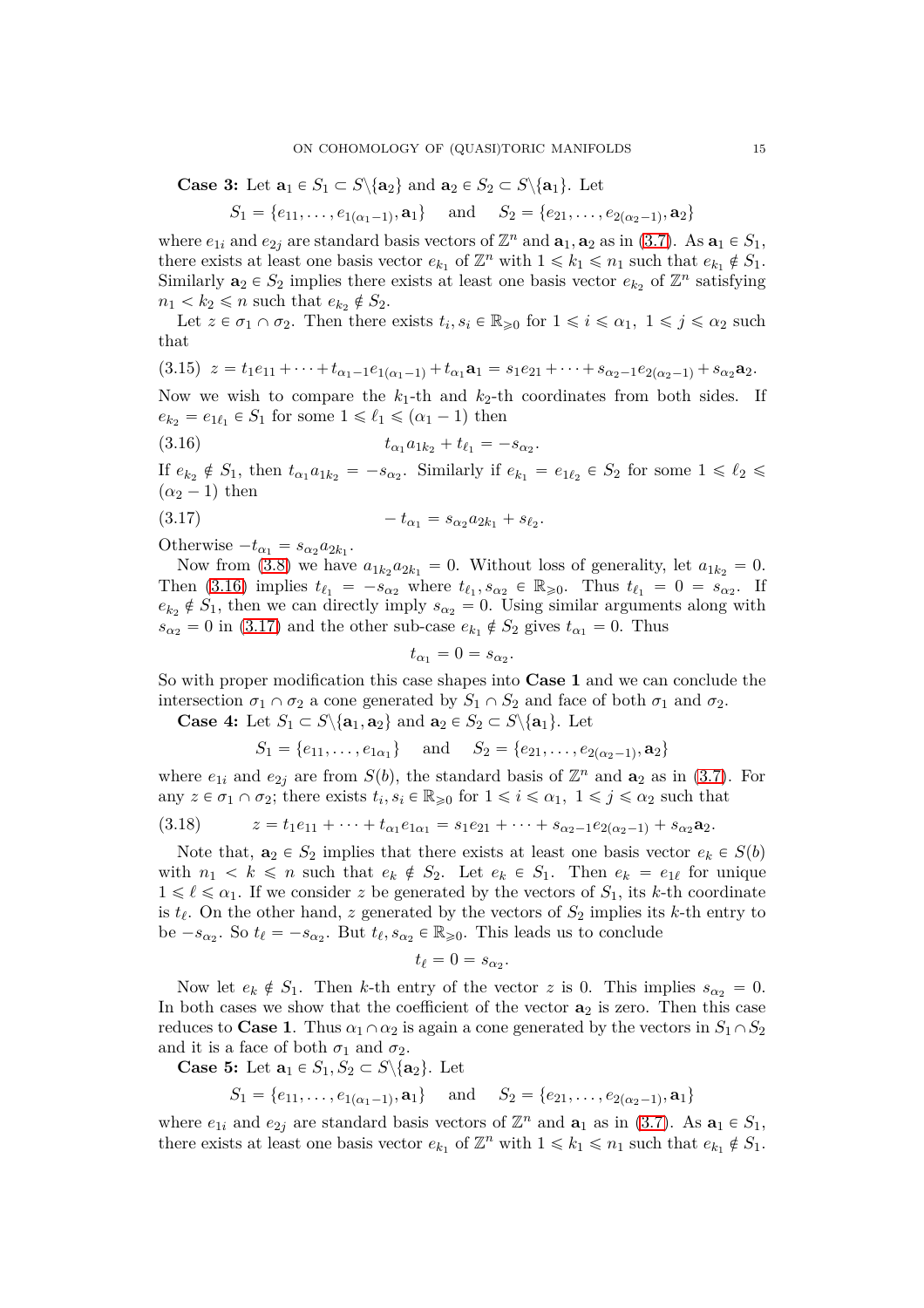**Case 3:** Let $\mathbf{a}_1 \in S_1 \subset S \backslash \{\mathbf{a}_2\}$ and $\mathbf{a}_2 \in S_2 \subset S \backslash \{\mathbf{a}_1\}$. Let

$$S_1 = \{e_{11}, \ldots, e_{1(\alpha_1 - 1)}, \mathbf{a}_1\} \quad \text{and} \quad S_2 = \{e_{21}, \ldots, e_{2(\alpha_2 - 1)}, \mathbf{a}_2\}$$

where $e_{1i}$ and $e_{2j}$ are standard basis vectors of $\mathbb{Z}^n$ and $\mathbf{a}_1, \mathbf{a}_2$ as in (3.7). As $\mathbf{a}_1 \in S_1$, there exists at least one basis vector $e_{k_1}$ of $\mathbb{Z}^n$ with $1 \leqslant k_1 \leqslant n_1$ such that $e_{k_1} \notin S_1$. Similarly $\mathbf{a}_2 \in S_2$ implies there exists at least one basis vector $e_{k_2}$ of $\mathbb{Z}^n$ satisfying $n_1 < k_2 \leqslant n$ such that $e_{k_2} \notin S_2$.

Let $z \in \sigma_1 \cap \sigma_2$. Then there exists $t_i, s_i \in \mathbb{R}_{\geqslant 0}$ for $1 \leqslant i \leqslant \alpha_1$, $1 \leqslant j \leqslant \alpha_2$ such that

$$z = t_1 e_{11} + \cdots + t_{\alpha_1 - 1} e_{1(\alpha_1 - 1)} + t_{\alpha_1} \mathbf{a}_1 = s_1 e_{21} + \cdots + s_{\alpha_2 - 1} e_{2(\alpha_2 - 1)} + s_{\alpha_2} \mathbf{a}_2. \tag{3.15}$$

Now we wish to compare the $k_1$-th and $k_2$-th coordinates from both sides. If $e_{k_2} = e_{1\ell_1} \in S_1$ for some $1 \leqslant \ell_1 \leqslant (\alpha_1 - 1)$ then

$$t_{\alpha_1} a_{1k_2} + t_{\ell_1} = -s_{\alpha_2}. \tag{3.16}$$

If $e_{k_2} \notin S_1$, then $t_{\alpha_1} a_{1k_2} = -s_{\alpha_2}$. Similarly if $e_{k_1} = e_{1\ell_2} \in S_2$ for some $1 \leqslant \ell_2 \leqslant (\alpha_2 - 1)$ then

$$-t_{\alpha_1} = s_{\alpha_2} a_{2k_1} + s_{\ell_2}. \tag{3.17}$$

Otherwise $-t_{\alpha_1} = s_{\alpha_2} a_{2k_1}$.

Now from (3.8) we have $a_{1k_2} a_{2k_1} = 0$. Without loss of generality, let $a_{1k_2} = 0$. Then (3.16) implies $t_{\ell_1} = -s_{\alpha_2}$ where $t_{\ell_1}, s_{\alpha_2} \in \mathbb{R}_{\geqslant 0}$. Thus $t_{\ell_1} = 0 = s_{\alpha_2}$. If $e_{k_2} \notin S_1$, then we can directly imply $s_{\alpha_2} = 0$. Using similar arguments along with $s_{\alpha_2} = 0$ in (3.17) and the other sub-case $e_{k_1} \notin S_2$ gives $t_{\alpha_1} = 0$. Thus

$$t_{\alpha_1} = 0 = s_{\alpha_2}.$$

So with proper modification this case shapes into **Case 1** and we can conclude the intersection $\sigma_1 \cap \sigma_2$ a cone generated by $S_1 \cap S_2$ and face of both $\sigma_1$ and $\sigma_2$.

**Case 4:** Let $S_1 \subset S \backslash \{\mathbf{a}_1, \mathbf{a}_2\}$ and $\mathbf{a}_2 \in S_2 \subset S \backslash \{\mathbf{a}_1\}$. Let

$$S_1 = \{e_{11}, \ldots, e_{1\alpha_1}\} \quad \text{and} \quad S_2 = \{e_{21}, \ldots, e_{2(\alpha_2 - 1)}, \mathbf{a}_2\}$$

where $e_{1i}$ and $e_{2j}$ are from $S(b)$, the standard basis of $\mathbb{Z}^n$ and $\mathbf{a}_2$ as in (3.7). For any $z \in \sigma_1 \cap \sigma_2$; there exists $t_i, s_i \in \mathbb{R}_{\geqslant 0}$ for $1 \leqslant i \leqslant \alpha_1$, $1 \leqslant j \leqslant \alpha_2$ such that

$$z = t_1 e_{11} + \cdots + t_{\alpha_1} e_{1\alpha_1} = s_1 e_{21} + \cdots + s_{\alpha_2 - 1} e_{2(\alpha_2 - 1)} + s_{\alpha_2} \mathbf{a}_2. \tag{3.18}$$

Note that, $\mathbf{a}_2 \in S_2$ implies that there exists at least one basis vector $e_k \in S(b)$ with $n_1 < k \leqslant n$ such that $e_k \notin S_2$. Let $e_k \in S_1$. Then $e_k = e_{1\ell}$ for unique $1 \leqslant \ell \leqslant \alpha_1$. If we consider $z$ be generated by the vectors of $S_1$, its $k$-th coordinate is $t_\ell$. On the other hand, $z$ generated by the vectors of $S_2$ implies its $k$-th entry to be $-s_{\alpha_2}$. So $t_\ell = -s_{\alpha_2}$. But $t_\ell, s_{\alpha_2} \in \mathbb{R}_{\geqslant 0}$. This leads us to conclude

$$t_\ell = 0 = s_{\alpha_2}.$$

Now let $e_k \notin S_1$. Then $k$-th entry of the vector $z$ is 0. This implies $s_{\alpha_2} = 0$. In both cases we show that the coefficient of the vector $\mathbf{a}_2$ is zero. Then this case reduces to **Case 1**. Thus $\alpha_1 \cap \alpha_2$ is again a cone generated by the vectors in $S_1 \cap S_2$ and it is a face of both $\sigma_1$ and $\sigma_2$.

**Case 5:** Let $\mathbf{a}_1 \in S_1, S_2 \subset S \backslash \{\mathbf{a}_2\}$. Let

$$S_1 = \{e_{11}, \ldots, e_{1(\alpha_1 - 1)}, \mathbf{a}_1\} \quad \text{and} \quad S_2 = \{e_{21}, \ldots, e_{2(\alpha_2 - 1)}, \mathbf{a}_1\}$$

where $e_{1i}$ and $e_{2j}$ are standard basis vectors of $\mathbb{Z}^n$ and $\mathbf{a}_1$ as in (3.7). As $\mathbf{a}_1 \in S_1$, there exists at least one basis vector $e_{k_1}$ of $\mathbb{Z}^n$ with $1 \leqslant k_1 \leqslant n_1$ such that $e_{k_1} \notin S_1$.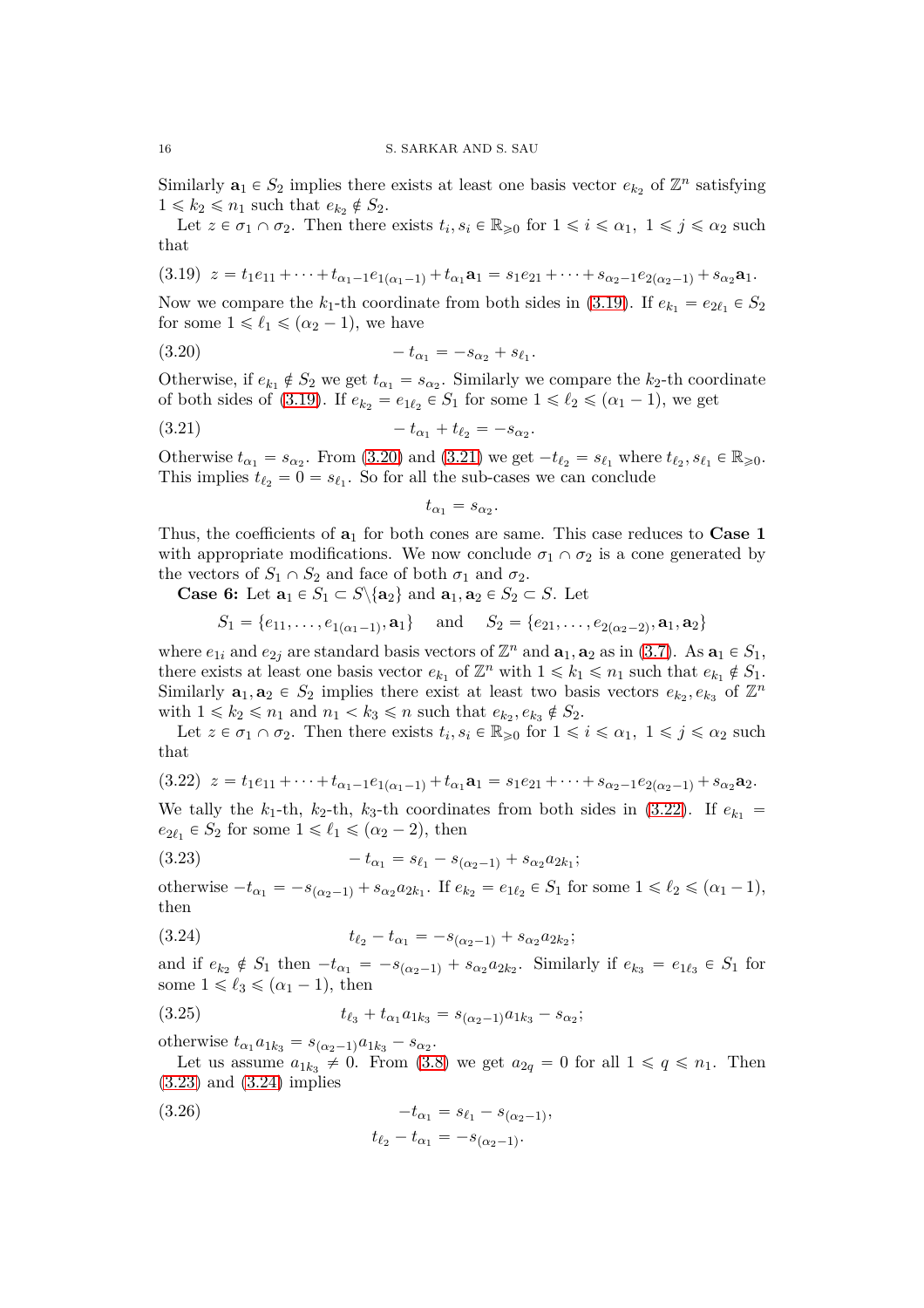Similarly $\mathbf{a}_1 \in S_2$ implies there exists at least one basis vector $e_{k_2}$ of $\mathbb{Z}^n$ satisfying $1 \leqslant k_2 \leqslant n_1$ such that $e_{k_2} \notin S_2$.

Let $z \in \sigma_1 \cap \sigma_2$. Then there exists $t_i, s_i \in \mathbb{R}_{\geqslant 0}$ for $1 \leqslant i \leqslant \alpha_1,\ 1 \leqslant j \leqslant \alpha_2$ such that

$$z = t_1 e_{11} + \cdots + t_{\alpha_1 - 1} e_{1(\alpha_1 - 1)} + t_{\alpha_1}\mathbf{a}_1 = s_1 e_{21} + \cdots + s_{\alpha_2 - 1} e_{2(\alpha_2 - 1)} + s_{\alpha_2}\mathbf{a}_1. \tag{3.19}$$

Now we compare the $k_1$-th coordinate from both sides in (3.19). If $e_{k_1} = e_{2\ell_1} \in S_2$ for some $1 \leqslant \ell_1 \leqslant (\alpha_2 - 1)$, we have

$$-t_{\alpha_1} = -s_{\alpha_2} + s_{\ell_1}. \tag{3.20}$$

Otherwise, if $e_{k_1} \notin S_2$ we get $t_{\alpha_1} = s_{\alpha_2}$. Similarly we compare the $k_2$-th coordinate of both sides of (3.19). If $e_{k_2} = e_{1\ell_2} \in S_1$ for some $1 \leqslant \ell_2 \leqslant (\alpha_1 - 1)$, we get

$$-t_{\alpha_1} + t_{\ell_2} = -s_{\alpha_2}. \tag{3.21}$$

Otherwise $t_{\alpha_1} = s_{\alpha_2}$. From (3.20) and (3.21) we get $-t_{\ell_2} = s_{\ell_1}$ where $t_{\ell_2}, s_{\ell_1} \in \mathbb{R}_{\geqslant 0}$. This implies $t_{\ell_2} = 0 = s_{\ell_1}$. So for all the sub-cases we can conclude

$$t_{\alpha_1} = s_{\alpha_2}.$$

Thus, the coefficients of $\mathbf{a}_1$ for both cones are same. This case reduces to **Case 1** with appropriate modifications. We now conclude $\sigma_1 \cap \sigma_2$ is a cone generated by the vectors of $S_1 \cap S_2$ and face of both $\sigma_1$ and $\sigma_2$.

**Case 6:** Let $\mathbf{a}_1 \in S_1 \subset S \backslash \{\mathbf{a}_2\}$ and $\mathbf{a}_1, \mathbf{a}_2 \in S_2 \subset S$. Let

$$S_1 = \{e_{11}, \ldots, e_{1(\alpha_1 - 1)}, \mathbf{a}_1\} \quad \text{and} \quad S_2 = \{e_{21}, \ldots, e_{2(\alpha_2 - 2)}, \mathbf{a}_1, \mathbf{a}_2\}$$

where $e_{1i}$ and $e_{2j}$ are standard basis vectors of $\mathbb{Z}^n$ and $\mathbf{a}_1, \mathbf{a}_2$ as in (3.7). As $\mathbf{a}_1 \in S_1$, there exists at least one basis vector $e_{k_1}$ of $\mathbb{Z}^n$ with $1 \leqslant k_1 \leqslant n_1$ such that $e_{k_1} \notin S_1$. Similarly $\mathbf{a}_1, \mathbf{a}_2 \in S_2$ implies there exist at least two basis vectors $e_{k_2}, e_{k_3}$ of $\mathbb{Z}^n$ with $1 \leqslant k_2 \leqslant n_1$ and $n_1 < k_3 \leqslant n$ such that $e_{k_2}, e_{k_3} \notin S_2$.

Let $z \in \sigma_1 \cap \sigma_2$. Then there exists $t_i, s_i \in \mathbb{R}_{\geqslant 0}$ for $1 \leqslant i \leqslant \alpha_1,\ 1 \leqslant j \leqslant \alpha_2$ such that

$$z = t_1 e_{11} + \cdots + t_{\alpha_1 - 1} e_{1(\alpha_1 - 1)} + t_{\alpha_1}\mathbf{a}_1 = s_1 e_{21} + \cdots + s_{\alpha_2 - 1} e_{2(\alpha_2 - 1)} + s_{\alpha_2}\mathbf{a}_2. \tag{3.22}$$

We tally the $k_1$-th, $k_2$-th, $k_3$-th coordinates from both sides in (3.22). If $e_{k_1} = e_{2\ell_1} \in S_2$ for some $1 \leqslant \ell_1 \leqslant (\alpha_2 - 2)$, then

$$-t_{\alpha_1} = s_{\ell_1} - s_{(\alpha_2 - 1)} + s_{\alpha_2} a_{2k_1}; \tag{3.23}$$

otherwise $-t_{\alpha_1} = -s_{(\alpha_2 - 1)} + s_{\alpha_2} a_{2k_1}$. If $e_{k_2} = e_{1\ell_2} \in S_1$ for some $1 \leqslant \ell_2 \leqslant (\alpha_1 - 1)$, then

$$t_{\ell_2} - t_{\alpha_1} = -s_{(\alpha_2 - 1)} + s_{\alpha_2} a_{2k_2}; \tag{3.24}$$

and if $e_{k_2} \notin S_1$ then $-t_{\alpha_1} = -s_{(\alpha_2 - 1)} + s_{\alpha_2} a_{2k_2}$. Similarly if $e_{k_3} = e_{1\ell_3} \in S_1$ for some $1 \leqslant \ell_3 \leqslant (\alpha_1 - 1)$, then

$$t_{\ell_3} + t_{\alpha_1} a_{1k_3} = s_{(\alpha_2 - 1)} a_{1k_3} - s_{\alpha_2}; \tag{3.25}$$

otherwise $t_{\alpha_1} a_{1k_3} = s_{(\alpha_2 - 1)} a_{1k_3} - s_{\alpha_2}$.

Let us assume $a_{1k_3} \neq 0$. From (3.8) we get $a_{2q} = 0$ for all $1 \leqslant q \leqslant n_1$. Then (3.23) and (3.24) implies

$$\begin{aligned} -t_{\alpha_1} &= s_{\ell_1} - s_{(\alpha_2 - 1)}, \\ t_{\ell_2} - t_{\alpha_1} &= -s_{(\alpha_2 - 1)}. \end{aligned} \tag{3.26}$$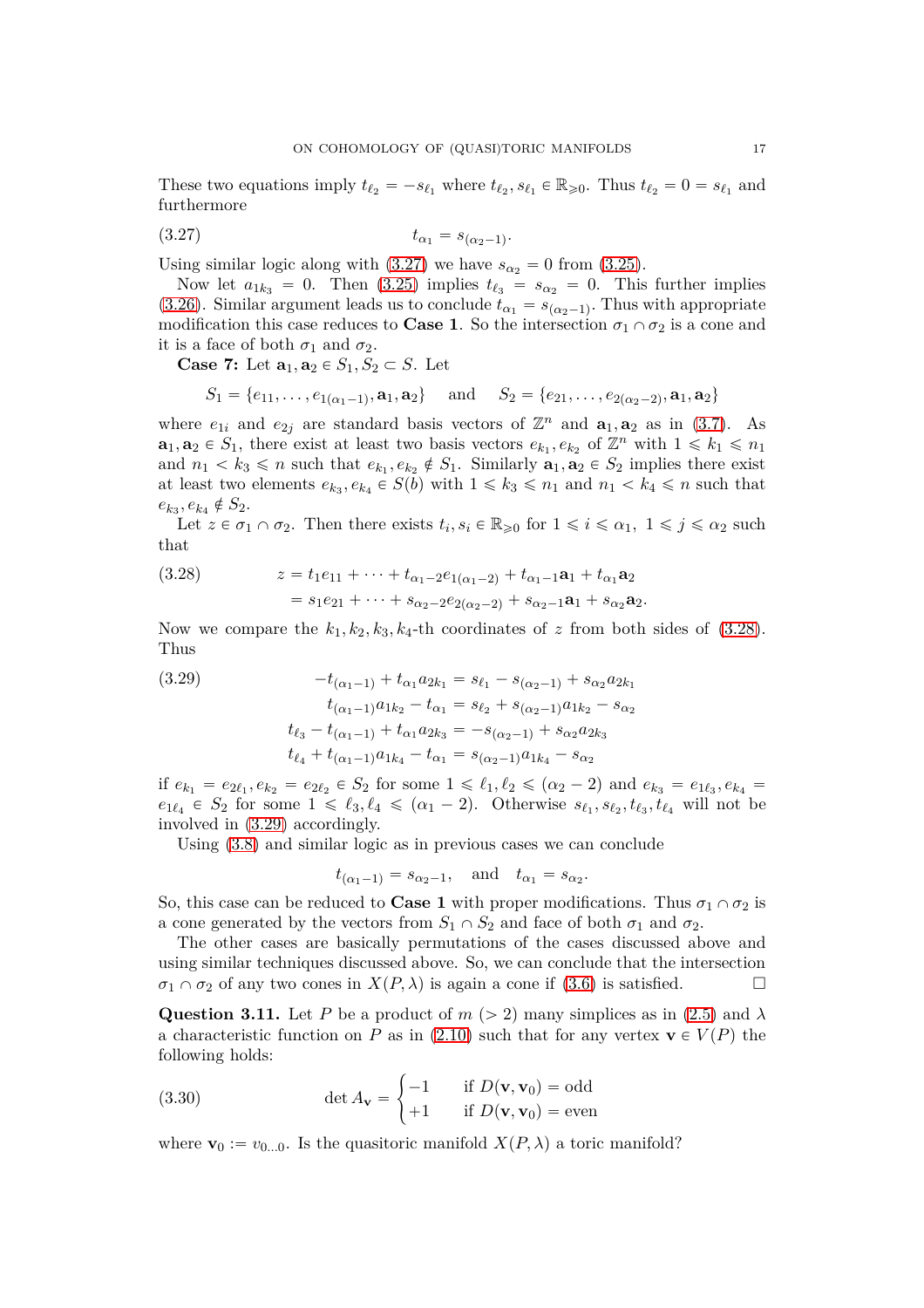These two equations imply $t_{\ell_2} = -s_{\ell_1}$ where $t_{\ell_2}, s_{\ell_1} \in \mathbb{R}_{\geqslant 0}$. Thus $t_{\ell_2} = 0 = s_{\ell_1}$ and furthermore

$$t_{\alpha_1} = s_{(\alpha_2 - 1)}. \tag{3.27}$$

Using similar logic along with (3.27) we have $s_{\alpha_2} = 0$ from (3.25).

Now let $a_{1k_3} = 0$. Then (3.25) implies $t_{\ell_3} = s_{\alpha_2} = 0$. This further implies (3.26). Similar argument leads us to conclude $t_{\alpha_1} = s_{(\alpha_2 - 1)}$. Thus with appropriate modification this case reduces to **Case 1**. So the intersection $\sigma_1 \cap \sigma_2$ is a cone and it is a face of both $\sigma_1$ and $\sigma_2$.

**Case 7:** Let $\mathbf{a}_1, \mathbf{a}_2 \in S_1, S_2 \subset S$. Let

$$S_1 = \{e_{11}, \ldots, e_{1(\alpha_1 - 1)}, \mathbf{a}_1, \mathbf{a}_2\} \quad \text{and} \quad S_2 = \{e_{21}, \ldots, e_{2(\alpha_2 - 2)}, \mathbf{a}_1, \mathbf{a}_2\}$$

where $e_{1i}$ and $e_{2j}$ are standard basis vectors of $\mathbb{Z}^n$ and $\mathbf{a}_1, \mathbf{a}_2$ as in (3.7). As $\mathbf{a}_1, \mathbf{a}_2 \in S_1$, there exist at least two basis vectors $e_{k_1}, e_{k_2}$ of $\mathbb{Z}^n$ with $1 \leqslant k_1 \leqslant n_1$ and $n_1 < k_3 \leqslant n$ such that $e_{k_1}, e_{k_2} \notin S_1$. Similarly $\mathbf{a}_1, \mathbf{a}_2 \in S_2$ implies there exist at least two elements $e_{k_3}, e_{k_4} \in S(b)$ with $1 \leqslant k_3 \leqslant n_1$ and $n_1 < k_4 \leqslant n$ such that $e_{k_3}, e_{k_4} \notin S_2$.

Let $z \in \sigma_1 \cap \sigma_2$. Then there exists $t_i, s_i \in \mathbb{R}_{\geqslant 0}$ for $1 \leqslant i \leqslant \alpha_1,\ 1 \leqslant j \leqslant \alpha_2$ such that

$$\begin{aligned} z &= t_1 e_{11} + \cdots + t_{\alpha_1 - 2} e_{1(\alpha_1 - 2)} + t_{\alpha_1 - 1}\mathbf{a}_1 + t_{\alpha_1}\mathbf{a}_2 \\ &= s_1 e_{21} + \cdots + s_{\alpha_2 - 2} e_{2(\alpha_2 - 2)} + s_{\alpha_2 - 1}\mathbf{a}_1 + s_{\alpha_2}\mathbf{a}_2. \end{aligned} \tag{3.28}$$

Now we compare the $k_1, k_2, k_3, k_4$-th coordinates of $z$ from both sides of (3.28). Thus

$$\begin{aligned} -t_{(\alpha_1 - 1)} + t_{\alpha_1} a_{2k_1} &= s_{\ell_1} - s_{(\alpha_2 - 1)} + s_{\alpha_2} a_{2k_1} \\ t_{(\alpha_1 - 1)} a_{1k_2} - t_{\alpha_1} &= s_{\ell_2} + s_{(\alpha_2 - 1)} a_{1k_2} - s_{\alpha_2} \\ t_{\ell_3} - t_{(\alpha_1 - 1)} + t_{\alpha_1} a_{2k_3} &= -s_{(\alpha_2 - 1)} + s_{\alpha_2} a_{2k_3} \\ t_{\ell_4} + t_{(\alpha_1 - 1)} a_{1k_4} - t_{\alpha_1} &= s_{(\alpha_2 - 1)} a_{1k_4} - s_{\alpha_2} \end{aligned} \tag{3.29}$$

if $e_{k_1} = e_{2\ell_1}, e_{k_2} = e_{2\ell_2} \in S_2$ for some $1 \leqslant \ell_1, \ell_2 \leqslant (\alpha_2 - 2)$ and $e_{k_3} = e_{1\ell_3}, e_{k_4} = e_{1\ell_4} \in S_2$ for some $1 \leqslant \ell_3, \ell_4 \leqslant (\alpha_1 - 2)$. Otherwise $s_{\ell_1}, s_{\ell_2}, t_{\ell_3}, t_{\ell_4}$ will not be involved in (3.29) accordingly.

Using (3.8) and similar logic as in previous cases we can conclude

$$t_{(\alpha_1 - 1)} = s_{\alpha_2 - 1}, \quad \text{and} \quad t_{\alpha_1} = s_{\alpha_2}.$$

So, this case can be reduced to **Case 1** with proper modifications. Thus $\sigma_1 \cap \sigma_2$ is a cone generated by the vectors from $S_1 \cap S_2$ and face of both $\sigma_1$ and $\sigma_2$.

The other cases are basically permutations of the cases discussed above and using similar techniques discussed above. So, we can conclude that the intersection $\sigma_1 \cap \sigma_2$ of any two cones in $X(P, \lambda)$ is again a cone if (3.6) is satisfied. $\square$

**Question 3.11.** Let $P$ be a product of $m$ $(> 2)$ many simplices as in (2.5) and $\lambda$ a characteristic function on $P$ as in (2.10) such that for any vertex $\mathbf{v} \in V(P)$ the following holds:

$$\det A_{\mathbf{v}} = \begin{cases} -1 & \text{if } D(\mathbf{v}, \mathbf{v}_0) = \text{odd} \\ +1 & \text{if } D(\mathbf{v}, \mathbf{v}_0) = \text{even} \end{cases} \tag{3.30}$$

where $\mathbf{v}_0 := v_{0\ldots 0}$. Is the quasitoric manifold $X(P, \lambda)$ a toric manifold?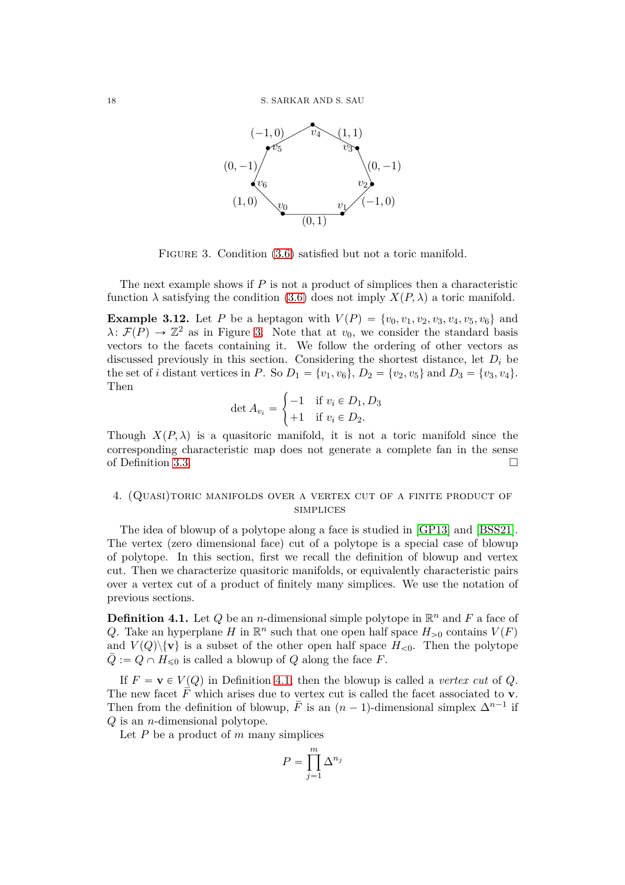FIGURE 3. Condition (3.6) satisfied but not a toric manifold.

The next example shows if $P$ is not a product of simplices then a characteristic function $\lambda$ satisfying the condition (3.6) does not imply $X(P, \lambda)$ a toric manifold.

**Example 3.12.** Let $P$ be a heptagon with $V(P) = \{v_0, v_1, v_2, v_3, v_4, v_5, v_6\}$ and $\lambda \colon \mathcal{F}(P) \to \mathbb{Z}^2$ as in Figure 3. Note that at $v_0$, we consider the standard basis vectors to the facets containing it. We follow the ordering of other vectors as discussed previously in this section. Considering the shortest distance, let $D_i$ be the set of $i$ distant vertices in $P$. So $D_1 = \{v_1, v_6\}$, $D_2 = \{v_2, v_5\}$ and $D_3 = \{v_3, v_4\}$. Then

$$\det A_{v_i} = \begin{cases} -1 & \text{if } v_i \in D_1, D_3 \\ +1 & \text{if } v_i \in D_2. \end{cases}$$

Though $X(P, \lambda)$ is a quasitoric manifold, it is not a toric manifold since the corresponding characteristic map does not generate a complete fan in the sense of Definition 3.3. $\square$

## 4. (Quasi)toric manifolds over a vertex cut of a finite product of simplices

The idea of blowup of a polytope along a face is studied in [GP13] and [BSS21]. The vertex (zero dimensional face) cut of a polytope is a special case of blowup of polytope. In this section, first we recall the definition of blowup and vertex cut. Then we characterize quasitoric manifolds, or equivalently characteristic pairs over a vertex cut of a product of finitely many simplices. We use the notation of previous sections.

**Definition 4.1.** Let $Q$ be an $n$-dimensional simple polytope in $\mathbb{R}^n$ and $F$ a face of $Q$. Take an hyperplane $H$ in $\mathbb{R}^n$ such that one open half space $H_{>0}$ contains $V(F)$ and $V(Q) \backslash \{\mathbf{v}\}$ is a subset of the other open half space $H_{<0}$. Then the polytope $\bar{Q} := Q \cap H_{\leqslant 0}$ is called a blowup of $Q$ along the face $F$.

If $F = \mathbf{v} \in V(Q)$ in Definition 4.1, then the blowup is called a *vertex cut* of $Q$. The new facet $\bar{F}$ which arises due to vertex cut is called the facet associated to $\mathbf{v}$. Then from the definition of blowup, $\bar{F}$ is an $(n-1)$-dimensional simplex $\Delta^{n-1}$ if $Q$ is an $n$-dimensional polytope.

Let $P$ be a product of $m$ many simplices

$$P = \prod_{j=1}^{m} \Delta^{n_j}$$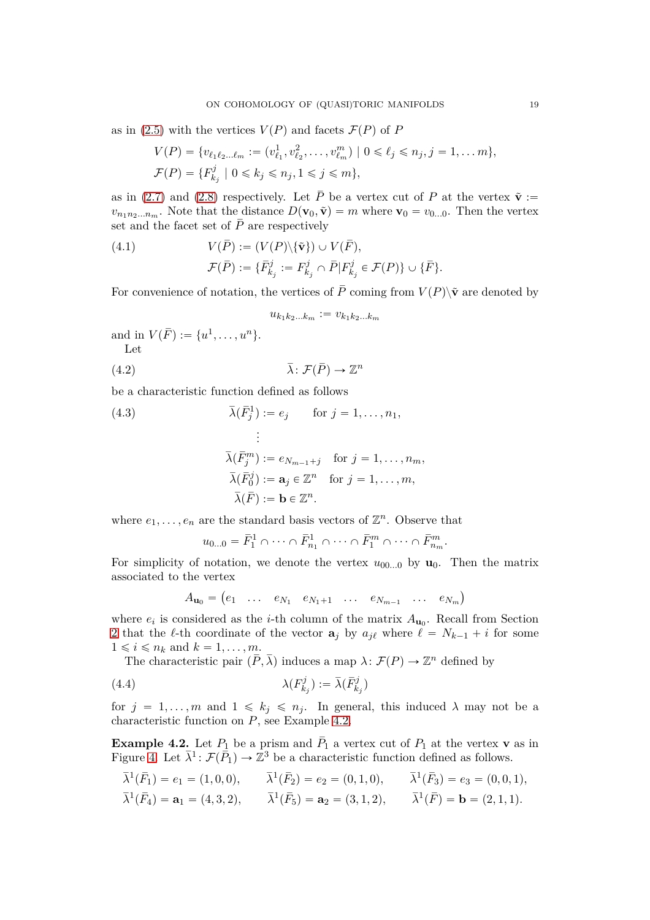as in (2.5) with the vertices $V(P)$ and facets $\mathcal{F}(P)$ of $P$

$$
\begin{aligned}
V(P) &= \{v_{\ell_1\ell_2\ldots\ell_m} := (v^1_{\ell_1}, v^2_{\ell_2}, \ldots, v^m_{\ell_m}) \mid 0 \leqslant \ell_j \leqslant n_j, j = 1, \ldots m\},\\
\mathcal{F}(P) &= \{F^j_{k_j} \mid 0 \leqslant k_j \leqslant n_j, 1 \leqslant j \leqslant m\},
\end{aligned}
$$

as in (2.7) and (2.8) respectively. Let $\bar{P}$ be a vertex cut of $P$ at the vertex $\tilde{\mathbf{v}} := v_{n_1n_2\ldots n_m}$. Note that the distance $D(\mathbf{v}_0, \tilde{\mathbf{v}}) = m$ where $\mathbf{v}_0 = v_{0\ldots 0}$. Then the vertex set and the facet set of $\bar{P}$ are respectively

$$
\begin{aligned}
V(\bar{P}) &:= (V(P)\backslash\{\tilde{\mathbf{v}}\}) \cup V(\bar{F}),\\
\mathcal{F}(\bar{P}) &:= \{\bar{F}^j_{k_j} := F^j_{k_j} \cap \bar{P} | F^j_{k_j} \in \mathcal{F}(P)\} \cup \{\bar{F}\}.
\end{aligned} \tag{4.1}
$$

For convenience of notation, the vertices of $\bar{P}$ coming from $V(P)\backslash\tilde{\mathbf{v}}$ are denoted by

$$u_{k_1k_2\ldots k_m} := v_{k_1k_2\ldots k_m}$$

and in $V(\bar{F}) := \{u^1, \ldots, u^n\}$.

Let

$$\bar{\lambda} \colon \mathcal{F}(\bar{P}) \to \mathbb{Z}^n \tag{4.2}$$

be a characteristic function defined as follows

$$
\begin{aligned}
\bar{\lambda}(\bar{F}^1_j) &:= e_j \qquad \text{for } j = 1, \ldots, n_1,\\
&\ \ \vdots\\
\bar{\lambda}(\bar{F}^m_j) &:= e_{N_{m-1}+j} \quad \text{for } j = 1, \ldots, n_m,\\
\bar{\lambda}(\bar{F}^j_0) &:= \mathbf{a}_j \in \mathbb{Z}^n \quad \text{for } j = 1, \ldots, m,\\
\bar{\lambda}(\bar{F}) &:= \mathbf{b} \in \mathbb{Z}^n.
\end{aligned} \tag{4.3}
$$

where $e_1, \ldots, e_n$ are the standard basis vectors of $\mathbb{Z}^n$. Observe that

$$u_{0\ldots 0} = \bar{F}^1_1 \cap \cdots \cap \bar{F}^1_{n_1} \cap \cdots \cap \bar{F}^m_1 \cap \cdots \cap \bar{F}^m_{n_m}.$$

For simplicity of notation, we denote the vertex $u_{00\ldots 0}$ by $\mathbf{u}_0$. Then the matrix associated to the vertex

$$A_{\mathbf{u}_0} = \begin{pmatrix} e_1 & \ldots & e_{N_1} & e_{N_1+1} & \ldots & e_{N_{m-1}} & \ldots & e_{N_m} \end{pmatrix}$$

where $e_i$ is considered as the $i$-th column of the matrix $A_{\mathbf{u}_0}$. Recall from Section 2 that the $\ell$-th coordinate of the vector $\mathbf{a}_j$ by $a_{j\ell}$ where $\ell = N_{k-1} + i$ for some $1 \leqslant i \leqslant n_k$ and $k = 1, \ldots, m$.

The characteristic pair $(\bar{P}, \bar{\lambda})$ induces a map $\lambda \colon \mathcal{F}(P) \to \mathbb{Z}^n$ defined by

$$\lambda(F^j_{k_j}) := \bar{\lambda}(\bar{F}^j_{k_j}) \tag{4.4}$$

for $j = 1, \ldots, m$ and $1 \leqslant k_j \leqslant n_j$. In general, this induced $\lambda$ may not be a characteristic function on $P$, see Example 4.2.

**Example 4.2.** Let $P_1$ be a prism and $\bar{P}_1$ a vertex cut of $P_1$ at the vertex $\mathbf{v}$ as in Figure 4. Let $\bar{\lambda}^1 \colon \mathcal{F}(\bar{P}_1) \to \mathbb{Z}^3$ be a characteristic function defined as follows.

$$
\begin{aligned}
&\bar{\lambda}^1(\bar{F}_1) = e_1 = (1,0,0), \qquad \bar{\lambda}^1(\bar{F}_2) = e_2 = (0,1,0), \qquad \bar{\lambda}^1(\bar{F}_3) = e_3 = (0,0,1),\\
&\bar{\lambda}^1(\bar{F}_4) = \mathbf{a}_1 = (4,3,2), \qquad \bar{\lambda}^1(\bar{F}_5) = \mathbf{a}_2 = (3,1,2), \qquad \bar{\lambda}^1(\bar{F}) = \mathbf{b} = (2,1,1).
\end{aligned}
$$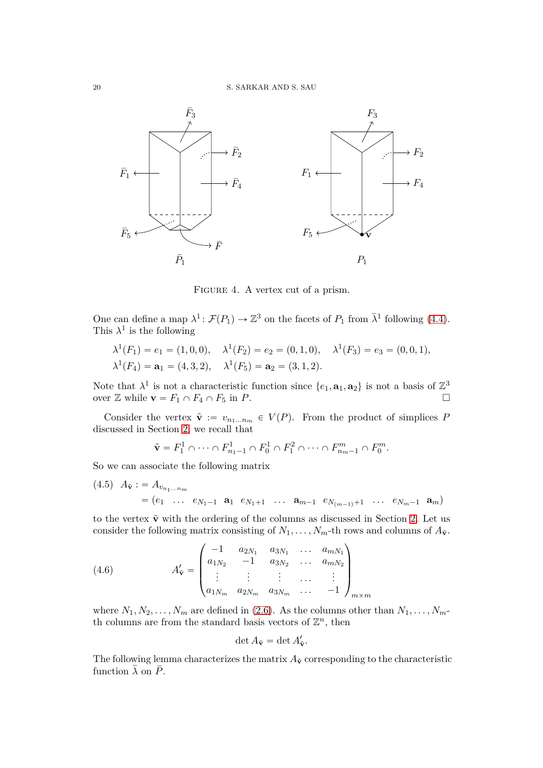Figure 4. A vertex cut of a prism.

One can define a map $\lambda^1 \colon \mathcal{F}(P_1) \to \mathbb{Z}^3$ on the facets of $P_1$ from $\bar{\lambda}^1$ following (4.4). This $\lambda^1$ is the following

$$\lambda^1(F_1) = e_1 = (1,0,0), \quad \lambda^1(F_2) = e_2 = (0,1,0), \quad \lambda^1(F_3) = e_3 = (0,0,1),$$
$$\lambda^1(F_4) = \mathbf{a}_1 = (4,3,2), \quad \lambda^1(F_5) = \mathbf{a}_2 = (3,1,2).$$

Note that $\lambda^1$ is not a characteristic function since $\{e_1, \mathbf{a}_1, \mathbf{a}_2\}$ is not a basis of $\mathbb{Z}^3$ over $\mathbb{Z}$ while $\mathbf{v} = F_1 \cap F_4 \cap F_5$ in $P$. $\square$

Consider the vertex $\tilde{\mathbf{v}} := v_{n_1 \dots n_m} \in V(P)$. From the product of simplices $P$ discussed in Section 2, we recall that

$$\tilde{\mathbf{v}} = F_1^1 \cap \dots \cap F_{n_1-1}^1 \cap F_0^1 \cap F_1^2 \cap \dots \cap F_{n_m-1}^m \cap F_0^m.$$

So we can associate the following matrix

$$(4.5) \quad \begin{aligned} A_{\tilde{\mathbf{v}}} &:= A_{v_{n_1 \dots n_m}} \\ &= (e_1 \ \dots \ e_{N_1-1} \ \mathbf{a}_1 \ e_{N_1+1} \ \dots \ \mathbf{a}_{m-1} \ e_{N_{(m-1)}+1} \ \dots \ e_{N_m-1} \ \mathbf{a}_m) \end{aligned}$$

to the vertex $\tilde{\mathbf{v}}$ with the ordering of the columns as discussed in Section 2. Let us consider the following matrix consisting of $N_1, \dots, N_m$-th rows and columns of $A_{\tilde{\mathbf{v}}}$.

$$(4.6) \qquad A'_{\tilde{\mathbf{v}}} = \begin{pmatrix} -1 & a_{2N_1} & a_{3N_1} & \dots & a_{mN_1} \\ a_{1N_2} & -1 & a_{3N_2} & \dots & a_{mN_2} \\ \vdots & \vdots & \vdots & \dots & \vdots \\ a_{1N_m} & a_{2N_m} & a_{3N_m} & \dots & -1 \end{pmatrix}_{m \times m}$$

where $N_1, N_2, \dots, N_m$ are defined in (2.6). As the columns other than $N_1, \dots, N_m$-th columns are from the standard basis vectors of $\mathbb{Z}^n$, then

$$\det A_{\tilde{\mathbf{v}}} = \det A'_{\tilde{\mathbf{v}}}.$$

The following lemma characterizes the matrix $A_{\tilde{\mathbf{v}}}$ corresponding to the characteristic function $\bar{\lambda}$ on $\bar{P}$.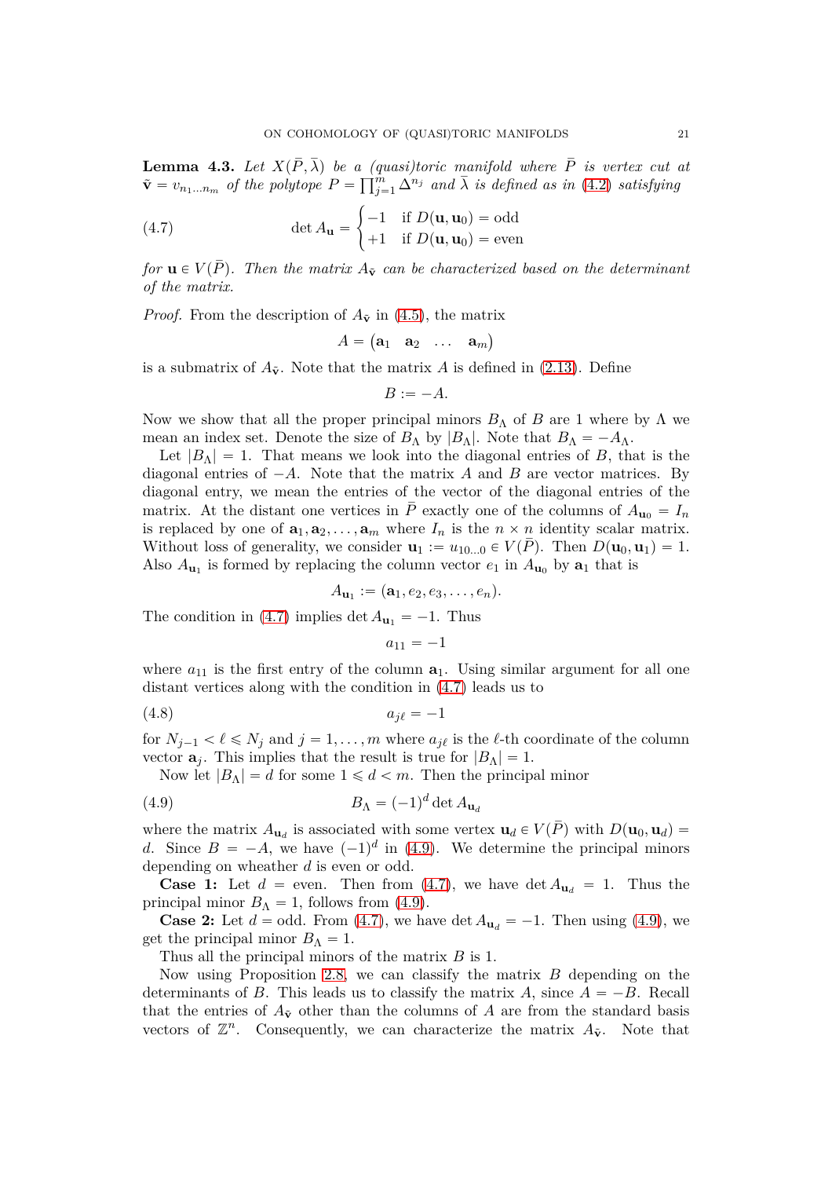**Lemma 4.3.** *Let $X(\bar{P}, \bar{\lambda})$ be a (quasi)toric manifold where $\bar{P}$ is vertex cut at $\tilde{\mathbf{v}} = v_{n_1 \ldots n_m}$ of the polytope $P = \prod_{j=1}^{m} \Delta^{n_j}$ and $\bar{\lambda}$ is defined as in (4.2) satisfying*

$$
\det A_{\mathbf{u}} = \begin{cases} -1 & \text{if } D(\mathbf{u}, \mathbf{u}_0) = \text{odd} \\ +1 & \text{if } D(\mathbf{u}, \mathbf{u}_0) = \text{even} \end{cases} \tag{4.7}
$$

*for $\mathbf{u} \in V(\bar{P})$. Then the matrix $A_{\tilde{\mathbf{v}}}$ can be characterized based on the determinant of the matrix.*

*Proof.* From the description of $A_{\tilde{\mathbf{v}}}$ in (4.5), the matrix

$$
A = \begin{pmatrix} \mathbf{a}_1 & \mathbf{a}_2 & \ldots & \mathbf{a}_m \end{pmatrix}
$$

is a submatrix of $A_{\tilde{\mathbf{v}}}$. Note that the matrix $A$ is defined in (2.13). Define

$$
B := -A.
$$

Now we show that all the proper principal minors $B_\Lambda$ of $B$ are 1 where by $\Lambda$ we mean an index set. Denote the size of $B_\Lambda$ by $|B_\Lambda|$. Note that $B_\Lambda = -A_\Lambda$.

Let $|B_\Lambda| = 1$. That means we look into the diagonal entries of $B$, that is the diagonal entries of $-A$. Note that the matrix $A$ and $B$ are vector matrices. By diagonal entry, we mean the entries of the vector of the diagonal entries of the matrix. At the distant one vertices in $\bar{P}$ exactly one of the columns of $A_{\mathbf{u}_0} = I_n$ is replaced by one of $\mathbf{a}_1, \mathbf{a}_2, \ldots, \mathbf{a}_m$ where $I_n$ is the $n \times n$ identity scalar matrix. Without loss of generality, we consider $\mathbf{u}_1 := u_{10\ldots0} \in V(\bar{P})$. Then $D(\mathbf{u}_0, \mathbf{u}_1) = 1$. Also $A_{\mathbf{u}_1}$ is formed by replacing the column vector $e_1$ in $A_{\mathbf{u}_0}$ by $\mathbf{a}_1$ that is

$$
A_{\mathbf{u}_1} := (\mathbf{a}_1, e_2, e_3, \ldots, e_n).
$$

The condition in (4.7) implies $\det A_{\mathbf{u}_1} = -1$. Thus

$$
a_{11} = -1
$$

where $a_{11}$ is the first entry of the column $\mathbf{a}_1$. Using similar argument for all one distant vertices along with the condition in (4.7) leads us to

$$
a_{j\ell} = -1 \tag{4.8}
$$

for $N_{j-1} < \ell \leqslant N_j$ and $j = 1, \ldots, m$ where $a_{j\ell}$ is the $\ell$-th coordinate of the column vector $\mathbf{a}_j$. This implies that the result is true for $|B_\Lambda| = 1$.

Now let $|B_\Lambda| = d$ for some $1 \leqslant d < m$. Then the principal minor

$$
B_\Lambda = (-1)^d \det A_{\mathbf{u}_d} \tag{4.9}
$$

where the matrix $A_{\mathbf{u}_d}$ is associated with some vertex $\mathbf{u}_d \in V(\bar{P})$ with $D(\mathbf{u}_0, \mathbf{u}_d) = d$. Since $B = -A$, we have $(-1)^d$ in (4.9). We determine the principal minors depending on wheather $d$ is even or odd.

**Case 1:** Let $d$ = even. Then from (4.7), we have $\det A_{\mathbf{u}_d} = 1$. Thus the principal minor $B_\Lambda = 1$, follows from (4.9).

**Case 2:** Let $d$ = odd. From (4.7), we have $\det A_{\mathbf{u}_d} = -1$. Then using (4.9), we get the principal minor $B_\Lambda = 1$.

Thus all the principal minors of the matrix $B$ is 1.

Now using Proposition 2.8, we can classify the matrix $B$ depending on the determinants of $B$. This leads us to classify the matrix $A$, since $A = -B$. Recall that the entries of $A_{\tilde{\mathbf{v}}}$ other than the columns of $A$ are from the standard basis vectors of $\mathbb{Z}^n$. Consequently, we can characterize the matrix $A_{\tilde{\mathbf{v}}}$. Note that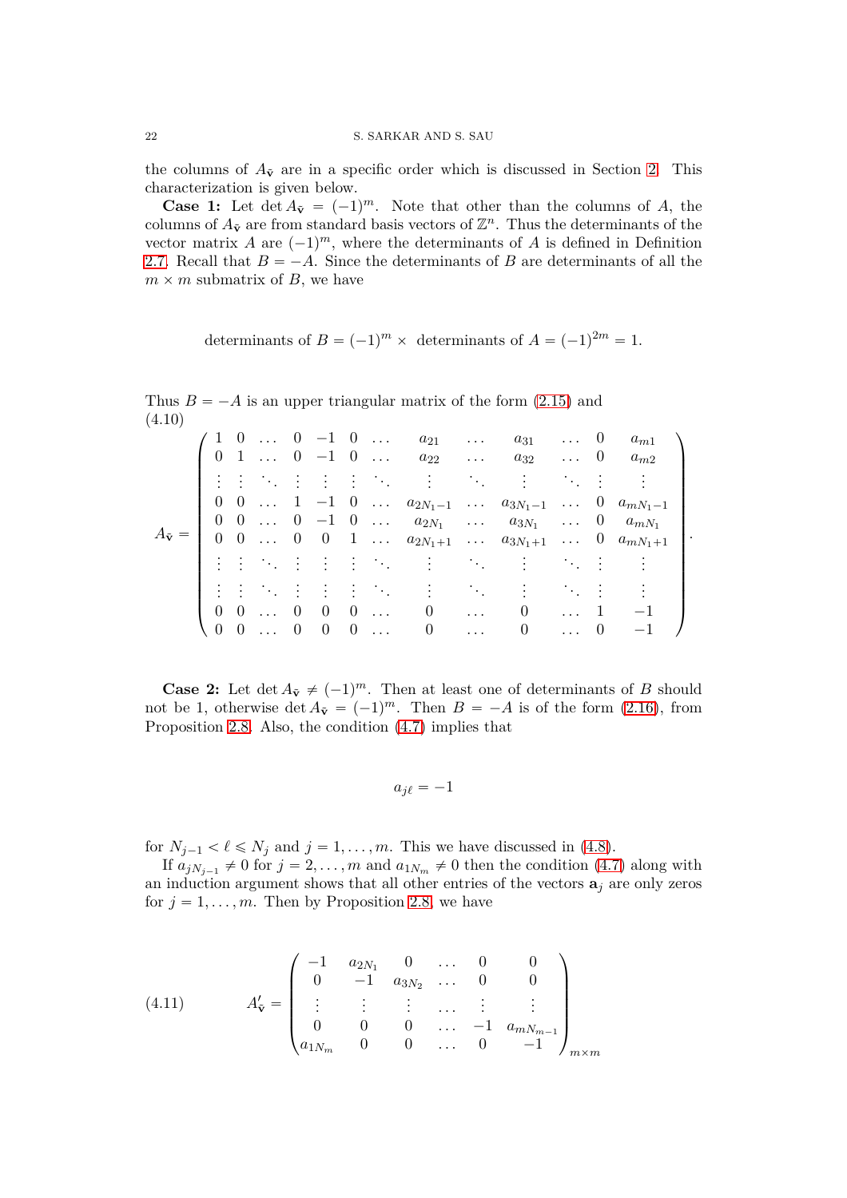the columns of $A_{\tilde{\mathbf{v}}}$ are in a specific order which is discussed in Section 2. This characterization is given below.

**Case 1:** Let $\det A_{\tilde{\mathbf{v}}} = (-1)^m$. Note that other than the columns of $A$, the columns of $A_{\tilde{\mathbf{v}}}$ are from standard basis vectors of $\mathbb{Z}^n$. Thus the determinants of the vector matrix $A$ are $(-1)^m$, where the determinants of $A$ is defined in Definition 2.7. Recall that $B = -A$. Since the determinants of $B$ are determinants of all the $m \times m$ submatrix of $B$, we have

$$\text{determinants of } B = (-1)^m \times \text{ determinants of } A = (-1)^{2m} = 1.$$

Thus $B = -A$ is an upper triangular matrix of the form (2.15) and

$$A_{\tilde{\mathbf{v}}} = \begin{pmatrix} 1 & 0 & \dots & 0 & -1 & 0 & \dots & a_{21} & \dots & a_{31} & \dots & 0 & a_{m1} \\ 0 & 1 & \dots & 0 & -1 & 0 & \dots & a_{22} & \dots & a_{32} & \dots & 0 & a_{m2} \\ \vdots & \vdots & \ddots & \vdots & \vdots & \vdots & \ddots & \vdots & \ddots & \vdots & \ddots & \vdots & \vdots \\ 0 & 0 & \dots & 1 & -1 & 0 & \dots & a_{2N_1-1} & \dots & a_{3N_1-1} & \dots & 0 & a_{mN_1-1} \\ 0 & 0 & \dots & 0 & -1 & 0 & \dots & a_{2N_1} & \dots & a_{3N_1} & \dots & 0 & a_{mN_1} \\ 0 & 0 & \dots & 0 & 0 & 1 & \dots & a_{2N_1+1} & \dots & a_{3N_1+1} & \dots & 0 & a_{mN_1+1} \\ \vdots & \vdots & \ddots & \vdots & \vdots & \vdots & \ddots & \vdots & \ddots & \vdots & \ddots & \vdots & \vdots \\ \vdots & \vdots & \ddots & \vdots & \vdots & \vdots & \ddots & \vdots & \ddots & \vdots & \ddots & \vdots & \vdots \\ 0 & 0 & \dots & 0 & 0 & 0 & \dots & 0 & \dots & 0 & \dots & 1 & -1 \\ 0 & 0 & \dots & 0 & 0 & 0 & \dots & 0 & \dots & 0 & \dots & 0 & -1 \end{pmatrix}. \tag{4.10}$$

**Case 2:** Let $\det A_{\tilde{\mathbf{v}}} \neq (-1)^m$. Then at least one of determinants of $B$ should not be 1, otherwise $\det A_{\tilde{\mathbf{v}}} = (-1)^m$. Then $B = -A$ is of the form (2.16), from Proposition 2.8. Also, the condition (4.7) implies that

$$a_{j\ell} = -1$$

for $N_{j-1} < \ell \leqslant N_j$ and $j = 1, \dots, m$. This we have discussed in (4.8).

If $a_{jN_{j-1}} \neq 0$ for $j = 2, \dots, m$ and $a_{1N_m} \neq 0$ then the condition (4.7) along with an induction argument shows that all other entries of the vectors $\mathbf{a}_j$ are only zeros for $j = 1, \dots, m$. Then by Proposition 2.8, we have

$$A'_{\tilde{\mathbf{v}}} = \begin{pmatrix} -1 & a_{2N_1} & 0 & \dots & 0 & 0 \\ 0 & -1 & a_{3N_2} & \dots & 0 & 0 \\ \vdots & \vdots & \vdots & \dots & \vdots & \vdots \\ 0 & 0 & 0 & \dots & -1 & a_{mN_{m-1}} \\ a_{1N_m} & 0 & 0 & \dots & 0 & -1 \end{pmatrix}_{m \times m} \tag{4.11}$$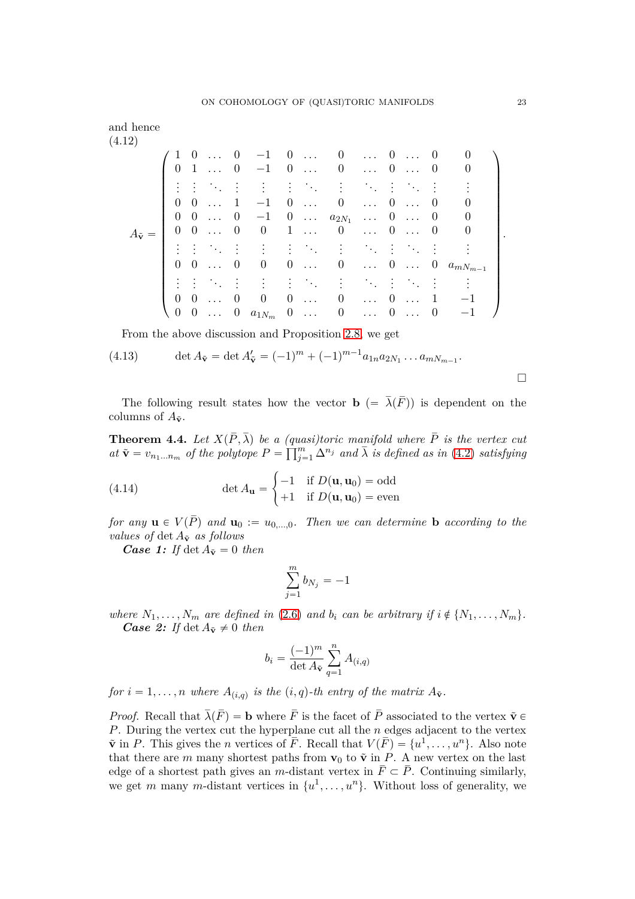and hence

$$
A_{\tilde{\mathbf{v}}} = \begin{pmatrix}
1 & 0 & \dots & 0 & -1 & 0 & \dots & 0 & \dots & 0 & \dots & 0 & 0 \\
0 & 1 & \dots & 0 & -1 & 0 & \dots & 0 & \dots & 0 & \dots & 0 & 0 \\
\vdots & \vdots & \ddots & \vdots & \vdots & \vdots & \ddots & \vdots & \ddots & \vdots & \ddots & \vdots & \vdots \\
0 & 0 & \dots & 1 & -1 & 0 & \dots & 0 & \dots & 0 & \dots & 0 & 0 \\
0 & 0 & \dots & 0 & -1 & 0 & \dots & a_{2N_1} & \dots & 0 & \dots & 0 & 0 \\
0 & 0 & \dots & 0 & 0 & 1 & \dots & 0 & \dots & 0 & \dots & 0 & 0 \\
\vdots & \vdots & \ddots & \vdots & \vdots & \vdots & \ddots & \vdots & \ddots & \vdots & \ddots & \vdots & \vdots \\
0 & 0 & \dots & 0 & 0 & 0 & \dots & 0 & \dots & 0 & \dots & 0 & a_{mN_{m-1}} \\
\vdots & \vdots & \ddots & \vdots & \vdots & \vdots & \ddots & \vdots & \ddots & \vdots & \ddots & \vdots & \vdots \\
0 & 0 & \dots & 0 & 0 & 0 & \dots & 0 & \dots & 0 & \dots & 1 & -1 \\
0 & 0 & \dots & 0 & a_{1N_m} & 0 & \dots & 0 & \dots & 0 & \dots & 0 & -1
\end{pmatrix}. \tag{4.12}
$$

From the above discussion and Proposition 2.8, we get

$$
\det A_{\tilde{\mathbf{v}}} = \det A'_{\tilde{\mathbf{v}}} = (-1)^m + (-1)^{m-1} a_{1n} a_{2N_1} \dots a_{mN_{m-1}}. \tag{4.13}
$$

□

The following result states how the vector $\mathbf{b}$ $(= \bar{\lambda}(\bar{F}))$ is dependent on the columns of $A_{\tilde{\mathbf{v}}}$.

**Theorem 4.4.** *Let $X(\bar{P}, \bar{\lambda})$ be a (quasi)toric manifold where $\bar{P}$ is the vertex cut at $\tilde{\mathbf{v}} = v_{n_1 \dots n_m}$ of the polytope $P = \prod_{j=1}^{m} \Delta^{n_j}$ and $\bar{\lambda}$ is defined as in (4.2) satisfying*

$$
\det A_{\mathbf{u}} = \begin{cases} -1 & \text{if } D(\mathbf{u}, \mathbf{u}_0) = \text{odd} \\ +1 & \text{if } D(\mathbf{u}, \mathbf{u}_0) = \text{even} \end{cases} \tag{4.14}
$$

*for any $\mathbf{u} \in V(\bar{P})$ and $\mathbf{u}_0 := u_{0,\dots,0}$. Then we can determine $\mathbf{b}$ according to the values of $\det A_{\tilde{\mathbf{v}}}$ as follows*

***Case 1:*** *If $\det A_{\tilde{\mathbf{v}}} = 0$ then*

$$
\sum_{j=1}^{m} b_{N_j} = -1
$$

*where $N_1, \dots, N_m$ are defined in (2.6) and $b_i$ can be arbitrary if $i \notin \{N_1, \dots, N_m\}$.*

***Case 2:*** *If $\det A_{\tilde{\mathbf{v}}} \neq 0$ then*

$$
b_i = \frac{(-1)^m}{\det A_{\tilde{\mathbf{v}}}} \sum_{q=1}^{n} A_{(i,q)}
$$

*for $i = 1, \dots, n$ where $A_{(i,q)}$ is the $(i,q)$-th entry of the matrix $A_{\tilde{\mathbf{v}}}$.*

*Proof.* Recall that $\bar{\lambda}(\bar{F}) = \mathbf{b}$ where $\bar{F}$ is the facet of $\bar{P}$ associated to the vertex $\tilde{\mathbf{v}} \in P$. During the vertex cut the hyperplane cut all the $n$ edges adjacent to the vertex $\tilde{\mathbf{v}}$ in $P$. This gives the $n$ vertices of $\bar{F}$. Recall that $V(\bar{F}) = \{u^1, \dots, u^n\}$. Also note that there are $m$ many shortest paths from $\mathbf{v}_0$ to $\tilde{\mathbf{v}}$ in $P$. A new vertex on the last edge of a shortest path gives an $m$-distant vertex in $\bar{F} \subset \bar{P}$. Continuing similarly, we get $m$ many $m$-distant vertices in $\{u^1, \dots, u^n\}$. Without loss of generality, we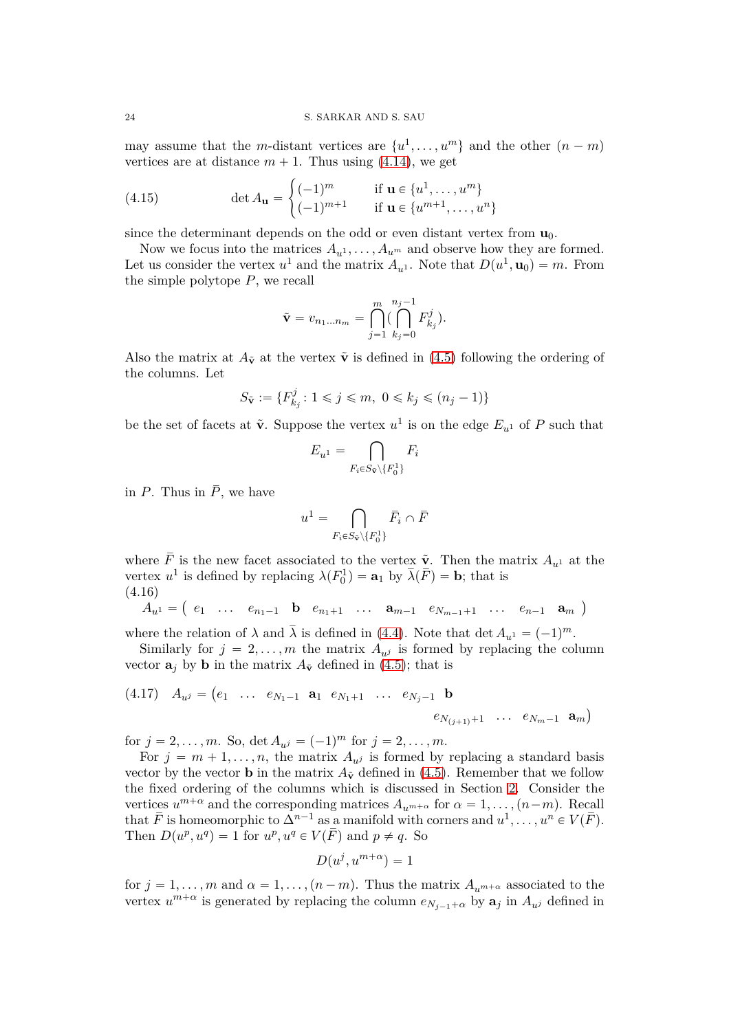may assume that the $m$-distant vertices are $\{u^1, \ldots, u^m\}$ and the other $(n-m)$ vertices are at distance $m+1$. Thus using (4.14), we get

$$\det A_{\mathbf{u}} = \begin{cases} (-1)^m & \text{if } \mathbf{u} \in \{u^1, \ldots, u^m\} \\ (-1)^{m+1} & \text{if } \mathbf{u} \in \{u^{m+1}, \ldots, u^n\} \end{cases} \tag{4.15}$$

since the determinant depends on the odd or even distant vertex from $\mathbf{u}_0$.

Now we focus into the matrices $A_{u^1}, \ldots, A_{u^m}$ and observe how they are formed. Let us consider the vertex $u^1$ and the matrix $A_{u^1}$. Note that $D(u^1, \mathbf{u}_0) = m$. From the simple polytope $P$, we recall

$$\tilde{\mathbf{v}} = v_{n_1 \ldots n_m} = \bigcap_{j=1}^{m} \left( \bigcap_{k_j=0}^{n_j-1} F^j_{k_j} \right).$$

Also the matrix at $A_{\tilde{\mathbf{v}}}$ at the vertex $\tilde{\mathbf{v}}$ is defined in (4.5) following the ordering of the columns. Let

$$S_{\tilde{\mathbf{v}}} := \{F^j_{k_j} : 1 \leqslant j \leqslant m,\ 0 \leqslant k_j \leqslant (n_j - 1)\}$$

be the set of facets at $\tilde{\mathbf{v}}$. Suppose the vertex $u^1$ is on the edge $E_{u^1}$ of $P$ such that

$$E_{u^1} = \bigcap_{F_i \in S_{\tilde{\mathbf{v}}} \setminus \{F^1_0\}} F_i$$

in $P$. Thus in $\bar{P}$, we have

$$u^1 = \bigcap_{F_i \in S_{\tilde{\mathbf{v}}} \setminus \{F^1_0\}} \bar{F}_i \cap \bar{F}$$

where $\bar{F}$ is the new facet associated to the vertex $\tilde{\mathbf{v}}$. Then the matrix $A_{u^1}$ at the vertex $u^1$ is defined by replacing $\lambda(F^1_0) = \mathbf{a}_1$ by $\bar{\lambda}(\bar{F}) = \mathbf{b}$; that is

$$A_{u^1} = \begin{pmatrix} e_1 & \ldots & e_{n_1-1} & \mathbf{b} & e_{n_1+1} & \ldots & \mathbf{a}_{m-1} & e_{N_{m-1}+1} & \ldots & e_{n-1} & \mathbf{a}_m \end{pmatrix} \tag{4.16}$$

where the relation of $\lambda$ and $\bar{\lambda}$ is defined in (4.4). Note that $\det A_{u^1} = (-1)^m$.

Similarly for $j = 2, \ldots, m$ the matrix $A_{u^j}$ is formed by replacing the column vector $\mathbf{a}_j$ by $\mathbf{b}$ in the matrix $A_{\tilde{\mathbf{v}}}$ defined in (4.5); that is

$$A_{u^j} = \begin{pmatrix} e_1 & \ldots & e_{N_1-1} & \mathbf{a}_1 & e_{N_1+1} & \ldots & e_{N_j-1} & \mathbf{b} & e_{N_{(j+1)}+1} & \ldots & e_{N_m-1} & \mathbf{a}_m \end{pmatrix} \tag{4.17}$$

for $j = 2, \ldots, m$. So, $\det A_{u^j} = (-1)^m$ for $j = 2, \ldots, m$.

For $j = m+1, \ldots, n$, the matrix $A_{u^j}$ is formed by replacing a standard basis vector by the vector $\mathbf{b}$ in the matrix $A_{\tilde{\mathbf{v}}}$ defined in (4.5). Remember that we follow the fixed ordering of the columns which is discussed in Section 2. Consider the vertices $u^{m+\alpha}$ and the corresponding matrices $A_{u^{m+\alpha}}$ for $\alpha = 1, \ldots, (n-m)$. Recall that $\bar{F}$ is homeomorphic to $\Delta^{n-1}$ as a manifold with corners and $u^1, \ldots, u^n \in V(\bar{F})$. Then $D(u^p, u^q) = 1$ for $u^p, u^q \in V(\bar{F})$ and $p \neq q$. So

$$D(u^j, u^{m+\alpha}) = 1$$

for $j = 1, \ldots, m$ and $\alpha = 1, \ldots, (n-m)$. Thus the matrix $A_{u^{m+\alpha}}$ associated to the vertex $u^{m+\alpha}$ is generated by replacing the column $e_{N_{j-1}+\alpha}$ by $\mathbf{a}_j$ in $A_{u^j}$ defined in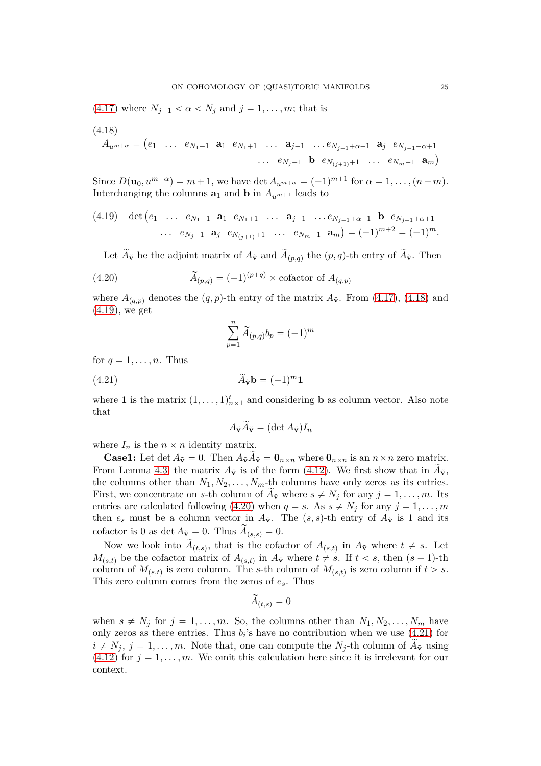(4.17) where $N_{j-1} < \alpha < N_j$ and $j = 1, \ldots, m$; that is

$$
(4.18)\quad A_{u^{m+\alpha}} = \big(e_1 \ \ \ldots \ \ e_{N_1-1} \ \ \mathbf{a}_1 \ \ e_{N_1+1} \ \ \ldots \ \ \mathbf{a}_{j-1} \ \ \ldots e_{N_{j-1}+\alpha-1} \ \ \mathbf{a}_j \ \ e_{N_{j-1}+\alpha+1} \ \ \ldots \ \ e_{N_j-1} \ \ \mathbf{b} \ \ e_{N_{(j+1)}+1} \ \ \ldots \ \ e_{N_m-1} \ \ \mathbf{a}_m\big)
$$

Since $D(\mathbf{u}_0, u^{m+\alpha}) = m+1$, we have $\det A_{u^{m+\alpha}} = (-1)^{m+1}$ for $\alpha = 1, \ldots, (n-m)$. Interchanging the columns $\mathbf{a}_1$ and $\mathbf{b}$ in $A_{u^{m+1}}$ leads to

$$
(4.19)\quad \det\big(e_1 \ \ \ldots \ \ e_{N_1-1} \ \ \mathbf{a}_1 \ \ e_{N_1+1} \ \ \ldots \ \ \mathbf{a}_{j-1} \ \ \ldots e_{N_{j-1}+\alpha-1} \ \ \mathbf{b} \ \ e_{N_{j-1}+\alpha+1} \ \ \ldots \ \ e_{N_j-1} \ \ \mathbf{a}_j \ \ e_{N_{(j+1)}+1} \ \ \ldots \ \ e_{N_m-1} \ \ \mathbf{a}_m\big) = (-1)^{m+2} = (-1)^m.
$$

Let $\widetilde{A}_{\tilde{\mathbf{v}}}$ be the adjoint matrix of $A_{\tilde{\mathbf{v}}}$ and $\widetilde{A}_{(p,q)}$ the $(p,q)$-th entry of $\widetilde{A}_{\tilde{\mathbf{v}}}$. Then

$$
(4.20)\qquad \widetilde{A}_{(p,q)} = (-1)^{(p+q)} \times \text{cofactor of } A_{(q,p)}
$$

where $A_{(q,p)}$ denotes the $(q,p)$-th entry of the matrix $A_{\tilde{\mathbf{v}}}$. From (4.17), (4.18) and (4.19), we get

$$
\sum_{p=1}^{n} \widetilde{A}_{(p,q)} b_p = (-1)^m
$$

for $q = 1, \ldots, n$. Thus

$$
(4.21)\qquad \widetilde{A}_{\tilde{\mathbf{v}}}\mathbf{b} = (-1)^m \mathbf{1}
$$

where $\mathbf{1}$ is the matrix $(1, \ldots, 1)^t_{n\times 1}$ and considering $\mathbf{b}$ as column vector. Also note that

$$
A_{\tilde{\mathbf{v}}}\widetilde{A}_{\tilde{\mathbf{v}}} = (\det A_{\tilde{\mathbf{v}}}) I_n
$$

where $I_n$ is the $n \times n$ identity matrix.

**Case1:** Let $\det A_{\tilde{\mathbf{v}}} = 0$. Then $A_{\tilde{\mathbf{v}}}\widetilde{A}_{\tilde{\mathbf{v}}} = \mathbf{0}_{n\times n}$ where $\mathbf{0}_{n\times n}$ is an $n\times n$ zero matrix. From Lemma 4.3, the matrix $A_{\tilde{\mathbf{v}}}$ is of the form (4.12). We first show that in $\widetilde{A}_{\tilde{\mathbf{v}}}$, the columns other than $N_1, N_2, \ldots, N_m$-th columns have only zeros as its entries. First, we concentrate on $s$-th column of $\widetilde{A}_{\tilde{\mathbf{v}}}$ where $s \neq N_j$ for any $j = 1, \ldots, m$. Its entries are calculated following (4.20) when $q = s$. As $s \neq N_j$ for any $j = 1, \ldots, m$ then $e_s$ must be a column vector in $A_{\tilde{\mathbf{v}}}$. The $(s,s)$-th entry of $A_{\tilde{\mathbf{v}}}$ is 1 and its cofactor is 0 as $\det A_{\tilde{\mathbf{v}}} = 0$. Thus $\widetilde{A}_{(s,s)} = 0$.

Now we look into $\widetilde{A}_{(t,s)}$, that is the cofactor of $A_{(s,t)}$ in $A_{\tilde{\mathbf{v}}}$ where $t \neq s$. Let $M_{(s,t)}$ be the cofactor matrix of $A_{(s,t)}$ in $A_{\tilde{\mathbf{v}}}$ where $t \neq s$. If $t < s$, then $(s-1)$-th column of $M_{(s,t)}$ is zero column. The $s$-th column of $M_{(s,t)}$ is zero column if $t > s$. This zero column comes from the zeros of $e_s$. Thus

$$
\widetilde{A}_{(t,s)} = 0
$$

when $s \neq N_j$ for $j = 1, \ldots, m$. So, the columns other than $N_1, N_2, \ldots, N_m$ have only zeros as there entries. Thus $b_i$'s have no contribution when we use (4.21) for $i \neq N_j$, $j = 1, \ldots, m$. Note that, one can compute the $N_j$-th column of $\widetilde{A}_{\tilde{\mathbf{v}}}$ using (4.12) for $j = 1, \ldots, m$. We omit this calculation here since it is irrelevant for our context.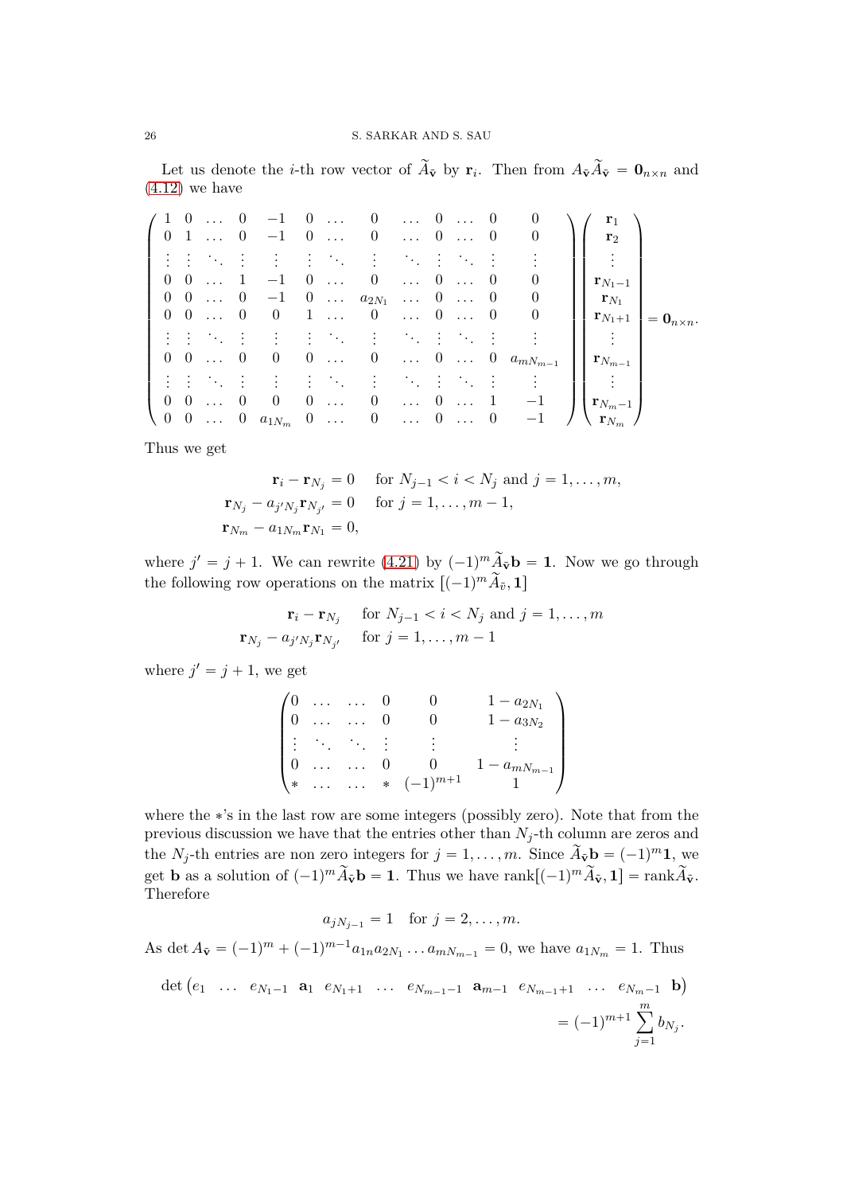Let us denote the $i$-th row vector of $\widetilde{A}_{\tilde{\mathbf{v}}}$ by $\mathbf{r}_i$. Then from $A_{\tilde{\mathbf{v}}}\widetilde{A}_{\tilde{\mathbf{v}}} = \mathbf{0}_{n\times n}$ and (4.12) we have

$$
\begin{pmatrix}
1 & 0 & \dots & 0 & -1 & 0 & \dots & 0 & \dots & 0 & \dots & 0 & 0 \\
0 & 1 & \dots & 0 & -1 & 0 & \dots & 0 & \dots & 0 & \dots & 0 & 0 \\
\vdots & \vdots & \ddots & \vdots & \vdots & \vdots & \ddots & \vdots & \ddots & \vdots & \ddots & \vdots & \vdots \\
0 & 0 & \dots & 1 & -1 & 0 & \dots & 0 & \dots & 0 & \dots & 0 & 0 \\
0 & 0 & \dots & 0 & -1 & 0 & \dots & a_{2N_1} & \dots & 0 & \dots & 0 & 0 \\
0 & 0 & \dots & 0 & 0 & 1 & \dots & 0 & \dots & 0 & \dots & 0 & 0 \\
\vdots & \vdots & \ddots & \vdots & \vdots & \vdots & \ddots & \vdots & \ddots & \vdots & \ddots & \vdots & \vdots \\
0 & 0 & \dots & 0 & 0 & 0 & \dots & 0 & \dots & 0 & \dots & 0 & a_{mN_{m-1}} \\
\vdots & \vdots & \ddots & \vdots & \vdots & \vdots & \ddots & \vdots & \ddots & \vdots & \ddots & \vdots & \vdots \\
0 & 0 & \dots & 0 & 0 & 0 & \dots & 0 & \dots & 0 & \dots & 1 & -1 \\
0 & 0 & \dots & 0 & a_{1N_m} & 0 & \dots & 0 & \dots & 0 & \dots & 0 & -1
\end{pmatrix}
\begin{pmatrix}
\mathbf{r}_1 \\ \mathbf{r}_2 \\ \vdots \\ \mathbf{r}_{N_1-1} \\ \mathbf{r}_{N_1} \\ \mathbf{r}_{N_1+1} \\ \vdots \\ \mathbf{r}_{N_{m-1}} \\ \vdots \\ \mathbf{r}_{N_m-1} \\ \mathbf{r}_{N_m}
\end{pmatrix}
= \mathbf{0}_{n\times n}.
$$

Thus we get

$$
\begin{aligned}
\mathbf{r}_i - \mathbf{r}_{N_j} &= 0 \quad \text{for } N_{j-1} < i < N_j \text{ and } j = 1, \dots, m, \\
\mathbf{r}_{N_j} - a_{j'N_j}\mathbf{r}_{N_{j'}} &= 0 \quad \text{for } j = 1, \dots, m-1, \\
\mathbf{r}_{N_m} - a_{1N_m}\mathbf{r}_{N_1} &= 0,
\end{aligned}
$$

where $j' = j+1$. We can rewrite (4.21) by $(-1)^m\widetilde{A}_{\tilde{\mathbf{v}}}\mathbf{b} = \mathbf{1}$. Now we go through the following row operations on the matrix $[(-1)^m\widetilde{A}_{\tilde{v}}, \mathbf{1}]$

$$
\begin{aligned}
\mathbf{r}_i - \mathbf{r}_{N_j} \quad &\text{for } N_{j-1} < i < N_j \text{ and } j = 1, \dots, m \\
\mathbf{r}_{N_j} - a_{j'N_j}\mathbf{r}_{N_{j'}} \quad &\text{for } j = 1, \dots, m-1
\end{aligned}
$$

where $j' = j+1$, we get

$$
\begin{pmatrix}
0 & \dots & \dots & 0 & 0 & 1 - a_{2N_1} \\
0 & \dots & \dots & 0 & 0 & 1 - a_{3N_2} \\
\vdots & \ddots & \ddots & \vdots & \vdots & \vdots \\
0 & \dots & \dots & 0 & 0 & 1 - a_{mN_{m-1}} \\
* & \dots & \dots & * & (-1)^{m+1} & 1
\end{pmatrix}
$$

where the $*$'s in the last row are some integers (possibly zero). Note that from the previous discussion we have that the entries other than $N_j$-th column are zeros and the $N_j$-th entries are non zero integers for $j = 1, \dots, m$. Since $\widetilde{A}_{\tilde{\mathbf{v}}}\mathbf{b} = (-1)^m\mathbf{1}$, we get $\mathbf{b}$ as a solution of $(-1)^m\widetilde{A}_{\tilde{\mathbf{v}}}\mathbf{b} = \mathbf{1}$. Thus we have $\operatorname{rank}[(-1)^m\widetilde{A}_{\tilde{\mathbf{v}}}, \mathbf{1}] = \operatorname{rank}\widetilde{A}_{\tilde{\mathbf{v}}}$. Therefore

$$
a_{jN_{j-1}} = 1 \quad \text{for } j = 2, \dots, m.
$$

As $\det A_{\tilde{\mathbf{v}}} = (-1)^m + (-1)^{m-1}a_{1n}a_{2N_1}\dots a_{mN_{m-1}} = 0$, we have $a_{1N_m} = 1$. Thus

$$
\det\begin{pmatrix} e_1 & \dots & e_{N_1-1} & \mathbf{a}_1 & e_{N_1+1} & \dots & e_{N_{m-1}-1} & \mathbf{a}_{m-1} & e_{N_{m-1}+1} & \dots & e_{N_m-1} & \mathbf{b} \end{pmatrix} = (-1)^{m+1}\sum_{j=1}^{m} b_{N_j}.
$$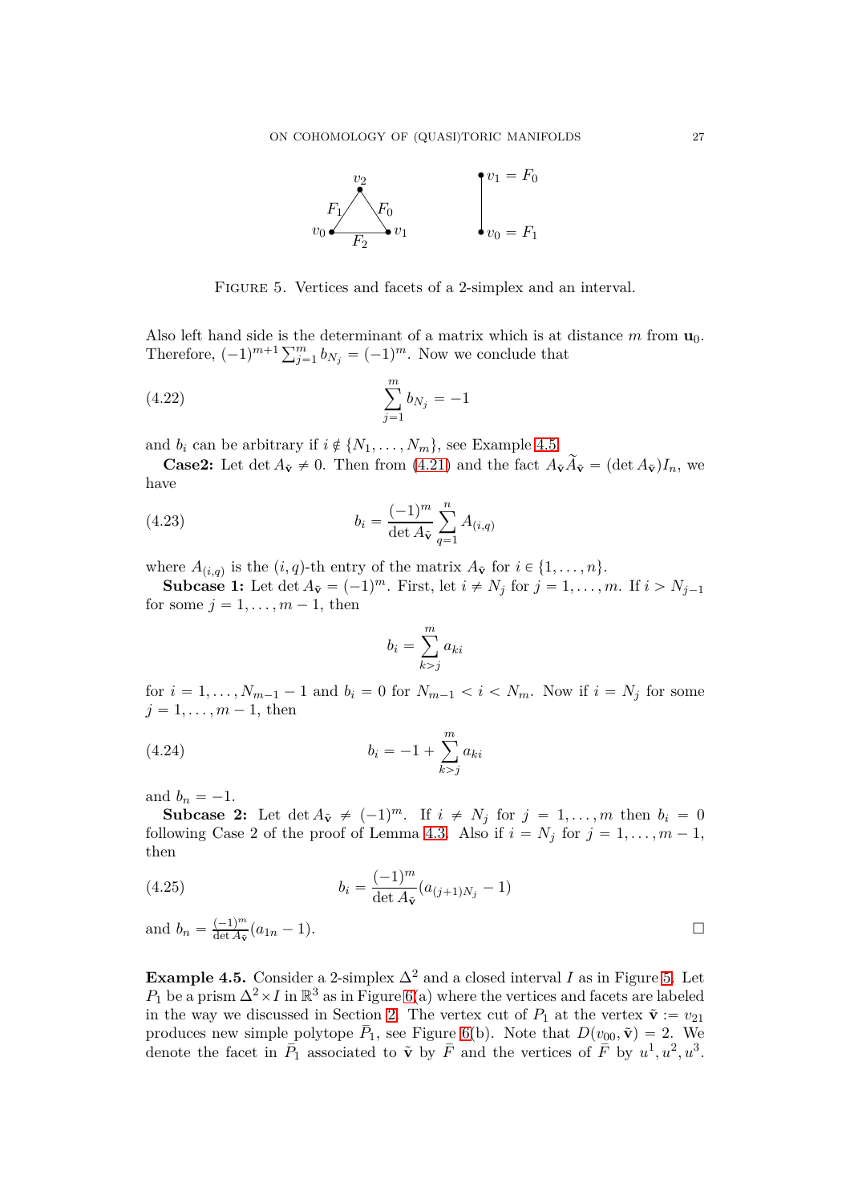Figure 5. Vertices and facets of a 2-simplex and an interval.

Also left hand side is the determinant of a matrix which is at distance $m$ from $\mathbf{u}_0$. Therefore, $(-1)^{m+1}\sum_{j=1}^{m} b_{N_j} = (-1)^m$. Now we conclude that

$$\sum_{j=1}^{m} b_{N_j} = -1 \tag{4.22}$$

and $b_i$ can be arbitrary if $i \notin \{N_1, \ldots, N_m\}$, see Example 4.5.

**Case2:** Let $\det A_{\tilde{\mathbf{v}}} \neq 0$. Then from (4.21) and the fact $A_{\tilde{\mathbf{v}}}\widetilde{A}_{\tilde{\mathbf{v}}} = (\det A_{\tilde{\mathbf{v}}})I_n$, we have

$$b_i = \frac{(-1)^m}{\det A_{\tilde{\mathbf{v}}}} \sum_{q=1}^{n} A_{(i,q)} \tag{4.23}$$

where $A_{(i,q)}$ is the $(i,q)$-th entry of the matrix $A_{\tilde{\mathbf{v}}}$ for $i \in \{1, \ldots, n\}$.

**Subcase 1:** Let $\det A_{\tilde{\mathbf{v}}} = (-1)^m$. First, let $i \neq N_j$ for $j = 1, \ldots, m$. If $i > N_{j-1}$ for some $j = 1, \ldots, m-1$, then

$$b_i = \sum_{k>j}^{m} a_{ki}$$

for $i = 1, \ldots, N_{m-1} - 1$ and $b_i = 0$ for $N_{m-1} < i < N_m$. Now if $i = N_j$ for some $j = 1, \ldots, m-1$, then

$$b_i = -1 + \sum_{k>j}^{m} a_{ki} \tag{4.24}$$

and $b_n = -1$.

**Subcase 2:** Let $\det A_{\tilde{\mathbf{v}}} \neq (-1)^m$. If $i \neq N_j$ for $j = 1, \ldots, m$ then $b_i = 0$ following Case 2 of the proof of Lemma 4.3. Also if $i = N_j$ for $j = 1, \ldots, m-1$, then

$$b_i = \frac{(-1)^m}{\det A_{\tilde{\mathbf{v}}}}(a_{(j+1)N_j} - 1) \tag{4.25}$$

and $b_n = \frac{(-1)^m}{\det A_{\tilde{\mathbf{v}}}}(a_{1n} - 1)$. $\square$

**Example 4.5.** Consider a 2-simplex $\Delta^2$ and a closed interval $I$ as in Figure 5. Let $P_1$ be a prism $\Delta^2 \times I$ in $\mathbb{R}^3$ as in Figure 6(a) where the vertices and facets are labeled in the way we discussed in Section 2. The vertex cut of $P_1$ at the vertex $\tilde{\mathbf{v}} := v_{21}$ produces new simple polytope $\bar{P}_1$, see Figure 6(b). Note that $D(v_{00}, \tilde{\mathbf{v}}) = 2$. We denote the facet in $\bar{P}_1$ associated to $\tilde{\mathbf{v}}$ by $\bar{F}$ and the vertices of $\bar{F}$ by $u^1, u^2, u^3$.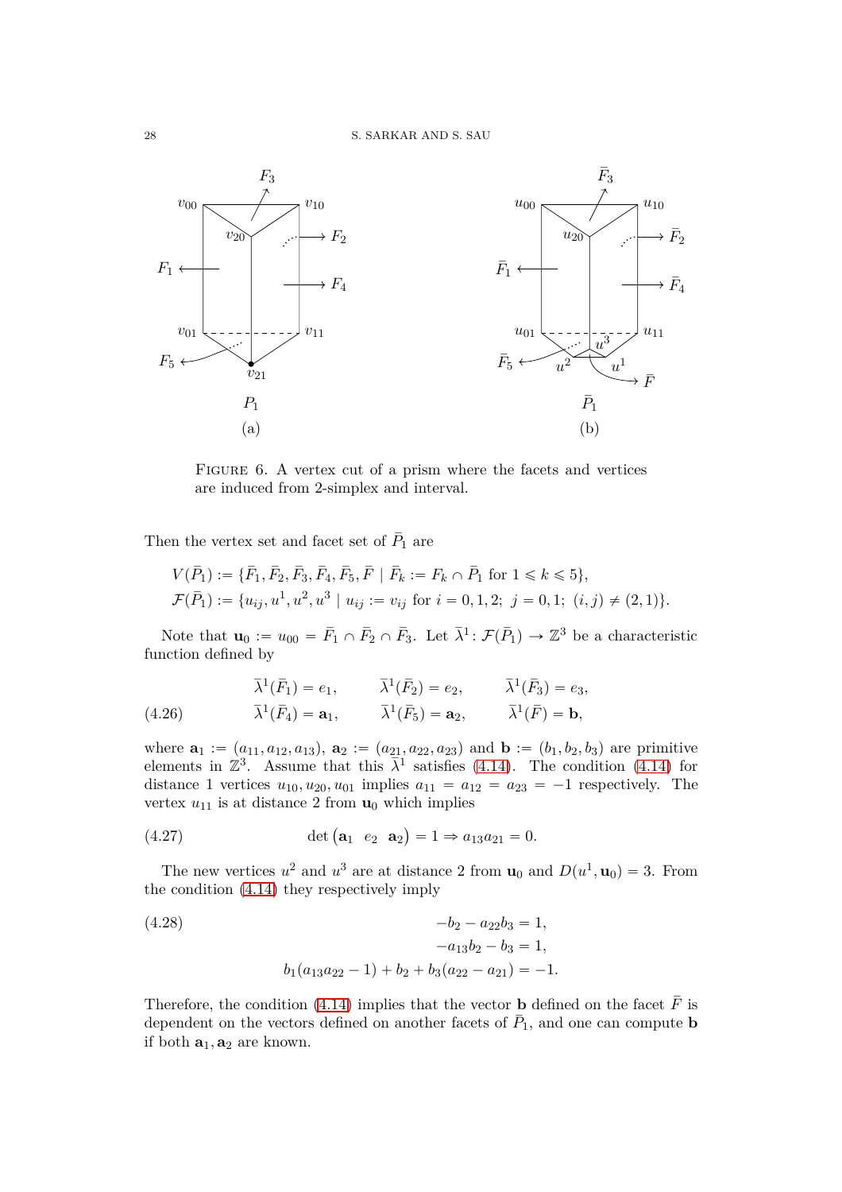FIGURE 6. A vertex cut of a prism where the facets and vertices are induced from 2-simplex and interval.

Then the vertex set and facet set of $\bar{P}_1$ are

$$V(\bar{P}_1) := \{\bar{F}_1, \bar{F}_2, \bar{F}_3, \bar{F}_4, \bar{F}_5, \bar{F} \mid \bar{F}_k := F_k \cap \bar{P}_1 \text{ for } 1 \leqslant k \leqslant 5\},$$
$$\mathcal{F}(\bar{P}_1) := \{u_{ij}, u^1, u^2, u^3 \mid u_{ij} := v_{ij} \text{ for } i = 0, 1, 2;\ j = 0, 1;\ (i, j) \neq (2, 1)\}.$$

Note that $\mathbf{u}_0 := u_{00} = \bar{F}_1 \cap \bar{F}_2 \cap \bar{F}_3$. Let $\bar{\lambda}^1 \colon \mathcal{F}(\bar{P}_1) \to \mathbb{Z}^3$ be a characteristic function defined by

$$\begin{aligned} &\bar{\lambda}^1(\bar{F}_1) = e_1, \qquad \bar{\lambda}^1(\bar{F}_2) = e_2, \qquad \bar{\lambda}^1(\bar{F}_3) = e_3, \\ &\bar{\lambda}^1(\bar{F}_4) = \mathbf{a}_1, \qquad \bar{\lambda}^1(\bar{F}_5) = \mathbf{a}_2, \qquad \bar{\lambda}^1(\bar{F}) = \mathbf{b}, \end{aligned} \tag{4.26}$$

where $\mathbf{a}_1 := (a_{11}, a_{12}, a_{13})$, $\mathbf{a}_2 := (a_{21}, a_{22}, a_{23})$ and $\mathbf{b} := (b_1, b_2, b_3)$ are primitive elements in $\mathbb{Z}^3$. Assume that this $\bar{\lambda}^1$ satisfies (4.14). The condition (4.14) for distance 1 vertices $u_{10}, u_{20}, u_{01}$ implies $a_{11} = a_{12} = a_{23} = -1$ respectively. The vertex $u_{11}$ is at distance 2 from $\mathbf{u}_0$ which implies

$$\det \begin{pmatrix} \mathbf{a}_1 & e_2 & \mathbf{a}_2 \end{pmatrix} = 1 \Rightarrow a_{13}a_{21} = 0. \tag{4.27}$$

The new vertices $u^2$ and $u^3$ are at distance 2 from $\mathbf{u}_0$ and $D(u^1, \mathbf{u}_0) = 3$. From the condition (4.14) they respectively imply

$$\begin{aligned} -b_2 - a_{22}b_3 &= 1, \\ -a_{13}b_2 - b_3 &= 1, \\ b_1(a_{13}a_{22} - 1) + b_2 + b_3(a_{22} - a_{21}) &= -1. \end{aligned} \tag{4.28}$$

Therefore, the condition (4.14) implies that the vector $\mathbf{b}$ defined on the facet $\bar{F}$ is dependent on the vectors defined on another facets of $\bar{P}_1$, and one can compute $\mathbf{b}$ if both $\mathbf{a}_1, \mathbf{a}_2$ are known.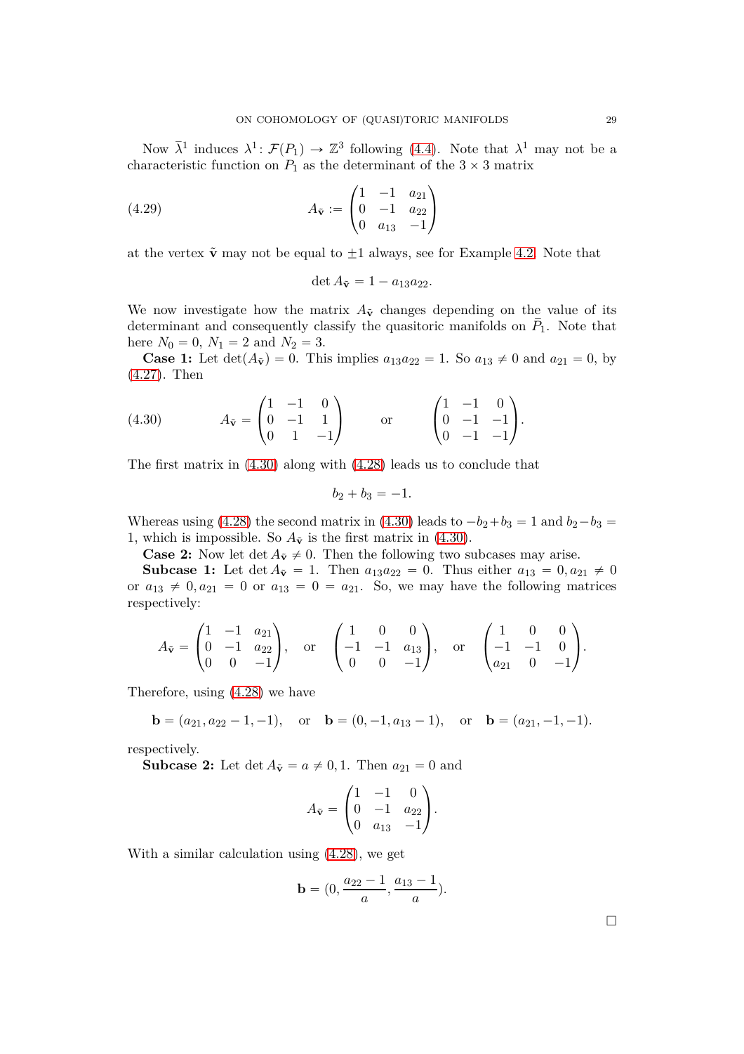Now $\bar{\lambda}^1$ induces $\lambda^1 \colon \mathcal{F}(P_1) \to \mathbb{Z}^3$ following (4.4). Note that $\lambda^1$ may not be a characteristic function on $P_1$ as the determinant of the $3 \times 3$ matrix

$$A_{\tilde{\mathbf{v}}} := \begin{pmatrix} 1 & -1 & a_{21} \\ 0 & -1 & a_{22} \\ 0 & a_{13} & -1 \end{pmatrix} \tag{4.29}$$

at the vertex $\tilde{\mathbf{v}}$ may not be equal to $\pm 1$ always, see for Example 4.2. Note that

$$\det A_{\tilde{\mathbf{v}}} = 1 - a_{13}a_{22}.$$

We now investigate how the matrix $A_{\tilde{\mathbf{v}}}$ changes depending on the value of its determinant and consequently classify the quasitoric manifolds on $\bar{P}_1$. Note that here $N_0 = 0$, $N_1 = 2$ and $N_2 = 3$.

**Case 1:** Let $\det(A_{\tilde{\mathbf{v}}}) = 0$. This implies $a_{13}a_{22} = 1$. So $a_{13} \neq 0$ and $a_{21} = 0$, by (4.27). Then

$$A_{\tilde{\mathbf{v}}} = \begin{pmatrix} 1 & -1 & 0 \\ 0 & -1 & 1 \\ 0 & 1 & -1 \end{pmatrix} \qquad \text{or} \qquad \begin{pmatrix} 1 & -1 & 0 \\ 0 & -1 & -1 \\ 0 & -1 & -1 \end{pmatrix}. \tag{4.30}$$

The first matrix in (4.30) along with (4.28) leads us to conclude that

$$b_2 + b_3 = -1.$$

Whereas using (4.28) the second matrix in (4.30) leads to $-b_2 + b_3 = 1$ and $b_2 - b_3 = 1$, which is impossible. So $A_{\tilde{\mathbf{v}}}$ is the first matrix in (4.30).

**Case 2:** Now let $\det A_{\tilde{\mathbf{v}}} \neq 0$. Then the following two subcases may arise.

**Subcase 1:** Let $\det A_{\tilde{\mathbf{v}}} = 1$. Then $a_{13}a_{22} = 0$. Thus either $a_{13} = 0, a_{21} \neq 0$ or $a_{13} \neq 0, a_{21} = 0$ or $a_{13} = 0 = a_{21}$. So, we may have the following matrices respectively:

$$A_{\tilde{\mathbf{v}}} = \begin{pmatrix} 1 & -1 & a_{21} \\ 0 & -1 & a_{22} \\ 0 & 0 & -1 \end{pmatrix}, \quad \text{or} \quad \begin{pmatrix} 1 & 0 & 0 \\ -1 & -1 & a_{13} \\ 0 & 0 & -1 \end{pmatrix}, \quad \text{or} \quad \begin{pmatrix} 1 & 0 & 0 \\ -1 & -1 & 0 \\ a_{21} & 0 & -1 \end{pmatrix}.$$

Therefore, using (4.28) we have

$$\mathbf{b} = (a_{21}, a_{22} - 1, -1), \quad \text{or} \quad \mathbf{b} = (0, -1, a_{13} - 1), \quad \text{or} \quad \mathbf{b} = (a_{21}, -1, -1).$$

respectively.

**Subcase 2:** Let $\det A_{\tilde{\mathbf{v}}} = a \neq 0, 1$. Then $a_{21} = 0$ and

$$A_{\tilde{\mathbf{v}}} = \begin{pmatrix} 1 & -1 & 0 \\ 0 & -1 & a_{22} \\ 0 & a_{13} & -1 \end{pmatrix}.$$

With a similar calculation using (4.28), we get

$$\mathbf{b} = (0, \frac{a_{22} - 1}{a}, \frac{a_{13} - 1}{a}).$$

$\square$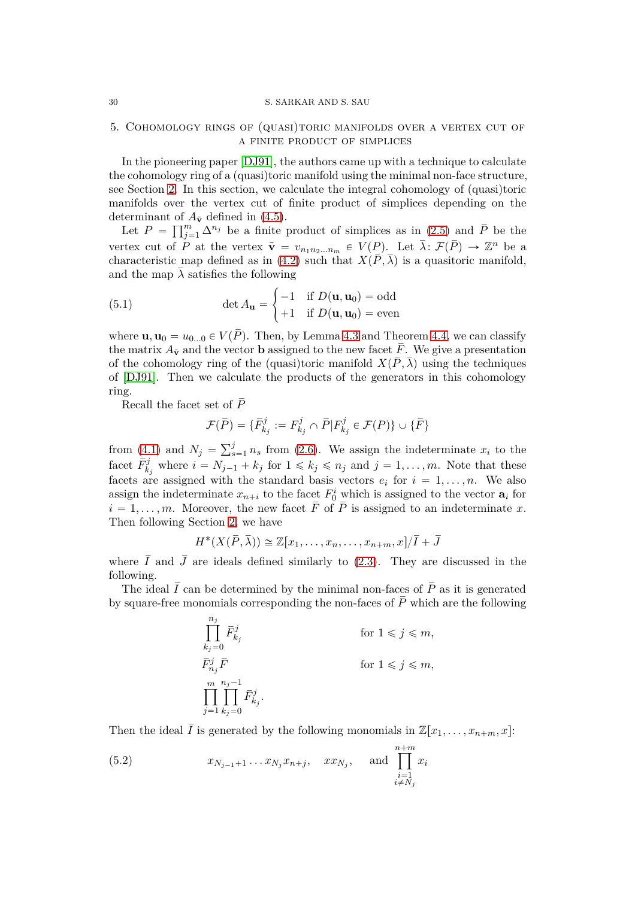## 5. Cohomology rings of (quasi)toric manifolds over a vertex cut of a finite product of simplices

In the pioneering paper [DJ91], the authors came up with a technique to calculate the cohomology ring of a (quasi)toric manifold using the minimal non-face structure, see Section 2. In this section, we calculate the integral cohomology of (quasi)toric manifolds over the vertex cut of finite product of simplices depending on the determinant of $A_{\tilde{\mathbf{v}}}$ defined in (4.5).

Let $P = \prod_{j=1}^{m} \Delta^{n_j}$ be a finite product of simplices as in (2.5) and $\bar{P}$ be the vertex cut of $P$ at the vertex $\tilde{\mathbf{v}} = v_{n_1 n_2 \dots n_m} \in V(P)$. Let $\bar{\lambda} \colon \mathcal{F}(\bar{P}) \to \mathbb{Z}^n$ be a characteristic map defined as in (4.2) such that $X(\bar{P}, \bar{\lambda})$ is a quasitoric manifold, and the map $\bar{\lambda}$ satisfies the following

$$\det A_{\mathbf{u}} = \begin{cases} -1 & \text{if } D(\mathbf{u}, \mathbf{u}_0) = \text{odd} \\ +1 & \text{if } D(\mathbf{u}, \mathbf{u}_0) = \text{even} \end{cases} \tag{5.1}$$

where $\mathbf{u}, \mathbf{u}_0 = u_{0\dots 0} \in V(\bar{P})$. Then, by Lemma 4.3 and Theorem 4.4, we can classify the matrix $A_{\tilde{\mathbf{v}}}$ and the vector $\mathbf{b}$ assigned to the new facet $\bar{F}$. We give a presentation of the cohomology ring of the (quasi)toric manifold $X(\bar{P}, \bar{\lambda})$ using the techniques of [DJ91]. Then we calculate the products of the generators in this cohomology ring.

Recall the facet set of $\bar{P}$

$$\mathcal{F}(\bar{P}) = \{\bar{F}^j_{k_j} := F^j_{k_j} \cap \bar{P} | F^j_{k_j} \in \mathcal{F}(P)\} \cup \{\bar{F}\}$$

from (4.1) and $N_j = \sum_{s=1}^{j} n_s$ from (2.6). We assign the indeterminate $x_i$ to the facet $\bar{F}^j_{k_j}$ where $i = N_{j-1} + k_j$ for $1 \leqslant k_j \leqslant n_j$ and $j = 1, \dots, m$. Note that these facets are assigned with the standard basis vectors $e_i$ for $i = 1, \dots, n$. We also assign the indeterminate $x_{n+i}$ to the facet $F^i_0$ which is assigned to the vector $\mathbf{a}_i$ for $i = 1, \dots, m$. Moreover, the new facet $\bar{F}$ of $\bar{P}$ is assigned to an indeterminate $x$. Then following Section 2, we have

$$H^*(X(\bar{P}, \bar{\lambda})) \cong \mathbb{Z}[x_1, \dots, x_n, \dots, x_{n+m}, x]/\bar{I} + \bar{J}$$

where $\bar{I}$ and $\bar{J}$ are ideals defined similarly to (2.3). They are discussed in the following.

The ideal $\bar{I}$ can be determined by the minimal non-faces of $\bar{P}$ as it is generated by square-free monomials corresponding the non-faces of $\bar{P}$ which are the following

$$\begin{aligned}
&\prod_{k_j=0}^{n_j} \bar{F}^j_{k_j} && \text{for } 1 \leqslant j \leqslant m,\\
&\bar{F}^j_{n_j} \bar{F} && \text{for } 1 \leqslant j \leqslant m,\\
&\prod_{j=1}^{m} \prod_{k_j=0}^{n_j-1} \bar{F}^j_{k_j}.
\end{aligned}$$

Then the ideal $\bar{I}$ is generated by the following monomials in $\mathbb{Z}[x_1, \dots, x_{n+m}, x]$:

$$x_{N_{j-1}+1} \dots x_{N_j} x_{n+j}, \quad x x_{N_j}, \quad \text{and } \prod_{\substack{i=1 \\ i \neq N_j}}^{n+m} x_i \tag{5.2}$$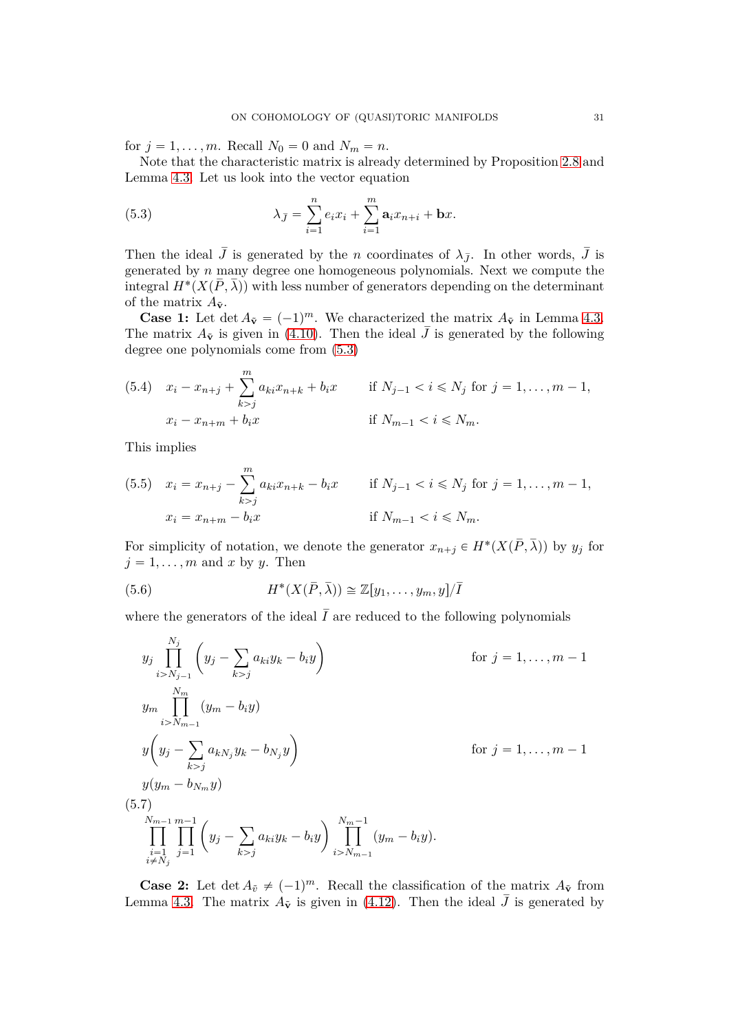for $j = 1, \ldots, m$. Recall $N_0 = 0$ and $N_m = n$.

Note that the characteristic matrix is already determined by Proposition 2.8 and Lemma 4.3. Let us look into the vector equation

$$\lambda_{\bar{J}} = \sum_{i=1}^{n} e_i x_i + \sum_{i=1}^{m} \mathbf{a}_i x_{n+i} + \mathbf{b}x. \tag{5.3}$$

Then the ideal $\bar{J}$ is generated by the $n$ coordinates of $\lambda_{\bar{J}}$. In other words, $\bar{J}$ is generated by $n$ many degree one homogeneous polynomials. Next we compute the integral $H^*(X(\bar{P}, \bar{\lambda}))$ with less number of generators depending on the determinant of the matrix $A_{\bar{\mathbf{v}}}$.

**Case 1:** Let $\det A_{\bar{\mathbf{v}}} = (-1)^m$. We characterized the matrix $A_{\bar{\mathbf{v}}}$ in Lemma 4.3. The matrix $A_{\bar{\mathbf{v}}}$ is given in (4.10). Then the ideal $\bar{J}$ is generated by the following degree one polynomials come from (5.3)

$$\begin{aligned}
&x_i - x_{n+j} + \sum_{k>j}^{m} a_{ki} x_{n+k} + b_i x \qquad && \text{if } N_{j-1} < i \leqslant N_j \text{ for } j = 1, \ldots, m-1, \\
&x_i - x_{n+m} + b_i x && \text{if } N_{m-1} < i \leqslant N_m.
\end{aligned} \tag{5.4}$$

This implies

$$\begin{aligned}
&x_i = x_{n+j} - \sum_{k>j}^{m} a_{ki} x_{n+k} - b_i x \qquad && \text{if } N_{j-1} < i \leqslant N_j \text{ for } j = 1, \ldots, m-1, \\
&x_i = x_{n+m} - b_i x && \text{if } N_{m-1} < i \leqslant N_m.
\end{aligned} \tag{5.5}$$

For simplicity of notation, we denote the generator $x_{n+j} \in H^*(X(\bar{P}, \bar{\lambda}))$ by $y_j$ for $j = 1, \ldots, m$ and $x$ by $y$. Then

$$H^*(X(\bar{P}, \bar{\lambda})) \cong \mathbb{Z}[y_1, \ldots, y_m, y]/\bar{I} \tag{5.6}$$

where the generators of the ideal $\bar{I}$ are reduced to the following polynomials

$$\begin{aligned}
&y_j \prod_{i>N_{j-1}}^{N_j} \Big( y_j - \sum_{k>j} a_{ki} y_k - b_i y \Big) && \text{for } j = 1, \ldots, m-1 \\
&y_m \prod_{i>N_{m-1}}^{N_m} (y_m - b_i y) && \\
&y \Big( y_j - \sum_{k>j} a_{kN_j} y_k - b_{N_j} y \Big) && \text{for } j = 1, \ldots, m-1 \\
&y (y_m - b_{N_m} y) && \\
&\prod_{\substack{i=1 \\ i \neq N_j}}^{N_{m-1}} \prod_{j=1}^{m-1} \Big( y_j - \sum_{k>j} a_{ki} y_k - b_i y \Big) \prod_{i>N_{m-1}}^{N_m - 1} (y_m - b_i y). &&
\end{aligned} \tag{5.7}$$

**Case 2:** Let $\det A_{\bar{v}} \neq (-1)^m$. Recall the classification of the matrix $A_{\bar{\mathbf{v}}}$ from Lemma 4.3. The matrix $A_{\bar{\mathbf{v}}}$ is given in (4.12). Then the ideal $\bar{J}$ is generated by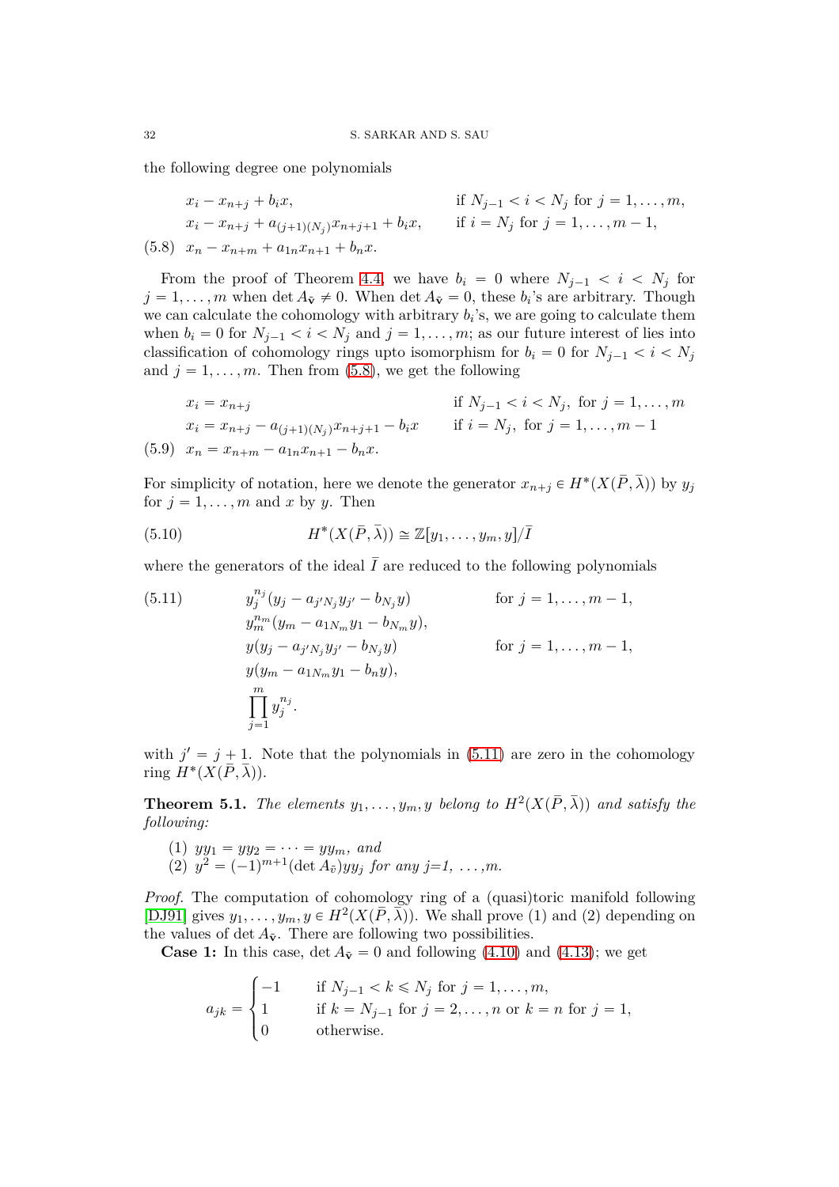the following degree one polynomials

$$
\begin{aligned}
&x_i - x_{n+j} + b_i x, && \text{if } N_{j-1} < i < N_j \text{ for } j = 1, \ldots, m,\\
&x_i - x_{n+j} + a_{(j+1)(N_j)} x_{n+j+1} + b_i x, && \text{if } i = N_j \text{ for } j = 1, \ldots, m-1,\\
&x_n - x_{n+m} + a_{1n} x_{n+1} + b_n x. && 
\end{aligned}
\tag{5.8}
$$

From the proof of Theorem 4.4, we have $b_i = 0$ where $N_{j-1} < i < N_j$ for $j = 1, \ldots, m$ when $\det A_{\tilde{\mathbf{v}}} \neq 0$. When $\det A_{\tilde{\mathbf{v}}} = 0$, these $b_i$'s are arbitrary. Though we can calculate the cohomology with arbitrary $b_i$'s, we are going to calculate them when $b_i = 0$ for $N_{j-1} < i < N_j$ and $j = 1, \ldots, m$; as our future interest of lies into classification of cohomology rings upto isomorphism for $b_i = 0$ for $N_{j-1} < i < N_j$ and $j = 1, \ldots, m$. Then from (5.8), we get the following

$$
\begin{aligned}
&x_i = x_{n+j} && \text{if } N_{j-1} < i < N_j, \text{ for } j = 1, \ldots, m\\
&x_i = x_{n+j} - a_{(j+1)(N_j)} x_{n+j+1} - b_i x && \text{if } i = N_j, \text{ for } j = 1, \ldots, m-1\\
&x_n = x_{n+m} - a_{1n} x_{n+1} - b_n x. &&
\end{aligned}
\tag{5.9}
$$

For simplicity of notation, here we denote the generator $x_{n+j} \in H^*(X(\bar{P}, \bar{\lambda}))$ by $y_j$ for $j = 1, \ldots, m$ and $x$ by $y$. Then

$$
H^*(X(\bar{P}, \bar{\lambda})) \cong \mathbb{Z}[y_1, \ldots, y_m, y]/\bar{I}
\tag{5.10}
$$

where the generators of the ideal $\bar{I}$ are reduced to the following polynomials

$$
\begin{aligned}
&y_j^{n_j}(y_j - a_{j'N_j} y_{j'} - b_{N_j} y) && \text{for } j = 1, \ldots, m-1,\\
&y_m^{n_m}(y_m - a_{1N_m} y_1 - b_{N_m} y), &&\\
&y(y_j - a_{j'N_j} y_{j'} - b_{N_j} y) && \text{for } j = 1, \ldots, m-1,\\
&y(y_m - a_{1N_m} y_1 - b_n y), &&\\
&\prod_{j=1}^{m} y_j^{n_j}. &&
\end{aligned}
\tag{5.11}
$$

with $j' = j+1$. Note that the polynomials in (5.11) are zero in the cohomology ring $H^*(X(\bar{P}, \bar{\lambda}))$.

**Theorem 5.1.** *The elements $y_1, \ldots, y_m, y$ belong to $H^2(X(\bar{P}, \bar{\lambda}))$ and satisfy the following:*

1. $yy_1 = yy_2 = \cdots = yy_m$, *and*
2. $y^2 = (-1)^{m+1}(\det A_{\tilde{v}}) yy_j$ *for any j=1, ..., m.*

*Proof.* The computation of cohomology ring of a (quasi)toric manifold following [DJ91] gives $y_1, \ldots, y_m, y \in H^2(X(\bar{P}, \bar{\lambda}))$. We shall prove (1) and (2) depending on the values of $\det A_{\tilde{\mathbf{v}}}$. There are following two possibilities.

**Case 1:** In this case, $\det A_{\tilde{\mathbf{v}}} = 0$ and following (4.10) and (4.13); we get

$$
a_{jk} = \begin{cases} -1 & \text{if } N_{j-1} < k \leqslant N_j \text{ for } j = 1, \ldots, m,\\ 1 & \text{if } k = N_{j-1} \text{ for } j = 2, \ldots, n \text{ or } k = n \text{ for } j = 1,\\ 0 & \text{otherwise.} \end{cases}
$$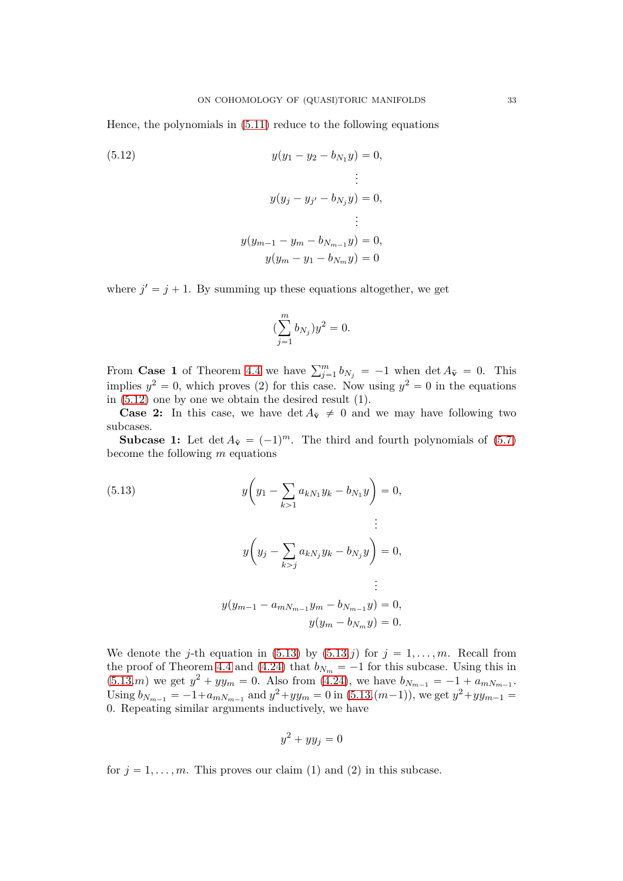Hence, the polynomials in (5.11) reduce to the following equations

$$
\begin{aligned}
y(y_1 - y_2 - b_{N_1} y) &= 0, \\
&\vdots \\
y(y_j - y_{j'} - b_{N_j} y) &= 0, \\
&\vdots \\
y(y_{m-1} - y_m - b_{N_{m-1}} y) &= 0, \\
y(y_m - y_1 - b_{N_m} y) &= 0
\end{aligned}
\tag{5.12}
$$

where $j' = j+1$. By summing up these equations altogether, we get

$$
(\sum_{j=1}^{m} b_{N_j}) y^2 = 0.
$$

From **Case 1** of Theorem 4.4 we have $\sum_{j=1}^{m} b_{N_j} = -1$ when $\det A_{\tilde{\mathbf{v}}} = 0$. This implies $y^2 = 0$, which proves (2) for this case. Now using $y^2 = 0$ in the equations in (5.12) one by one we obtain the desired result (1).

**Case 2:** In this case, we have $\det A_{\tilde{\mathbf{v}}} \neq 0$ and we may have following two subcases.

**Subcase 1:** Let $\det A_{\tilde{\mathbf{v}}} = (-1)^m$. The third and fourth polynomials of (5.7) become the following $m$ equations

$$
\begin{aligned}
y\Big(y_1 - \sum_{k>1} a_{kN_1} y_k - b_{N_1} y\Big) &= 0, \\
&\vdots \\
y\Big(y_j - \sum_{k>j} a_{kN_j} y_k - b_{N_j} y\Big) &= 0, \\
&\vdots \\
y(y_{m-1} - a_{mN_{m-1}} y_m - b_{N_{m-1}} y) &= 0, \\
y(y_m - b_{N_m} y) &= 0.
\end{aligned}
\tag{5.13}
$$

We denote the $j$-th equation in (5.13) by (5.13.$j$) for $j = 1, \ldots, m$. Recall from the proof of Theorem 4.4 and (4.24) that $b_{N_m} = -1$ for this subcase. Using this in (5.13.$m$) we get $y^2 + yy_m = 0$. Also from (4.24), we have $b_{N_{m-1}} = -1 + a_{mN_{m-1}}$. Using $b_{N_{m-1}} = -1 + a_{mN_{m-1}}$ and $y^2 + yy_m = 0$ in (5.13.$(m-1)$), we get $y^2 + yy_{m-1} = 0$. Repeating similar arguments inductively, we have

$$
y^2 + yy_j = 0
$$

for $j = 1, \ldots, m$. This proves our claim (1) and (2) in this subcase.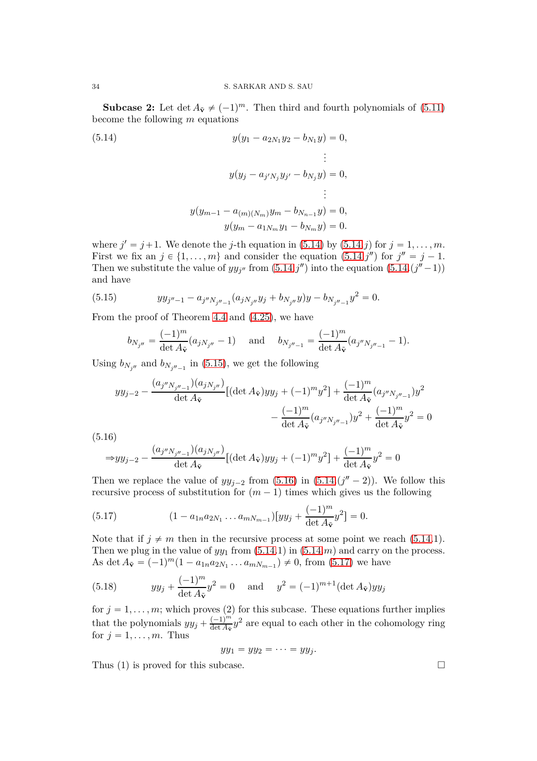**Subcase 2:** Let $\det A_{\tilde{\mathbf{v}}} \neq (-1)^m$. Then third and fourth polynomials of (5.11) become the following $m$ equations

$$
\begin{aligned}
y(y_1 - a_{2N_1}y_2 - b_{N_1}y) &= 0, \\
&\vdots \\
y(y_j - a_{j'N_j}y_{j'} - b_{N_j}y) &= 0, \\
&\vdots \\
y(y_{m-1} - a_{(m)(N_m)}y_m - b_{N_{n-1}}y) &= 0, \\
y(y_m - a_{1N_m}y_1 - b_{N_m}y) &= 0.
\end{aligned}
\tag{5.14}
$$

where $j' = j+1$. We denote the $j$-th equation in (5.14) by (5.14.$j$) for $j = 1, \ldots, m$. First we fix an $j \in \{1, \ldots, m\}$ and consider the equation (5.14.$j''$) for $j'' = j - 1$. Then we substitute the value of $yy_{j''}$ from (5.14.$j''$) into the equation (5.14.($j''-1$)) and have

$$
yy_{j''-1} - a_{j''N_{j''-1}}(a_{jN_{j''}}y_j + b_{N_{j''}}y)y - b_{N_{j''-1}}y^2 = 0. \tag{5.15}
$$

From the proof of Theorem 4.4 and (4.25), we have

$$
b_{N_{j''}} = \frac{(-1)^m}{\det A_{\tilde{\mathbf{v}}}}(a_{jN_{j''}} - 1) \quad \text{and} \quad b_{N_{j''-1}} = \frac{(-1)^m}{\det A_{\tilde{\mathbf{v}}}}(a_{j''N_{j''-1}} - 1).
$$

Using $b_{N_{j''}}$ and $b_{N_{j''-1}}$ in (5.15), we get the following

$$
\begin{aligned}
yy_{j-2} - \frac{(a_{j''N_{j''-1}})(a_{jN_{j''}})}{\det A_{\tilde{\mathbf{v}}}}[(\det A_{\tilde{\mathbf{v}}})yy_j + (-1)^m y^2] + \frac{(-1)^m}{\det A_{\tilde{\mathbf{v}}}}(a_{j''N_{j''-1}})y^2 \\
- \frac{(-1)^m}{\det A_{\tilde{\mathbf{v}}}}(a_{j''N_{j''-1}})y^2 + \frac{(-1)^m}{\det A_{\tilde{\mathbf{v}}}}y^2 = 0
\end{aligned}
$$

$$
\Rightarrow yy_{j-2} - \frac{(a_{j''N_{j''-1}})(a_{jN_{j''}})}{\det A_{\tilde{\mathbf{v}}}}[(\det A_{\tilde{\mathbf{v}}})yy_j + (-1)^m y^2] + \frac{(-1)^m}{\det A_{\tilde{\mathbf{v}}}}y^2 = 0 \tag{5.16}
$$

Then we replace the value of $yy_{j-2}$ from (5.16) in (5.14.($j''-2$)). We follow this recursive process of substitution for $(m-1)$ times which gives us the following

$$
(1 - a_{1n}a_{2N_1}\ldots a_{mN_{m-1}})[yy_j + \frac{(-1)^m}{\det A_{\tilde{\mathbf{v}}}}y^2] = 0. \tag{5.17}
$$

Note that if $j \neq m$ then in the recursive process at some point we reach (5.14.1). Then we plug in the value of $yy_1$ from (5.14.1) in (5.14.$m$) and carry on the process. As $\det A_{\tilde{\mathbf{v}}} = (-1)^m(1 - a_{1n}a_{2N_1}\ldots a_{mN_{m-1}}) \neq 0$, from (5.17) we have

$$
yy_j + \frac{(-1)^m}{\det A_{\tilde{\mathbf{v}}}}y^2 = 0 \quad \text{and} \quad y^2 = (-1)^{m+1}(\det A_{\tilde{\mathbf{v}}})yy_j \tag{5.18}
$$

for $j = 1, \ldots, m$; which proves (2) for this subcase. These equations further implies that the polynomials $yy_j + \frac{(-1)^m}{\det A_{\tilde{\mathbf{v}}}}y^2$ are equal to each other in the cohomology ring for $j = 1, \ldots, m$. Thus

$$
yy_1 = yy_2 = \cdots = yy_j.
$$

Thus (1) is proved for this subcase. □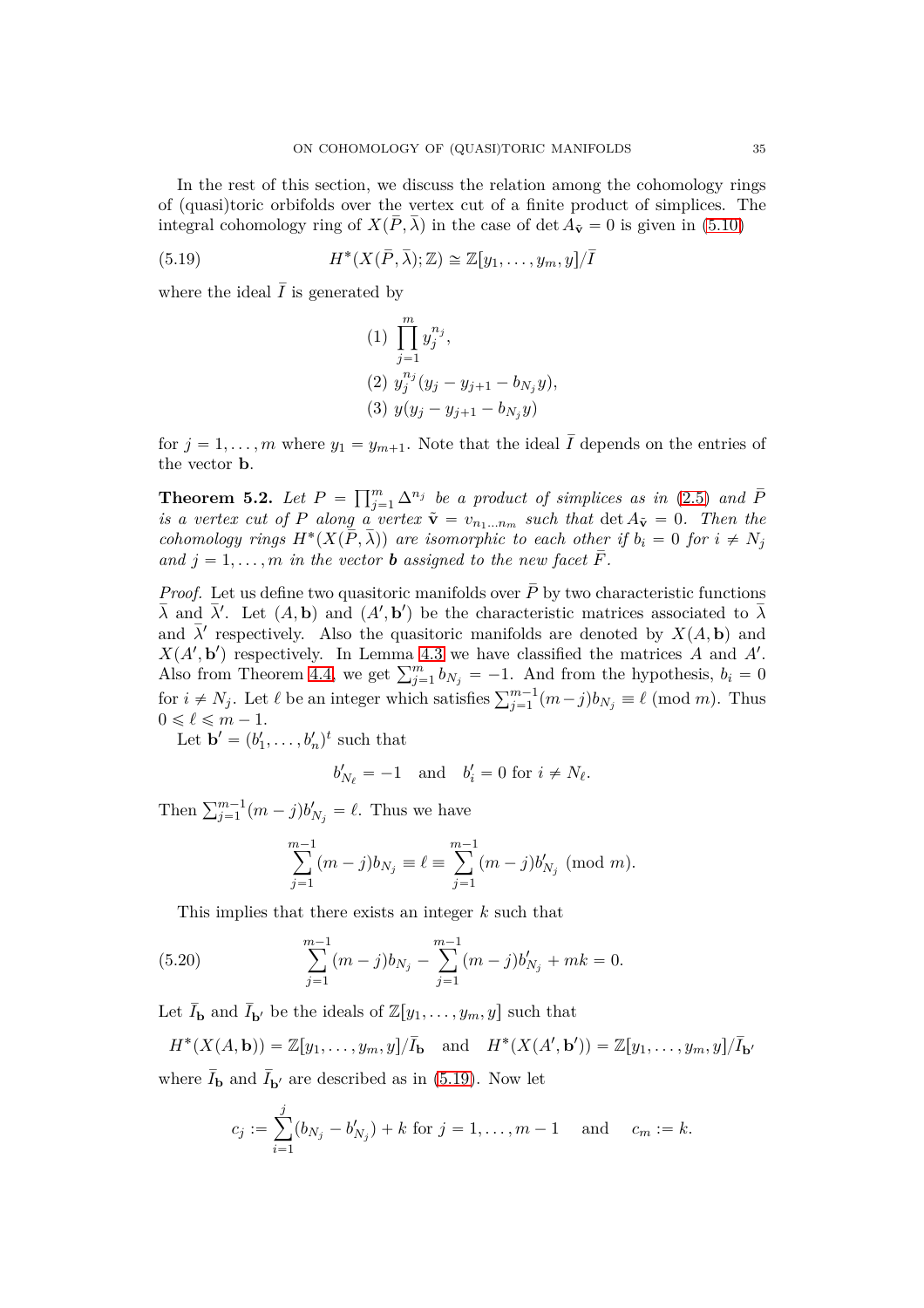In the rest of this section, we discuss the relation among the cohomology rings of (quasi)toric orbifolds over the vertex cut of a finite product of simplices. The integral cohomology ring of $X(\bar{P}, \bar{\lambda})$ in the case of $\det A_{\tilde{\mathbf{v}}} = 0$ is given in (5.10)

$$H^*(X(\bar{P}, \bar{\lambda}); \mathbb{Z}) \cong \mathbb{Z}[y_1, \dots, y_m, y]/\bar{I} \tag{5.19}$$

where the ideal $\bar{I}$ is generated by

(1) $\prod_{j=1}^{m} y_j^{n_j}$,

(2) $y_j^{n_j}(y_j - y_{j+1} - b_{N_j} y)$,

(3) $y(y_j - y_{j+1} - b_{N_j} y)$

for $j = 1, \dots, m$ where $y_1 = y_{m+1}$. Note that the ideal $\bar{I}$ depends on the entries of the vector $\mathbf{b}$.

**Theorem 5.2.** *Let $P = \prod_{j=1}^{m} \Delta^{n_j}$ be a product of simplices as in (2.5) and $\bar{P}$ is a vertex cut of $P$ along a vertex $\tilde{\mathbf{v}} = v_{n_1 \dots n_m}$ such that $\det A_{\tilde{\mathbf{v}}} = 0$. Then the cohomology rings $H^*(X(\bar{P}, \bar{\lambda}))$ are isomorphic to each other if $b_i = 0$ for $i \neq N_j$ and $j = 1, \dots, m$ in the vector $\boldsymbol{b}$ assigned to the new facet $\bar{F}$.*

*Proof.* Let us define two quasitoric manifolds over $\bar{P}$ by two characteristic functions $\bar{\lambda}$ and $\bar{\lambda}'$. Let $(A, \mathbf{b})$ and $(A', \mathbf{b}')$ be the characteristic matrices associated to $\bar{\lambda}$ and $\bar{\lambda}'$ respectively. Also the quasitoric manifolds are denoted by $X(A, \mathbf{b})$ and $X(A', \mathbf{b}')$ respectively. In Lemma 4.3 we have classified the matrices $A$ and $A'$. Also from Theorem 4.4, we get $\sum_{j=1}^{m} b_{N_j} = -1$. And from the hypothesis, $b_i = 0$ for $i \neq N_j$. Let $\ell$ be an integer which satisfies $\sum_{j=1}^{m-1}(m-j)b_{N_j} \equiv \ell \pmod{m}$. Thus $0 \leqslant \ell \leqslant m-1$.

Let $\mathbf{b}' = (b'_1, \dots, b'_n)^t$ such that

$$b'_{N_\ell} = -1 \quad \text{and} \quad b'_i = 0 \text{ for } i \neq N_\ell.$$

Then $\sum_{j=1}^{m-1}(m-j)b'_{N_j} = \ell$. Thus we have

$$\sum_{j=1}^{m-1}(m-j)b_{N_j} \equiv \ell \equiv \sum_{j=1}^{m-1}(m-j)b'_{N_j} \pmod{m}.$$

This implies that there exists an integer $k$ such that

$$\sum_{j=1}^{m-1}(m-j)b_{N_j} - \sum_{j=1}^{m-1}(m-j)b'_{N_j} + mk = 0. \tag{5.20}$$

Let $\bar{I}_{\mathbf{b}}$ and $\bar{I}_{\mathbf{b}'}$ be the ideals of $\mathbb{Z}[y_1, \dots, y_m, y]$ such that

$$H^*(X(A, \mathbf{b})) = \mathbb{Z}[y_1, \dots, y_m, y]/\bar{I}_{\mathbf{b}} \quad \text{and} \quad H^*(X(A', \mathbf{b}')) = \mathbb{Z}[y_1, \dots, y_m, y]/\bar{I}_{\mathbf{b}'}$$

where $\bar{I}_{\mathbf{b}}$ and $\bar{I}_{\mathbf{b}'}$ are described as in (5.19). Now let

$$c_j := \sum_{i=1}^{j}(b_{N_j} - b'_{N_j}) + k \text{ for } j = 1, \dots, m-1 \quad \text{and} \quad c_m := k.$$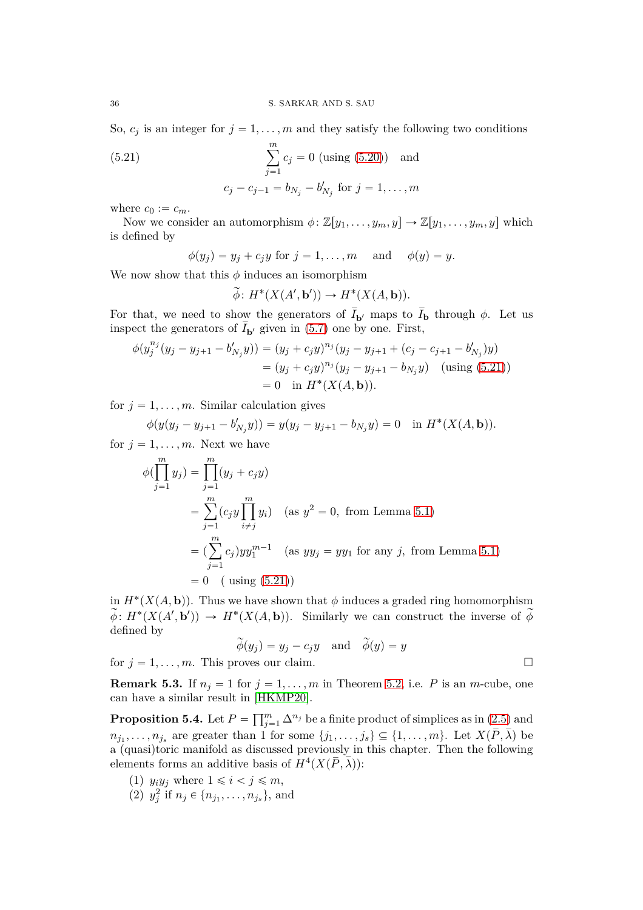So, $c_j$ is an integer for $j = 1, \ldots, m$ and they satisfy the following two conditions

$$\sum_{j=1}^{m} c_j = 0 \text{ (using (5.20))} \quad \text{and} \tag{5.21}$$

$$c_j - c_{j-1} = b_{N_j} - b'_{N_j} \text{ for } j = 1, \ldots, m$$

where $c_0 := c_m$.

Now we consider an automorphism $\phi\colon \mathbb{Z}[y_1, \ldots, y_m, y] \to \mathbb{Z}[y_1, \ldots, y_m, y]$ which is defined by

$$\phi(y_j) = y_j + c_j y \text{ for } j = 1, \ldots, m \quad \text{and} \quad \phi(y) = y.$$

We now show that this $\phi$ induces an isomorphism

$$\widetilde{\phi}\colon H^*(X(A', \mathbf{b}')) \to H^*(X(A, \mathbf{b})).$$

For that, we need to show the generators of $\bar{I}_{\mathbf{b}'}$ maps to $\bar{I}_{\mathbf{b}}$ through $\phi$. Let us inspect the generators of $\bar{I}_{\mathbf{b}'}$ given in (5.7) one by one. First,

$$\begin{aligned}
\phi(y_j^{n_j}(y_j - y_{j+1} - b'_{N_j} y)) &= (y_j + c_j y)^{n_j}(y_j - y_{j+1} + (c_j - c_{j+1} - b'_{N_j})y) \\
&= (y_j + c_j y)^{n_j}(y_j - y_{j+1} - b_{N_j} y) \quad \text{(using (5.21))} \\
&= 0 \quad \text{in } H^*(X(A, \mathbf{b})).
\end{aligned}$$

for $j = 1, \ldots, m$. Similar calculation gives

$$\phi(y(y_j - y_{j+1} - b'_{N_j} y)) = y(y_j - y_{j+1} - b_{N_j} y) = 0 \quad \text{in } H^*(X(A, \mathbf{b})).$$

for $j = 1, \ldots, m$. Next we have

$$\begin{aligned}
\phi(\prod_{j=1}^{m} y_j) &= \prod_{j=1}^{m} (y_j + c_j y) \\
&= \sum_{j=1}^{m} (c_j y \prod_{i \neq j}^{m} y_i) \quad \text{(as } y^2 = 0, \text{ from Lemma 5.1)} \\
&= (\sum_{j=1}^{m} c_j) y y_1^{m-1} \quad \text{(as } y y_j = y y_1 \text{ for any } j, \text{ from Lemma 5.1)} \\
&= 0 \quad \text{( using (5.21))}
\end{aligned}$$

in $H^*(X(A, \mathbf{b}))$. Thus we have shown that $\phi$ induces a graded ring homomorphism $\widetilde{\phi}\colon H^*(X(A', \mathbf{b}')) \to H^*(X(A, \mathbf{b}))$. Similarly we can construct the inverse of $\widetilde{\phi}$ defined by

$$\widetilde{\phi}(y_j) = y_j - c_j y \quad \text{and} \quad \widetilde{\phi}(y) = y$$

for $j = 1, \ldots, m$. This proves our claim. $\square$

**Remark 5.3.** If $n_j = 1$ for $j = 1, \ldots, m$ in Theorem 5.2, i.e. $P$ is an $m$-cube, one can have a similar result in [HKMP20].

**Proposition 5.4.** *Let $P = \prod_{j=1}^{m} \Delta^{n_j}$ be a finite product of simplices as in (2.5) and $n_{j_1}, \ldots, n_{j_s}$ are greater than 1 for some $\{j_1, \ldots, j_s\} \subseteq \{1, \ldots, m\}$. Let $X(\bar{P}, \bar{\lambda})$ be a (quasi)toric manifold as discussed previously in this chapter. Then the following elements forms an additive basis of $H^4(X(\bar{P}, \bar{\lambda}))$:*

1. *$y_i y_j$ where $1 \leqslant i < j \leqslant m$,*
2. *$y_j^2$ if $n_j \in \{n_{j_1}, \ldots, n_{j_s}\}$, and*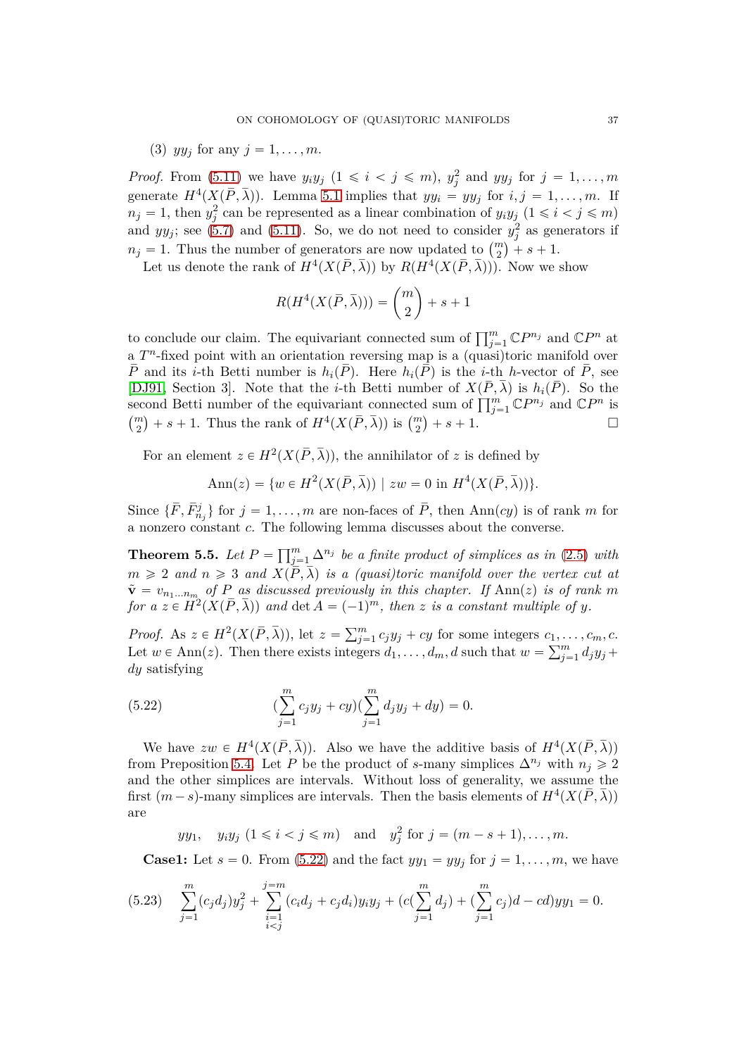(3) $yy_j$ for any $j = 1, \ldots, m$.

*Proof.* From (5.11) we have $y_iy_j$ $(1 \leqslant i < j \leqslant m)$, $y_j^2$ and $yy_j$ for $j = 1, \ldots, m$ generate $H^4(X(\bar{P}, \bar{\lambda}))$. Lemma 5.1 implies that $yy_i = yy_j$ for $i, j = 1, \ldots, m$. If $n_j = 1$, then $y_j^2$ can be represented as a linear combination of $y_iy_j$ $(1 \leqslant i < j \leqslant m)$ and $yy_j$; see (5.7) and (5.11). So, we do not need to consider $y_j^2$ as generators if $n_j = 1$. Thus the number of generators are now updated to $\binom{m}{2} + s + 1$.

Let us denote the rank of $H^4(X(\bar{P}, \bar{\lambda}))$ by $R(H^4(X(\bar{P}, \bar{\lambda})))$. Now we show

$$R(H^4(X(\bar{P}, \bar{\lambda}))) = \binom{m}{2} + s + 1$$

to conclude our claim. The equivariant connected sum of $\prod_{j=1}^m \mathbb{C}P^{n_j}$ and $\mathbb{C}P^n$ at a $T^n$-fixed point with an orientation reversing map is a (quasi)toric manifold over $\bar{P}$ and its $i$-th Betti number is $h_i(\bar{P})$. Here $h_i(\bar{P})$ is the $i$-th $h$-vector of $\bar{P}$, see [DJ91, Section 3]. Note that the $i$-th Betti number of $X(\bar{P}, \bar{\lambda})$ is $h_i(\bar{P})$. So the second Betti number of the equivariant connected sum of $\prod_{j=1}^m \mathbb{C}P^{n_j}$ and $\mathbb{C}P^n$ is $\binom{m}{2} + s + 1$. Thus the rank of $H^4(X(\bar{P}, \bar{\lambda}))$ is $\binom{m}{2} + s + 1$. $\square$

For an element $z \in H^2(X(\bar{P}, \bar{\lambda}))$, the annihilator of $z$ is defined by

$$\text{Ann}(z) = \{w \in H^2(X(\bar{P}, \bar{\lambda})) \mid zw = 0 \text{ in } H^4(X(\bar{P}, \bar{\lambda}))\}.$$

Since $\{\bar{F}, \bar{F}^j_{n_j}\}$ for $j = 1, \ldots, m$ are non-faces of $\bar{P}$, then $\text{Ann}(cy)$ is of rank $m$ for a nonzero constant $c$. The following lemma discusses about the converse.

**Theorem 5.5.** *Let $P = \prod_{j=1}^m \Delta^{n_j}$ be a finite product of simplices as in (2.5) with $m \geqslant 2$ and $n \geqslant 3$ and $X(\bar{P}, \bar{\lambda})$ is a (quasi)toric manifold over the vertex cut at $\tilde{\mathbf{v}} = v_{n_1 \ldots n_m}$ of $P$ as discussed previously in this chapter. If $\text{Ann}(z)$ is of rank $m$ for a $z \in H^2(X(\bar{P}, \bar{\lambda}))$ and $\det A = (-1)^m$, then $z$ is a constant multiple of $y$.*

*Proof.* As $z \in H^2(X(\bar{P}, \bar{\lambda}))$, let $z = \sum_{j=1}^m c_jy_j + cy$ for some integers $c_1, \ldots, c_m, c$. Let $w \in \text{Ann}(z)$. Then there exists integers $d_1, \ldots, d_m, d$ such that $w = \sum_{j=1}^m d_jy_j + dy$ satisfying

$$(\sum_{j=1}^m c_jy_j + cy)(\sum_{j=1}^m d_jy_j + dy) = 0. \tag{5.22}$$

We have $zw \in H^4(X(\bar{P}, \bar{\lambda}))$. Also we have the additive basis of $H^4(X(\bar{P}, \bar{\lambda}))$ from Preposition 5.4. Let $P$ be the product of $s$-many simplices $\Delta^{n_j}$ with $n_j \geqslant 2$ and the other simplices are intervals. Without loss of generality, we assume the first $(m-s)$-many simplices are intervals. Then the basis elements of $H^4(X(\bar{P}, \bar{\lambda}))$ are

$$yy_1, \quad y_iy_j \ (1 \leqslant i < j \leqslant m) \quad \text{and} \quad y_j^2 \text{ for } j = (m-s+1), \ldots, m.$$

**Case1:** Let $s = 0$. From (5.22) and the fact $yy_1 = yy_j$ for $j = 1, \ldots, m$, we have

$$\sum_{j=1}^m (c_jd_j)y_j^2 + \sum_{\substack{i=1 \\ i<j}}^{j=m} (c_id_j + c_jd_i)y_iy_j + (c(\sum_{j=1}^m d_j) + (\sum_{j=1}^m c_j)d - cd)yy_1 = 0. \tag{5.23}$$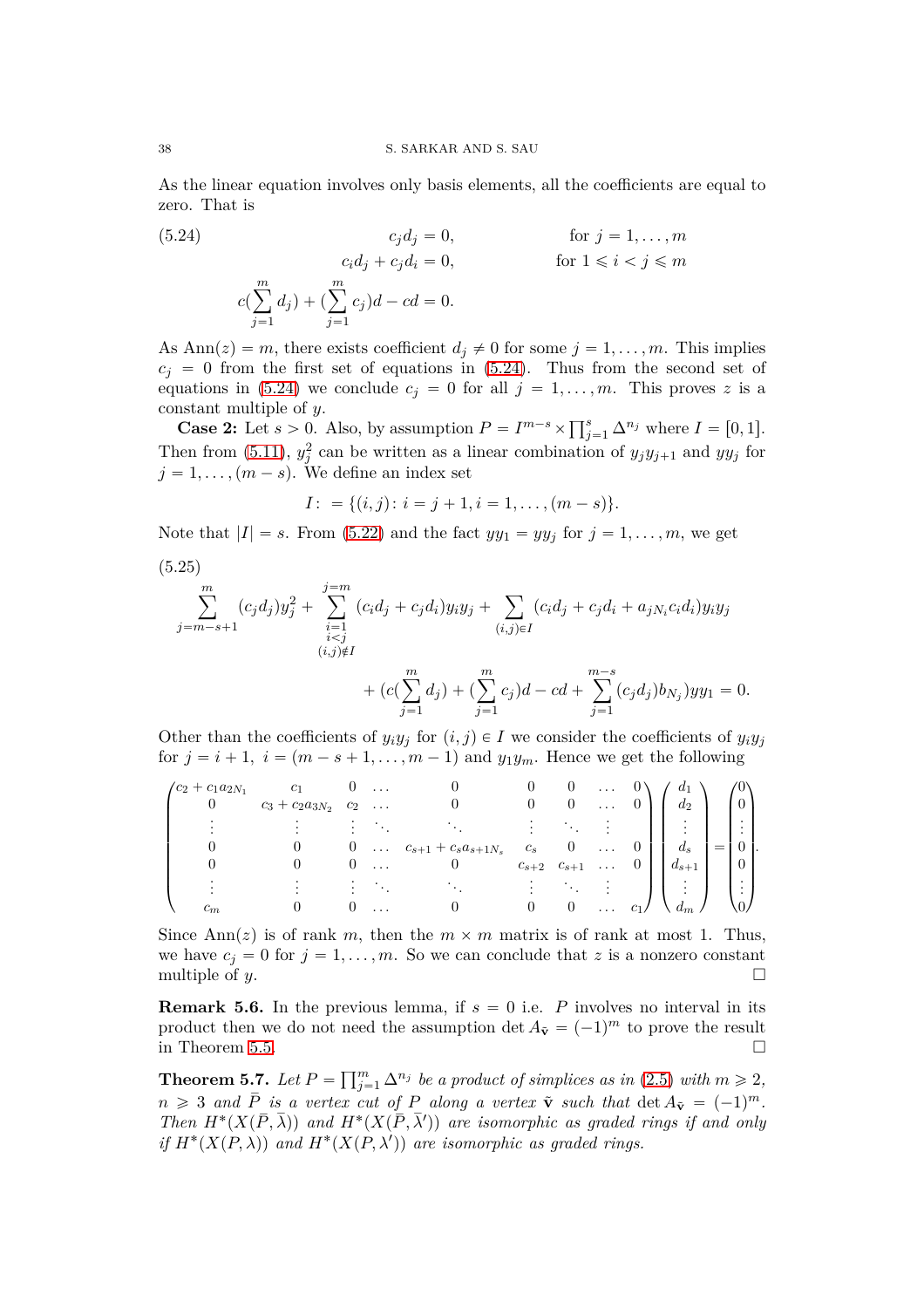As the linear equation involves only basis elements, all the coefficients are equal to zero. That is

$$
\begin{aligned}
c_j d_j &= 0, && \text{for } j = 1, \dots, m \\
c_i d_j + c_j d_i &= 0, && \text{for } 1 \leqslant i < j \leqslant m \\
c(\sum_{j=1}^{m} d_j) + (\sum_{j=1}^{m} c_j) d - cd &= 0.
\end{aligned}
\tag{5.24}
$$

As $\operatorname{Ann}(z) = m$, there exists coefficient $d_j \neq 0$ for some $j = 1, \dots, m$. This implies $c_j = 0$ from the first set of equations in (5.24). Thus from the second set of equations in (5.24) we conclude $c_j = 0$ for all $j = 1, \dots, m$. This proves $z$ is a constant multiple of $y$.

**Case 2:** Let $s > 0$. Also, by assumption $P = I^{m-s} \times \prod_{j=1}^{s} \Delta^{n_j}$ where $I = [0, 1]$. Then from (5.11), $y_j^2$ can be written as a linear combination of $y_j y_{j+1}$ and $yy_j$ for $j = 1, \dots, (m-s)$. We define an index set

$$
I := \{(i, j) \colon i = j + 1, i = 1, \dots, (m - s)\}.
$$

Note that $|I| = s$. From (5.22) and the fact $yy_1 = yy_j$ for $j = 1, \dots, m$, we get

$$
\begin{aligned}
\sum_{j=m-s+1}^{m} (c_j d_j) y_j^2 + \sum_{\substack{i=1 \\ i<j \\ (i,j)\notin I}}^{j=m} (c_i d_j + c_j d_i) y_i y_j + \sum_{(i,j)\in I} (c_i d_j + c_j d_i + a_{jN_i} c_i d_i) y_i y_j \\
+ (c(\sum_{j=1}^{m} d_j) + (\sum_{j=1}^{m} c_j) d - cd + \sum_{j=1}^{m-s} (c_j d_j) b_{N_j}) yy_1 = 0.
\end{aligned}
\tag{5.25}
$$

Other than the coefficients of $y_i y_j$ for $(i, j) \in I$ we consider the coefficients of $y_i y_j$ for $j = i + 1,\ i = (m - s + 1, \dots, m - 1)$ and $y_1 y_m$. Hence we get the following

$$
\begin{pmatrix}
c_2 + c_1 a_{2N_1} & c_1 & 0 & \dots & 0 & 0 & 0 & \dots & 0 \\
0 & c_3 + c_2 a_{3N_2} & c_2 & \dots & 0 & 0 & 0 & \dots & 0 \\
\vdots & \vdots & \vdots & \ddots & \ddots & \vdots & \ddots & \vdots & \\
0 & 0 & 0 & \dots & c_{s+1} + c_s a_{s+1N_s} & c_s & 0 & \dots & 0 \\
0 & 0 & 0 & \dots & 0 & c_{s+2} & c_{s+1} & \dots & 0 \\
\vdots & \vdots & \vdots & \ddots & \ddots & \vdots & \ddots & \vdots & \\
c_m & 0 & 0 & \dots & 0 & 0 & 0 & \dots & c_1
\end{pmatrix}
\begin{pmatrix}
d_1 \\ d_2 \\ \vdots \\ d_s \\ d_{s+1} \\ \vdots \\ d_m
\end{pmatrix}
=
\begin{pmatrix}
0 \\ 0 \\ \vdots \\ 0 \\ 0 \\ \vdots \\ 0
\end{pmatrix}.
$$

Since $\operatorname{Ann}(z)$ is of rank $m$, then the $m \times m$ matrix is of rank at most 1. Thus, we have $c_j = 0$ for $j = 1, \dots, m$. So we can conclude that $z$ is a nonzero constant multiple of $y$. $\square$

**Remark 5.6.** In the previous lemma, if $s = 0$ i.e. $P$ involves no interval in its product then we do not need the assumption $\det A_{\tilde{\mathbf{v}}} = (-1)^m$ to prove the result in Theorem 5.5. $\square$

**Theorem 5.7.** *Let $P = \prod_{j=1}^{m} \Delta^{n_j}$ be a product of simplices as in (2.5) with $m \geqslant 2$, $n \geqslant 3$ and $\bar{P}$ is a vertex cut of $P$ along a vertex $\tilde{\mathbf{v}}$ such that $\det A_{\tilde{\mathbf{v}}} = (-1)^m$. Then $H^*(X(\bar{P}, \bar{\lambda}))$ and $H^*(X(\bar{P}, \bar{\lambda}'))$ are isomorphic as graded rings if and only if $H^*(X(P, \lambda))$ and $H^*(X(P, \lambda'))$ are isomorphic as graded rings.*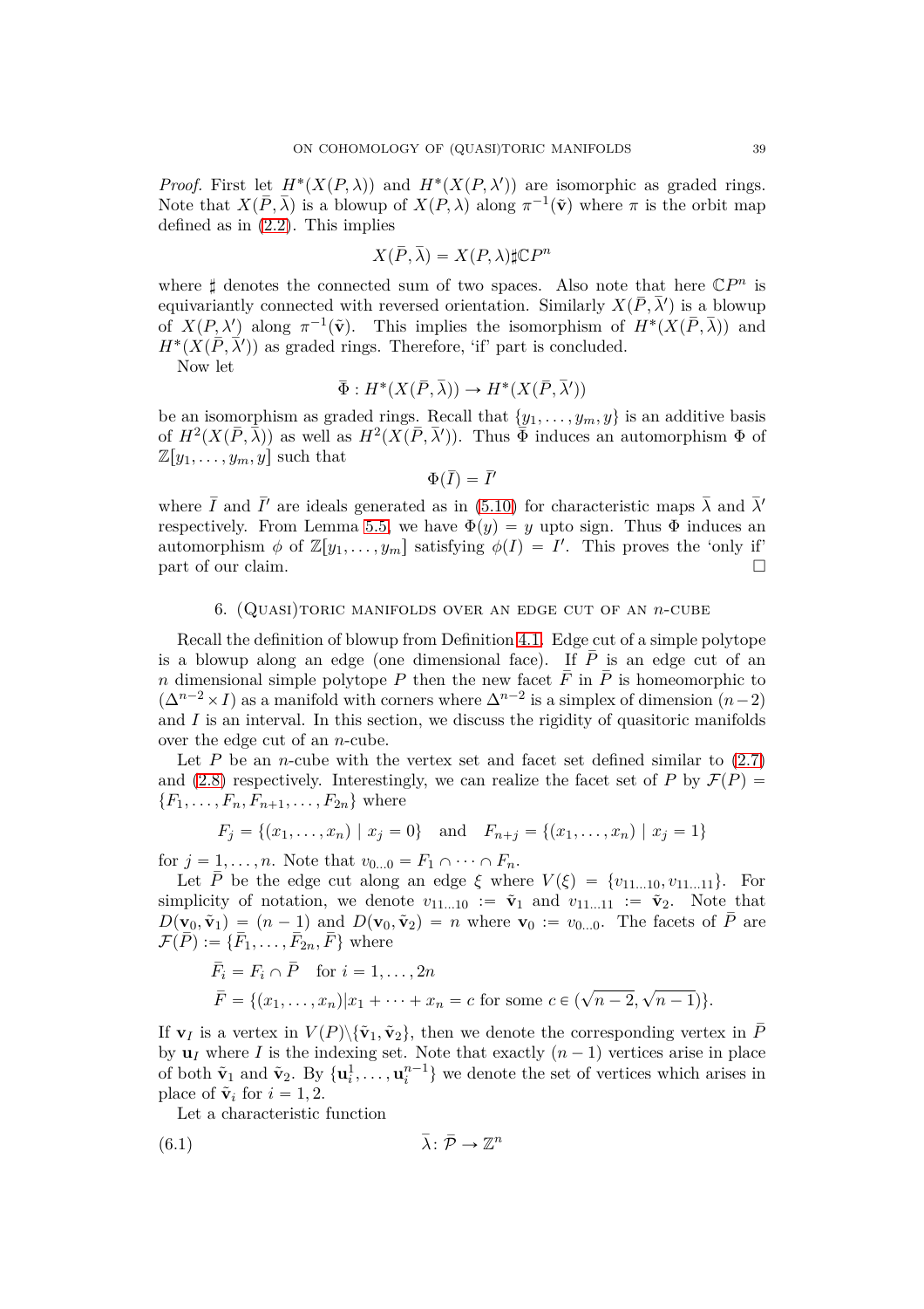*Proof.* First let $H^*(X(P,\lambda))$ and $H^*(X(P,\lambda'))$ are isomorphic as graded rings. Note that $X(\bar{P},\bar{\lambda})$ is a blowup of $X(P,\lambda)$ along $\pi^{-1}(\tilde{\mathbf{v}})$ where $\pi$ is the orbit map defined as in (2.2). This implies

$$X(\bar{P},\bar{\lambda}) = X(P,\lambda)\sharp\mathbb{C}P^n$$

where $\sharp$ denotes the connected sum of two spaces. Also note that here $\mathbb{C}P^n$ is equivariantly connected with reversed orientation. Similarly $X(\bar{P},\bar{\lambda}')$ is a blowup of $X(P,\lambda')$ along $\pi^{-1}(\tilde{\mathbf{v}})$. This implies the isomorphism of $H^*(X(\bar{P},\bar{\lambda}))$ and $H^*(X(\bar{P},\bar{\lambda}'))$ as graded rings. Therefore, 'if' part is concluded.

Now let

$$\bar{\Phi} : H^*(X(\bar{P},\bar{\lambda})) \to H^*(X(\bar{P},\bar{\lambda}'))$$

be an isomorphism as graded rings. Recall that $\{y_1,\ldots,y_m,y\}$ is an additive basis of $H^2(X(\bar{P},\bar{\lambda}))$ as well as $H^2(X(\bar{P},\bar{\lambda}'))$. Thus $\bar{\Phi}$ induces an automorphism $\Phi$ of $\mathbb{Z}[y_1,\ldots,y_m,y]$ such that

$$\Phi(\bar{I}) = \bar{I}'$$

where $\bar{I}$ and $\bar{I}'$ are ideals generated as in (5.10) for characteristic maps $\bar{\lambda}$ and $\bar{\lambda}'$ respectively. From Lemma 5.5, we have $\Phi(y) = y$ upto sign. Thus $\Phi$ induces an automorphism $\phi$ of $\mathbb{Z}[y_1,\ldots,y_m]$ satisfying $\phi(I) = I'$. This proves the 'only if' part of our claim. $\square$

## 6. (Quasi)toric manifolds over an edge cut of an $n$-cube

Recall the definition of blowup from Definition 4.1. Edge cut of a simple polytope is a blowup along an edge (one dimensional face). If $\bar{P}$ is an edge cut of an $n$ dimensional simple polytope $P$ then the new facet $\bar{F}$ in $\bar{P}$ is homeomorphic to $(\Delta^{n-2}\times I)$ as a manifold with corners where $\Delta^{n-2}$ is a simplex of dimension $(n-2)$ and $I$ is an interval. In this section, we discuss the rigidity of quasitoric manifolds over the edge cut of an $n$-cube.

Let $P$ be an $n$-cube with the vertex set and facet set defined similar to (2.7) and (2.8) respectively. Interestingly, we can realize the facet set of $P$ by $\mathcal{F}(P) = \{F_1,\ldots,F_n,F_{n+1},\ldots,F_{2n}\}$ where

$$F_j = \{(x_1,\ldots,x_n) \mid x_j = 0\} \quad \text{and} \quad F_{n+j} = \{(x_1,\ldots,x_n) \mid x_j = 1\}$$

for $j = 1,\ldots,n$. Note that $v_{0\ldots0} = F_1\cap\cdots\cap F_n$.

Let $\bar{P}$ be the edge cut along an edge $\xi$ where $V(\xi) = \{v_{11\ldots10}, v_{11\ldots11}\}$. For simplicity of notation, we denote $v_{11\ldots10} := \tilde{\mathbf{v}}_1$ and $v_{11\ldots11} := \tilde{\mathbf{v}}_2$. Note that $D(\mathbf{v}_0,\tilde{\mathbf{v}}_1) = (n-1)$ and $D(\mathbf{v}_0,\tilde{\mathbf{v}}_2) = n$ where $\mathbf{v}_0 := v_{0\ldots0}$. The facets of $\bar{P}$ are $\mathcal{F}(\bar{P}) := \{\bar{F}_1,\ldots,\bar{F}_{2n},\bar{F}\}$ where

$$\begin{aligned}
&\bar{F}_i = F_i\cap\bar{P} \quad \text{for } i = 1,\ldots,2n\\
&\bar{F} = \{(x_1,\ldots,x_n) | x_1+\cdots+x_n = c \text{ for some } c\in(\sqrt{n-2},\sqrt{n-1})\}.
\end{aligned}$$

If $\mathbf{v}_I$ is a vertex in $V(P)\backslash\{\tilde{\mathbf{v}}_1,\tilde{\mathbf{v}}_2\}$, then we denote the corresponding vertex in $\bar{P}$ by $\mathbf{u}_I$ where $I$ is the indexing set. Note that exactly $(n-1)$ vertices arise in place of both $\tilde{\mathbf{v}}_1$ and $\tilde{\mathbf{v}}_2$. By $\{\mathbf{u}_i^1,\ldots,\mathbf{u}_i^{n-1}\}$ we denote the set of vertices which arises in place of $\tilde{\mathbf{v}}_i$ for $i = 1,2$.

Let a characteristic function

$$\bar{\lambda}\colon \bar{\mathcal{P}} \to \mathbb{Z}^n \tag{6.1}$$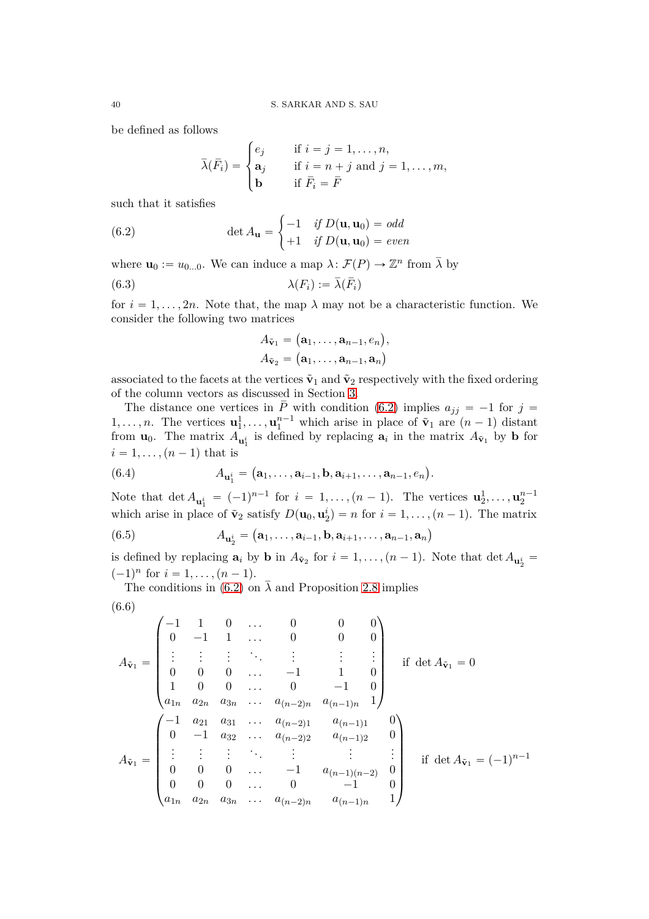be defined as follows

$$\bar{\lambda}(\bar{F}_i) = \begin{cases} e_j & \text{if } i = j = 1, \dots, n, \\ \mathbf{a}_j & \text{if } i = n + j \text{ and } j = 1, \dots, m, \\ \mathbf{b} & \text{if } \bar{F}_i = \bar{F} \end{cases}$$

such that it satisfies

$$\det A_{\mathbf{u}} = \begin{cases} -1 & \textit{if } D(\mathbf{u}, \mathbf{u}_0) = \textit{odd} \\ +1 & \textit{if } D(\mathbf{u}, \mathbf{u}_0) = \textit{even} \end{cases} \tag{6.2}$$

where $\mathbf{u}_0 := u_{0\dots 0}$. We can induce a map $\lambda \colon \mathcal{F}(P) \to \mathbb{Z}^n$ from $\bar{\lambda}$ by

$$\lambda(F_i) := \bar{\lambda}(\bar{F}_i) \tag{6.3}$$

for $i = 1, \dots, 2n$. Note that, the map $\lambda$ may not be a characteristic function. We consider the following two matrices

$$A_{\tilde{\mathbf{v}}_1} = \big(\mathbf{a}_1, \dots, \mathbf{a}_{n-1}, e_n\big),$$
$$A_{\tilde{\mathbf{v}}_2} = \big(\mathbf{a}_1, \dots, \mathbf{a}_{n-1}, \mathbf{a}_n\big)$$

associated to the facets at the vertices $\tilde{\mathbf{v}}_1$ and $\tilde{\mathbf{v}}_2$ respectively with the fixed ordering of the column vectors as discussed in Section 3.

The distance one vertices in $\bar{P}$ with condition (6.2) implies $a_{jj} = -1$ for $j = 1, \dots, n$. The vertices $\mathbf{u}_1^1, \dots, \mathbf{u}_1^{n-1}$ which arise in place of $\tilde{\mathbf{v}}_1$ are $(n-1)$ distant from $\mathbf{u}_0$. The matrix $A_{\mathbf{u}_1^i}$ is defined by replacing $\mathbf{a}_i$ in the matrix $A_{\tilde{\mathbf{v}}_1}$ by $\mathbf{b}$ for $i = 1, \dots, (n-1)$ that is

$$A_{\mathbf{u}_1^i} = \big(\mathbf{a}_1, \dots, \mathbf{a}_{i-1}, \mathbf{b}, \mathbf{a}_{i+1}, \dots, \mathbf{a}_{n-1}, e_n\big). \tag{6.4}$$

Note that $\det A_{\mathbf{u}_1^i} = (-1)^{n-1}$ for $i = 1, \dots, (n-1)$. The vertices $\mathbf{u}_2^1, \dots, \mathbf{u}_2^{n-1}$ which arise in place of $\tilde{\mathbf{v}}_2$ satisfy $D(\mathbf{u}_0, \mathbf{u}_2^i) = n$ for $i = 1, \dots, (n-1)$. The matrix

$$A_{\mathbf{u}_2^i} = \big(\mathbf{a}_1, \dots, \mathbf{a}_{i-1}, \mathbf{b}, \mathbf{a}_{i+1}, \dots, \mathbf{a}_{n-1}, \mathbf{a}_n\big) \tag{6.5}$$

is defined by replacing $\mathbf{a}_i$ by $\mathbf{b}$ in $A_{\tilde{\mathbf{v}}_2}$ for $i = 1, \dots, (n-1)$. Note that $\det A_{\mathbf{u}_2^i} = (-1)^n$ for $i = 1, \dots, (n-1)$.

The conditions in (6.2) on $\bar{\lambda}$ and Proposition 2.8 implies

(6.6)

$$A_{\tilde{\mathbf{v}}_1} = \begin{pmatrix} -1 & 1 & 0 & \dots & 0 & 0 & 0 \\ 0 & -1 & 1 & \dots & 0 & 0 & 0 \\ \vdots & \vdots & \vdots & \ddots & \vdots & \vdots & \vdots \\ 0 & 0 & 0 & \dots & -1 & 1 & 0 \\ 1 & 0 & 0 & \dots & 0 & -1 & 0 \\ a_{1n} & a_{2n} & a_{3n} & \dots & a_{(n-2)n} & a_{(n-1)n} & 1 \end{pmatrix} \quad \text{if } \det A_{\tilde{\mathbf{v}}_1} = 0$$

$$A_{\tilde{\mathbf{v}}_1} = \begin{pmatrix} -1 & a_{21} & a_{31} & \dots & a_{(n-2)1} & a_{(n-1)1} & 0 \\ 0 & -1 & a_{32} & \dots & a_{(n-2)2} & a_{(n-1)2} & 0 \\ \vdots & \vdots & \vdots & \ddots & \vdots & \vdots & \vdots \\ 0 & 0 & 0 & \dots & -1 & a_{(n-1)(n-2)} & 0 \\ 0 & 0 & 0 & \dots & 0 & -1 & 0 \\ a_{1n} & a_{2n} & a_{3n} & \dots & a_{(n-2)n} & a_{(n-1)n} & 1 \end{pmatrix} \quad \text{if } \det A_{\tilde{\mathbf{v}}_1} = (-1)^{n-1}$$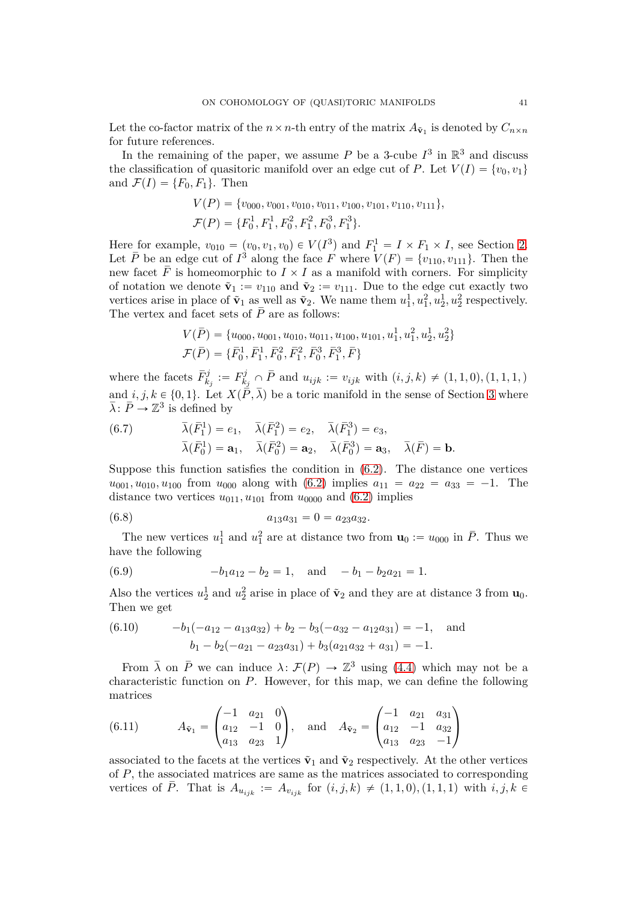Let the co-factor matrix of the $n \times n$-th entry of the matrix $A_{\tilde{\mathbf{v}}_1}$ is denoted by $C_{n\times n}$ for future references.

In the remaining of the paper, we assume $P$ be a 3-cube $I^3$ in $\mathbb{R}^3$ and discuss the classification of quasitoric manifold over an edge cut of $P$. Let $V(I) = \{v_0, v_1\}$ and $\mathcal{F}(I) = \{F_0, F_1\}$. Then

$$V(P) = \{v_{000}, v_{001}, v_{010}, v_{011}, v_{100}, v_{101}, v_{110}, v_{111}\},$$
$$\mathcal{F}(P) = \{F_0^1, F_1^1, F_0^2, F_1^2, F_0^3, F_1^3\}.$$

Here for example, $v_{010} = (v_0, v_1, v_0) \in V(I^3)$ and $F_1^1 = I \times F_1 \times I$, see Section 2. Let $\bar{P}$ be an edge cut of $I^3$ along the face $F$ where $V(F) = \{v_{110}, v_{111}\}$. Then the new facet $\bar{F}$ is homeomorphic to $I \times I$ as a manifold with corners. For simplicity of notation we denote $\tilde{\mathbf{v}}_1 := v_{110}$ and $\tilde{\mathbf{v}}_2 := v_{111}$. Due to the edge cut exactly two vertices arise in place of $\tilde{\mathbf{v}}_1$ as well as $\tilde{\mathbf{v}}_2$. We name them $u_1^1, u_1^2, u_2^1, u_2^2$ respectively. The vertex and facet sets of $\bar{P}$ are as follows:

$$V(\bar{P}) = \{u_{000}, u_{001}, u_{010}, u_{011}, u_{100}, u_{101}, u_1^1, u_1^2, u_2^1, u_2^2\}$$
$$\mathcal{F}(\bar{P}) = \{\bar{F}_0^1, \bar{F}_1^1, \bar{F}_0^2, \bar{F}_1^2, \bar{F}_0^3, \bar{F}_1^3, \bar{F}\}$$

where the facets $\bar{F}_{k_j}^j := F_{k_j}^j \cap \bar{P}$ and $u_{ijk} := v_{ijk}$ with $(i,j,k) \neq (1,1,0), (1,1,1,)$ and $i,j,k \in \{0,1\}$. Let $X(\bar{P}, \bar{\lambda})$ be a toric manifold in the sense of Section 3 where $\bar{\lambda} \colon \bar{P} \to \mathbb{Z}^3$ is defined by

$$\begin{aligned}
&\bar{\lambda}(\bar{F}_1^1) = e_1, \quad \bar{\lambda}(\bar{F}_1^2) = e_2, \quad \bar{\lambda}(\bar{F}_1^3) = e_3, \\
&\bar{\lambda}(\bar{F}_0^1) = \mathbf{a}_1, \quad \bar{\lambda}(\bar{F}_0^2) = \mathbf{a}_2, \quad \bar{\lambda}(\bar{F}_0^3) = \mathbf{a}_3, \quad \bar{\lambda}(\bar{F}) = \mathbf{b}.
\end{aligned} \tag{6.7}$$

Suppose this function satisfies the condition in (6.2). The distance one vertices $u_{001}, u_{010}, u_{100}$ from $u_{000}$ along with (6.2) implies $a_{11} = a_{22} = a_{33} = -1$. The distance two vertices $u_{011}, u_{101}$ from $u_{0000}$ and (6.2) implies

$$a_{13}a_{31} = 0 = a_{23}a_{32}. \tag{6.8}$$

The new vertices $u_1^1$ and $u_1^2$ are at distance two from $\mathbf{u}_0 := u_{000}$ in $\bar{P}$. Thus we have the following

$$-b_1a_{12} - b_2 = 1, \quad \text{and} \quad -b_1 - b_2a_{21} = 1. \tag{6.9}$$

Also the vertices $u_2^1$ and $u_2^2$ arise in place of $\tilde{\mathbf{v}}_2$ and they are at distance 3 from $\mathbf{u}_0$. Then we get

$$\begin{aligned}
&-b_1(-a_{12} - a_{13}a_{32}) + b_2 - b_3(-a_{32} - a_{12}a_{31}) = -1, \quad \text{and} \\
&b_1 - b_2(-a_{21} - a_{23}a_{31}) + b_3(a_{21}a_{32} + a_{31}) = -1.
\end{aligned} \tag{6.10}$$

From $\bar{\lambda}$ on $\bar{P}$ we can induce $\lambda \colon \mathcal{F}(P) \to \mathbb{Z}^3$ using (4.4) which may not be a characteristic function on $P$. However, for this map, we can define the following matrices

$$A_{\tilde{\mathbf{v}}_1} = \begin{pmatrix} -1 & a_{21} & 0 \\ a_{12} & -1 & 0 \\ a_{13} & a_{23} & 1 \end{pmatrix}, \quad \text{and} \quad A_{\tilde{\mathbf{v}}_2} = \begin{pmatrix} -1 & a_{21} & a_{31} \\ a_{12} & -1 & a_{32} \\ a_{13} & a_{23} & -1 \end{pmatrix} \tag{6.11}$$

associated to the facets at the vertices $\tilde{\mathbf{v}}_1$ and $\tilde{\mathbf{v}}_2$ respectively. At the other vertices of $P$, the associated matrices are same as the matrices associated to corresponding vertices of $\bar{P}$. That is $A_{u_{ijk}} := A_{v_{ijk}}$ for $(i,j,k) \neq (1,1,0), (1,1,1)$ with $i,j,k \in$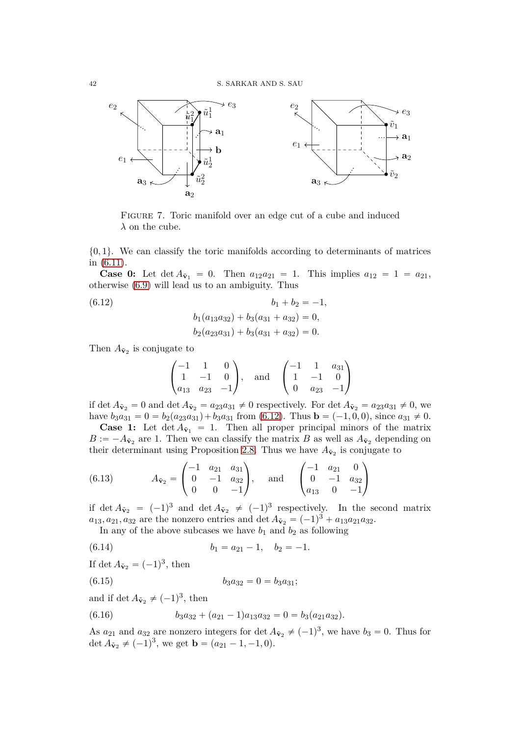FIGURE 7. Toric manifold over an edge cut of a cube and induced $\lambda$ on the cube.

$\{0, 1\}$. We can classify the toric manifolds according to determinants of matrices in (6.11).

**Case 0:** Let $\det A_{\tilde{\mathbf{v}}_1} = 0$. Then $a_{12}a_{21} = 1$. This implies $a_{12} = 1 = a_{21}$, otherwise (6.9) will lead us to an ambiguity. Thus

$$
\begin{aligned}
b_1 + b_2 &= -1, \\
b_1(a_{13}a_{32}) + b_3(a_{31} + a_{32}) &= 0, \\
b_2(a_{23}a_{31}) + b_3(a_{31} + a_{32}) &= 0.
\end{aligned} \tag{6.12}
$$

Then $A_{\tilde{\mathbf{v}}_2}$ is conjugate to

$$
\begin{pmatrix} -1 & 1 & 0 \\ 1 & -1 & 0 \\ a_{13} & a_{23} & -1 \end{pmatrix}, \quad \text{and} \quad \begin{pmatrix} -1 & 1 & a_{31} \\ 1 & -1 & 0 \\ 0 & a_{23} & -1 \end{pmatrix}
$$

if $\det A_{\tilde{\mathbf{v}}_2} = 0$ and $\det A_{\tilde{\mathbf{v}}_2} = a_{23}a_{31} \neq 0$ respectively. For $\det A_{\tilde{\mathbf{v}}_2} = a_{23}a_{31} \neq 0$, we have $b_3a_{31} = 0 = b_2(a_{23}a_{31}) + b_3a_{31}$ from (6.12). Thus $\mathbf{b} = (-1, 0, 0)$, since $a_{31} \neq 0$.

**Case 1:** Let $\det A_{\tilde{\mathbf{v}}_1} = 1$. Then all proper principal minors of the matrix $B := -A_{\tilde{\mathbf{v}}_2}$ are 1. Then we can classify the matrix $B$ as well as $A_{\tilde{\mathbf{v}}_2}$ depending on their determinant using Proposition 2.8. Thus we have $A_{\tilde{\mathbf{v}}_2}$ is conjugate to

$$
A_{\tilde{\mathbf{v}}_2} = \begin{pmatrix} -1 & a_{21} & a_{31} \\ 0 & -1 & a_{32} \\ 0 & 0 & -1 \end{pmatrix}, \quad \text{and} \quad \begin{pmatrix} -1 & a_{21} & 0 \\ 0 & -1 & a_{32} \\ a_{13} & 0 & -1 \end{pmatrix} \tag{6.13}
$$

if $\det A_{\tilde{\mathbf{v}}_2} = (-1)^3$ and $\det A_{\tilde{\mathbf{v}}_2} \neq (-1)^3$ respectively. In the second matrix $a_{13}, a_{21}, a_{32}$ are the nonzero entries and $\det A_{\tilde{\mathbf{v}}_2} = (-1)^3 + a_{13}a_{21}a_{32}$.

In any of the above subcases we have $b_1$ and $b_2$ as following

$$
b_1 = a_{21} - 1, \quad b_2 = -1. \tag{6.14}
$$

If $\det A_{\tilde{\mathbf{v}}_2} = (-1)^3$, then

$$
b_3a_{32} = 0 = b_3a_{31}; \tag{6.15}
$$

and if $\det A_{\tilde{\mathbf{v}}_2} \neq (-1)^3$, then

$$
b_3a_{32} + (a_{21} - 1)a_{13}a_{32} = 0 = b_3(a_{21}a_{32}). \tag{6.16}
$$

As $a_{21}$ and $a_{32}$ are nonzero integers for $\det A_{\tilde{\mathbf{v}}_2} \neq (-1)^3$, we have $b_3 = 0$. Thus for $\det A_{\tilde{\mathbf{v}}_2} \neq (-1)^3$, we get $\mathbf{b} = (a_{21} - 1, -1, 0)$.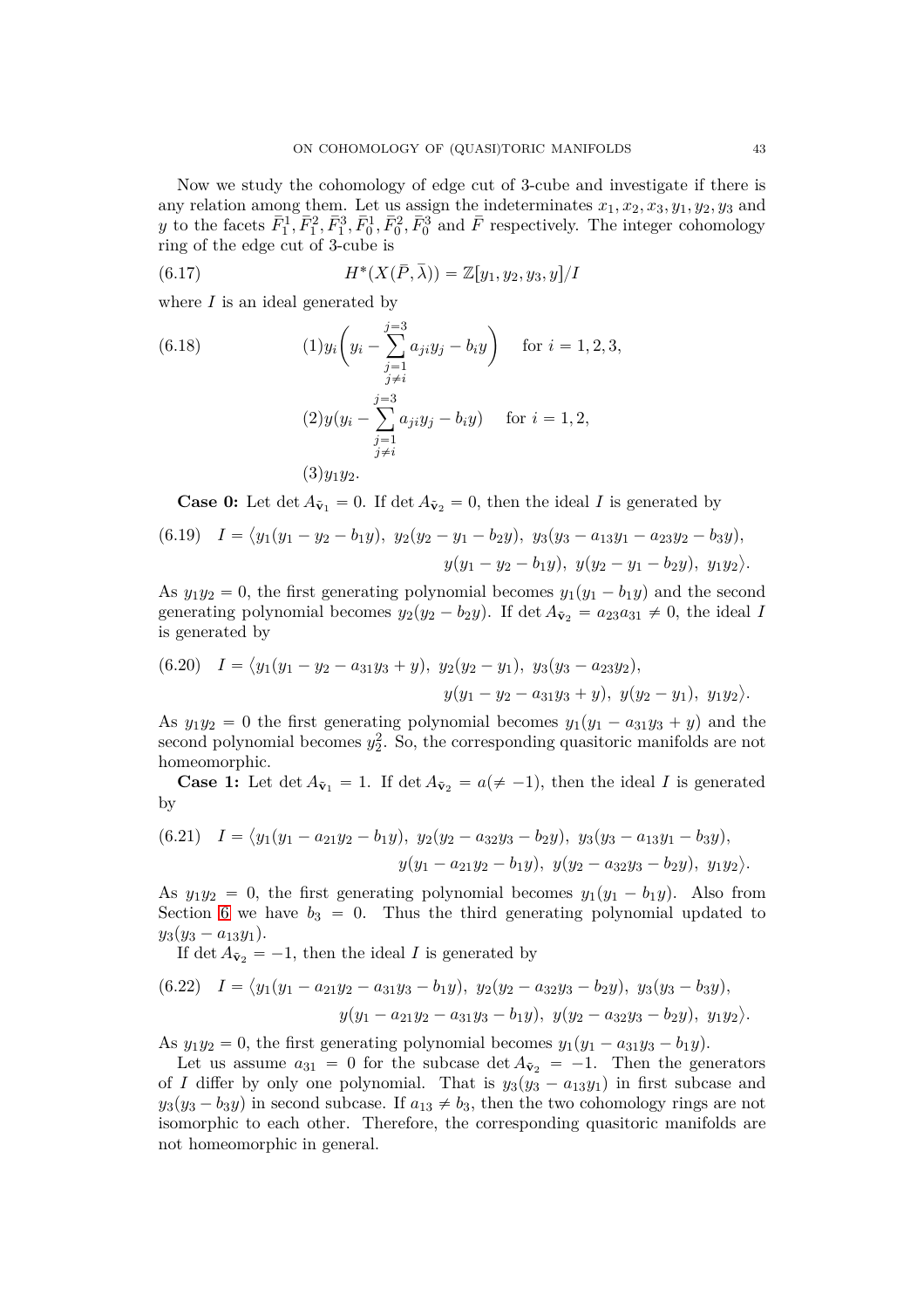Now we study the cohomology of edge cut of 3-cube and investigate if there is any relation among them. Let us assign the indeterminates $x_1, x_2, x_3, y_1, y_2, y_3$ and $y$ to the facets $\bar{F}_1^1, \bar{F}_1^2, \bar{F}_1^3, \bar{F}_0^1, \bar{F}_0^2, \bar{F}_0^3$ and $\bar{F}$ respectively. The integer cohomology ring of the edge cut of 3-cube is

$$H^*(X(\bar{P}, \bar{\lambda})) = \mathbb{Z}[y_1, y_2, y_3, y]/I \tag{6.17}$$

where $I$ is an ideal generated by

$$\begin{aligned}
&(1) y_i\Bigg(y_i - \sum_{\substack{j=1\\ j\neq i}}^{j=3} a_{ji}y_j - b_i y\Bigg) \quad \text{for } i = 1, 2, 3, \\
&(2) y(y_i - \sum_{\substack{j=1\\ j\neq i}}^{j=3} a_{ji}y_j - b_i y) \quad \text{for } i = 1, 2, \\
&(3) y_1 y_2.
\end{aligned} \tag{6.18}$$

**Case 0:** Let $\det A_{\bar{\mathbf{v}}_1} = 0$. If $\det A_{\bar{\mathbf{v}}_2} = 0$, then the ideal $I$ is generated by

$$\begin{aligned} I = \langle & y_1(y_1 - y_2 - b_1 y),\ y_2(y_2 - y_1 - b_2 y),\ y_3(y_3 - a_{13}y_1 - a_{23}y_2 - b_3 y), \\ & y(y_1 - y_2 - b_1 y),\ y(y_2 - y_1 - b_2 y),\ y_1 y_2\rangle. \end{aligned} \tag{6.19}$$

As $y_1 y_2 = 0$, the first generating polynomial becomes $y_1(y_1 - b_1 y)$ and the second generating polynomial becomes $y_2(y_2 - b_2 y)$. If $\det A_{\bar{\mathbf{v}}_2} = a_{23}a_{31} \neq 0$, the ideal $I$ is generated by

$$\begin{aligned} I = \langle & y_1(y_1 - y_2 - a_{31}y_3 + y),\ y_2(y_2 - y_1),\ y_3(y_3 - a_{23}y_2), \\ & y(y_1 - y_2 - a_{31}y_3 + y),\ y(y_2 - y_1),\ y_1 y_2\rangle. \end{aligned} \tag{6.20}$$

As $y_1 y_2 = 0$ the first generating polynomial becomes $y_1(y_1 - a_{31}y_3 + y)$ and the second polynomial becomes $y_2^2$. So, the corresponding quasitoric manifolds are not homeomorphic.

**Case 1:** Let $\det A_{\bar{\mathbf{v}}_1} = 1$. If $\det A_{\bar{\mathbf{v}}_2} = a(\neq -1)$, then the ideal $I$ is generated by

$$\begin{aligned} I = \langle & y_1(y_1 - a_{21}y_2 - b_1 y),\ y_2(y_2 - a_{32}y_3 - b_2 y),\ y_3(y_3 - a_{13}y_1 - b_3 y), \\ & y(y_1 - a_{21}y_2 - b_1 y),\ y(y_2 - a_{32}y_3 - b_2 y),\ y_1 y_2\rangle. \end{aligned} \tag{6.21}$$

As $y_1 y_2 = 0$, the first generating polynomial becomes $y_1(y_1 - b_1 y)$. Also from Section 6 we have $b_3 = 0$. Thus the third generating polynomial updated to $y_3(y_3 - a_{13}y_1)$.

If $\det A_{\bar{\mathbf{v}}_2} = -1$, then the ideal $I$ is generated by

$$\begin{aligned} I = \langle & y_1(y_1 - a_{21}y_2 - a_{31}y_3 - b_1 y),\ y_2(y_2 - a_{32}y_3 - b_2 y),\ y_3(y_3 - b_3 y), \\ & y(y_1 - a_{21}y_2 - a_{31}y_3 - b_1 y),\ y(y_2 - a_{32}y_3 - b_2 y),\ y_1 y_2\rangle. \end{aligned} \tag{6.22}$$

As $y_1 y_2 = 0$, the first generating polynomial becomes $y_1(y_1 - a_{31}y_3 - b_1 y)$.

Let us assume $a_{31} = 0$ for the subcase $\det A_{\bar{\mathbf{v}}_2} = -1$. Then the generators of $I$ differ by only one polynomial. That is $y_3(y_3 - a_{13}y_1)$ in first subcase and $y_3(y_3 - b_3 y)$ in second subcase. If $a_{13} \neq b_3$, then the two cohomology rings are not isomorphic to each other. Therefore, the corresponding quasitoric manifolds are not homeomorphic in general.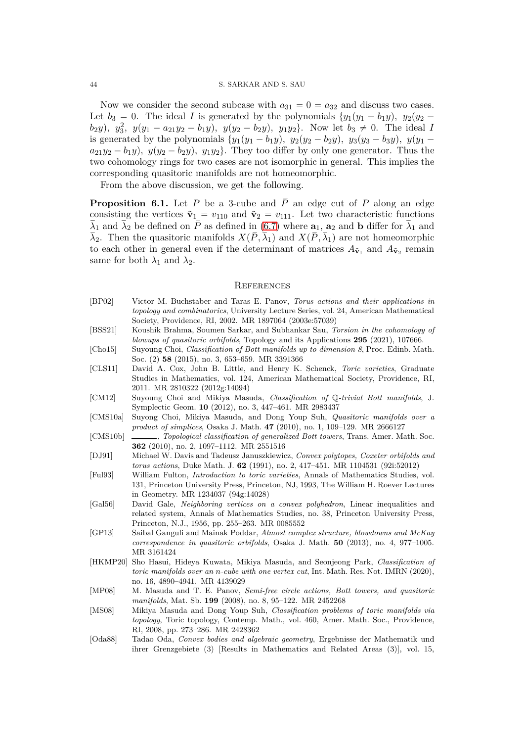Now we consider the second subcase with $a_{31} = 0 = a_{32}$ and discuss two cases. Let $b_3 = 0$. The ideal $I$ is generated by the polynomials $\{y_1(y_1 - b_1 y),\ y_2(y_2 - b_2 y),\ y_3^2,\ y(y_1 - a_{21}y_2 - b_1 y),\ y(y_2 - b_2 y),\ y_1 y_2\}$. Now let $b_3 \neq 0$. The ideal $I$ is generated by the polynomials $\{y_1(y_1 - b_1 y),\ y_2(y_2 - b_2 y),\ y_3(y_3 - b_3 y),\ y(y_1 - a_{21}y_2 - b_1 y),\ y(y_2 - b_2 y),\ y_1 y_2\}$. They too differ by only one generator. Thus the two cohomology rings for two cases are not isomorphic in general. This implies the corresponding quasitoric manifolds are not homeomorphic.

From the above discussion, we get the following.

**Proposition 6.1.** *Let $P$ be a 3-cube and $\bar{P}$ an edge cut of $P$ along an edge consisting the vertices $\tilde{\mathbf{v}}_1 = v_{110}$ and $\tilde{\mathbf{v}}_2 = v_{111}$. Let two characteristic functions $\bar{\lambda}_1$ and $\bar{\lambda}_2$ be defined on $\bar{P}$ as defined in (6.7) where $\mathbf{a}_1$, $\mathbf{a}_2$ and $\mathbf{b}$ differ for $\bar{\lambda}_1$ and $\bar{\lambda}_2$. Then the quasitoric manifolds $X(\bar{P}, \bar{\lambda}_1)$ and $X(\bar{P}, \bar{\lambda}_1)$ are not homeomorphic to each other in general even if the determinant of matrices $A_{\tilde{\mathbf{v}}_1}$ and $A_{\tilde{\mathbf{v}}_2}$ remain same for both $\bar{\lambda}_1$ and $\bar{\lambda}_2$.*

## References

- [BP02] Victor M. Buchstaber and Taras E. Panov, *Torus actions and their applications in topology and combinatorics*, University Lecture Series, vol. 24, American Mathematical Society, Providence, RI, 2002. MR 1897064 (2003e:57039)
- [BSS21] Koushik Brahma, Soumen Sarkar, and Subhankar Sau, *Torsion in the cohomology of blowups of quasitoric orbifolds*, Topology and its Applications **295** (2021), 107666.
- [Cho15] Suyoung Choi, *Classification of Bott manifolds up to dimension 8*, Proc. Edinb. Math. Soc. (2) **58** (2015), no. 3, 653–659. MR 3391366
- [CLS11] David A. Cox, John B. Little, and Henry K. Schenck, *Toric varieties*, Graduate Studies in Mathematics, vol. 124, American Mathematical Society, Providence, RI, 2011. MR 2810322 (2012g:14094)
- [CM12] Suyoung Choi and Mikiya Masuda, *Classification of $\mathbb{Q}$-trivial Bott manifolds*, J. Symplectic Geom. **10** (2012), no. 3, 447–461. MR 2983437
- [CMS10a] Suyong Choi, Mikiya Masuda, and Dong Youp Suh, *Quasitoric manifolds over a product of simplices*, Osaka J. Math. **47** (2010), no. 1, 109–129. MR 2666127
- [CMS10b] ———, *Topological classification of generalized Bott towers*, Trans. Amer. Math. Soc. **362** (2010), no. 2, 1097–1112. MR 2551516
- [DJ91] Michael W. Davis and Tadeusz Januszkiewicz, *Convex polytopes, Coxeter orbifolds and torus actions*, Duke Math. J. **62** (1991), no. 2, 417–451. MR 1104531 (92i:52012)
- [Ful93] William Fulton, *Introduction to toric varieties*, Annals of Mathematics Studies, vol. 131, Princeton University Press, Princeton, NJ, 1993, The William H. Roever Lectures in Geometry. MR 1234037 (94g:14028)
- [Gal56] David Gale, *Neighboring vertices on a convex polyhedron*, Linear inequalities and related system, Annals of Mathematics Studies, no. 38, Princeton University Press, Princeton, N.J., 1956, pp. 255–263. MR 0085552
- [GP13] Saibal Ganguli and Mainak Poddar, *Almost complex structure, blowdowns and McKay correspondence in quasitoric orbifolds*, Osaka J. Math. **50** (2013), no. 4, 977–1005. MR 3161424
- [HKMP20] Sho Hasui, Hideya Kuwata, Mikiya Masuda, and Seonjeong Park, *Classification of toric manifolds over an n-cube with one vertex cut*, Int. Math. Res. Not. IMRN (2020), no. 16, 4890–4941. MR 4139029
- [MP08] M. Masuda and T. E. Panov, *Semi-free circle actions, Bott towers, and quasitoric manifolds*, Mat. Sb. **199** (2008), no. 8, 95–122. MR 2452268
- [MS08] Mikiya Masuda and Dong Youp Suh, *Classification problems of toric manifolds via topology*, Toric topology, Contemp. Math., vol. 460, Amer. Math. Soc., Providence, RI, 2008, pp. 273–286. MR 2428362
- [Oda88] Tadao Oda, *Convex bodies and algebraic geometry*, Ergebnisse der Mathematik und ihrer Grenzgebiete (3) [Results in Mathematics and Related Areas (3)], vol. 15,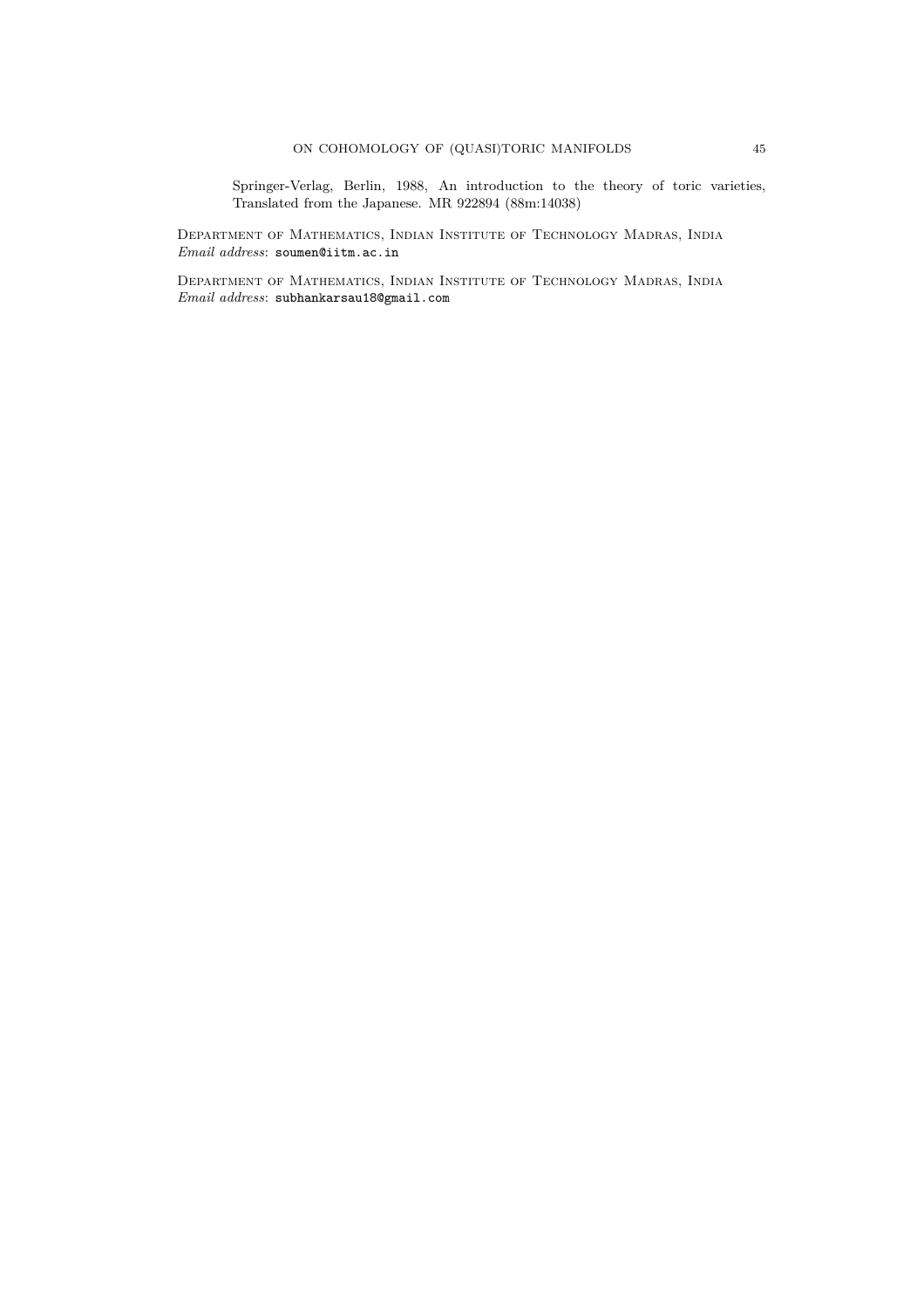Springer-Verlag, Berlin, 1988, An introduction to the theory of toric varieties, Translated from the Japanese. MR 922894 (88m:14038)

Department of Mathematics, Indian Institute of Technology Madras, India
*Email address*: soumen@iitm.ac.in

Department of Mathematics, Indian Institute of Technology Madras, India
*Email address*: subhankarsau18@gmail.com